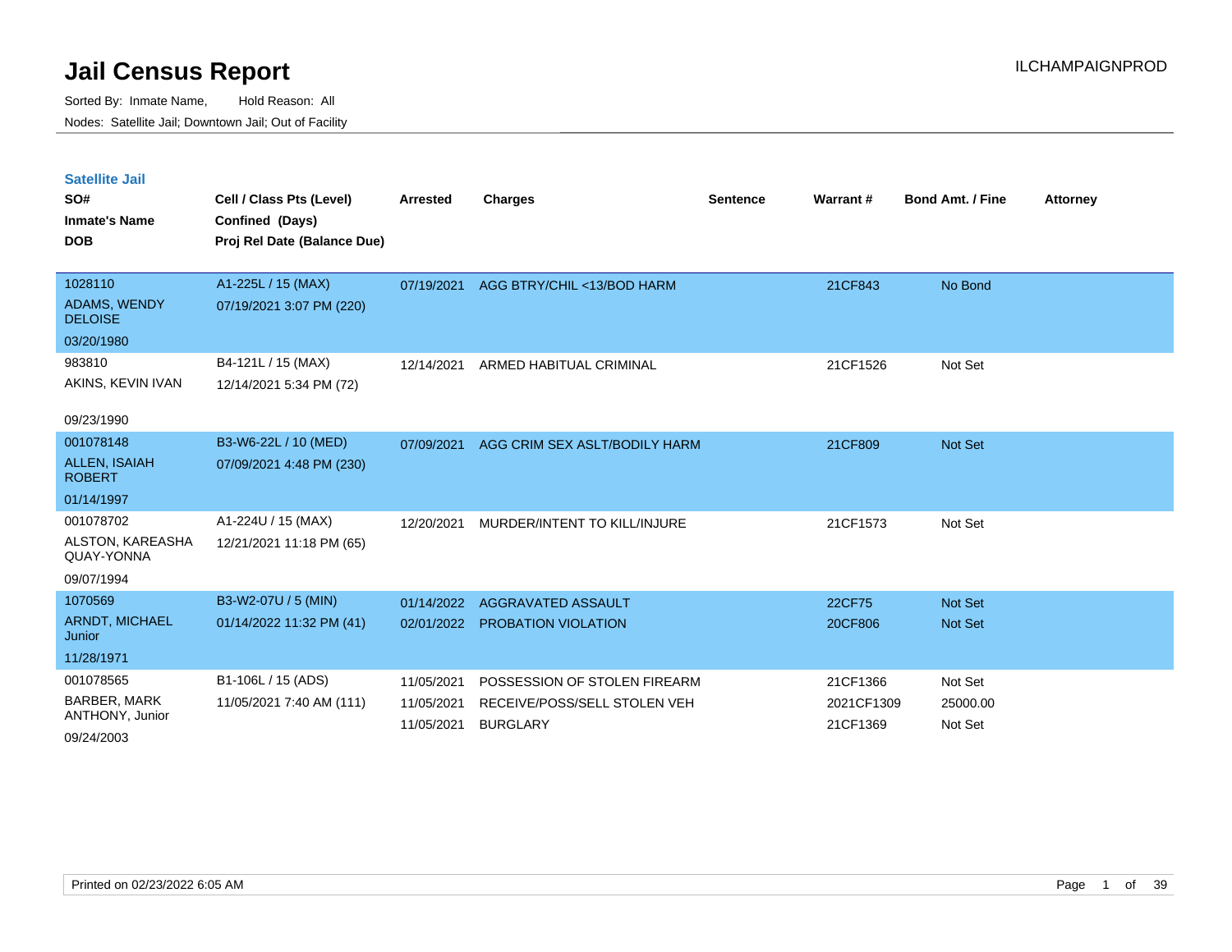# Jail Census Report

Sorted By: Inmate Name, Hold Reason: All

Nodes: Satellite Jail; Downtown Jail; Out of Facility

## Satellite Jail

| SO# / Inmate's Name / DOB | Cell / Class Pts (Level) / Confined (Days) / Proj Rel Date (Balance Due) | Arrested | Charges | Sentence | Warrant # | Bond Amt. / Fine | Attorney |
|---|---|---|---|---|---|---|---|
| 1028110<br>ADAMS, WENDY DELOISE<br>03/20/1980 | A1-225L / 15 (MAX)<br>07/19/2021 3:07 PM (220) | 07/19/2021 | AGG BTRY/CHIL <13/BOD HARM | | 21CF843 | No Bond | |
| 983810<br>AKINS, KEVIN IVAN<br>09/23/1990 | B4-121L / 15 (MAX)<br>12/14/2021 5:34 PM (72) | 12/14/2021 | ARMED HABITUAL CRIMINAL | | 21CF1526 | Not Set | |
| 001078148<br>ALLEN, ISAIAH ROBERT<br>01/14/1997 | B3-W6-22L / 10 (MED)<br>07/09/2021 4:48 PM (230) | 07/09/2021 | AGG CRIM SEX ASLT/BODILY HARM | | 21CF809 | Not Set | |
| 001078702<br>ALSTON, KAREASHA QUAY-YONNA<br>09/07/1994 | A1-224U / 15 (MAX)<br>12/21/2021 11:18 PM (65) | 12/20/2021 | MURDER/INTENT TO KILL/INJURE | | 21CF1573 | Not Set | |
| 1070569<br>ARNDT, MICHAEL Junior<br>11/28/1971 | B3-W2-07U / 5 (MIN)<br>01/14/2022 11:32 PM (41) | 01/14/2022 | AGGRAVATED ASSAULT | | 22CF75 | Not Set | |
| | | 02/01/2022 | PROBATION VIOLATION | | 20CF806 | Not Set | |
| 001078565<br>BARBER, MARK ANTHONY, Junior<br>09/24/2003 | B1-106L / 15 (ADS)<br>11/05/2021 7:40 AM (111) | 11/05/2021 | POSSESSION OF STOLEN FIREARM | | 21CF1366 | Not Set | |
| | | 11/05/2021 | RECEIVE/POSS/SELL STOLEN VEH | | 2021CF1309 | 25000.00 | |
| | | 11/05/2021 | BURGLARY | | 21CF1369 | Not Set | |

Printed on 02/23/2022 6:05 AM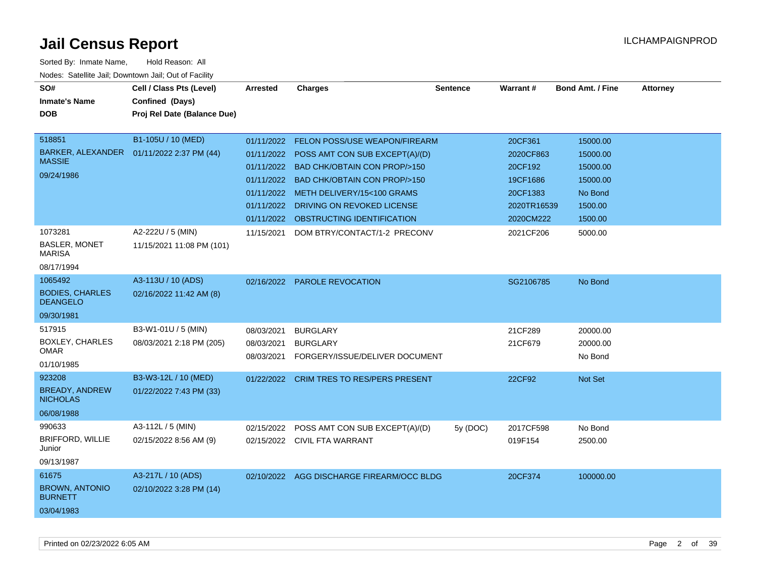# Jail Census Report

ILCHAMPAIGNPROD

Sorted By: Inmate Name, Hold Reason: All

Nodes: Satellite Jail; Downtown Jail; Out of Facility

| SO# / Inmate's Name / DOB | Cell / Class Pts (Level) / Confined (Days) / Proj Rel Date (Balance Due) | Arrested | Charges | Sentence | Warrant # | Bond Amt. / Fine | Attorney |
|---|---|---|---|---|---|---|---|
| 518851<br>BARKER, ALEXANDER MASSIE<br>09/24/1986 | B1-105U / 10 (MED)<br>01/11/2022 2:37 PM (44) | 01/11/2022 | FELON POSS/USE WEAPON/FIREARM | | 20CF361 | 15000.00 | |
| | | 01/11/2022 | POSS AMT CON SUB EXCEPT(A)/(D) | | 2020CF863 | 15000.00 | |
| | | 01/11/2022 | BAD CHK/OBTAIN CON PROP/>150 | | 20CF192 | 15000.00 | |
| | | 01/11/2022 | BAD CHK/OBTAIN CON PROP/>150 | | 19CF1686 | 15000.00 | |
| | | 01/11/2022 | METH DELIVERY/15<100 GRAMS | | 20CF1383 | No Bond | |
| | | 01/11/2022 | DRIVING ON REVOKED LICENSE | | 2020TR16539 | 1500.00 | |
| | | 01/11/2022 | OBSTRUCTING IDENTIFICATION | | 2020CM222 | 1500.00 | |
| 1073281<br>BASLER, MONET MARISA<br>08/17/1994 | A2-222U / 5 (MIN)<br>11/15/2021 11:08 PM (101) | 11/15/2021 | DOM BTRY/CONTACT/1-2 PRECONV | | 2021CF206 | 5000.00 | |
| 1065492<br>BODIES, CHARLES DEANGELO<br>09/30/1981 | A3-113U / 10 (ADS)<br>02/16/2022 11:42 AM (8) | 02/16/2022 | PAROLE REVOCATION | | SG2106785 | No Bond | |
| 517915<br>BOXLEY, CHARLES OMAR<br>01/10/1985 | B3-W1-01U / 5 (MIN)<br>08/03/2021 2:18 PM (205) | 08/03/2021 | BURGLARY | | 21CF289 | 20000.00 | |
| | | 08/03/2021 | BURGLARY | | 21CF679 | 20000.00 | |
| | | 08/03/2021 | FORGERY/ISSUE/DELIVER DOCUMENT | | | No Bond | |
| 923208<br>BREADY, ANDREW NICHOLAS<br>06/08/1988 | B3-W3-12L / 10 (MED)<br>01/22/2022 7:43 PM (33) | 01/22/2022 | CRIM TRES TO RES/PERS PRESENT | | 22CF92 | Not Set | |
| 990633<br>BRIFFORD, WILLIE Junior<br>09/13/1987 | A3-112L / 5 (MIN)<br>02/15/2022 8:56 AM (9) | 02/15/2022 | POSS AMT CON SUB EXCEPT(A)/(D) | 5y (DOC) | 2017CF598 | No Bond | |
| | | 02/15/2022 | CIVIL FTA WARRANT | | 019F154 | 2500.00 | |
| 61675<br>BROWN, ANTONIO BURNETT<br>03/04/1983 | A3-217L / 10 (ADS)<br>02/10/2022 3:28 PM (14) | 02/10/2022 | AGG DISCHARGE FIREARM/OCC BLDG | | 20CF374 | 100000.00 | |

Printed on 02/23/2022 6:05 AM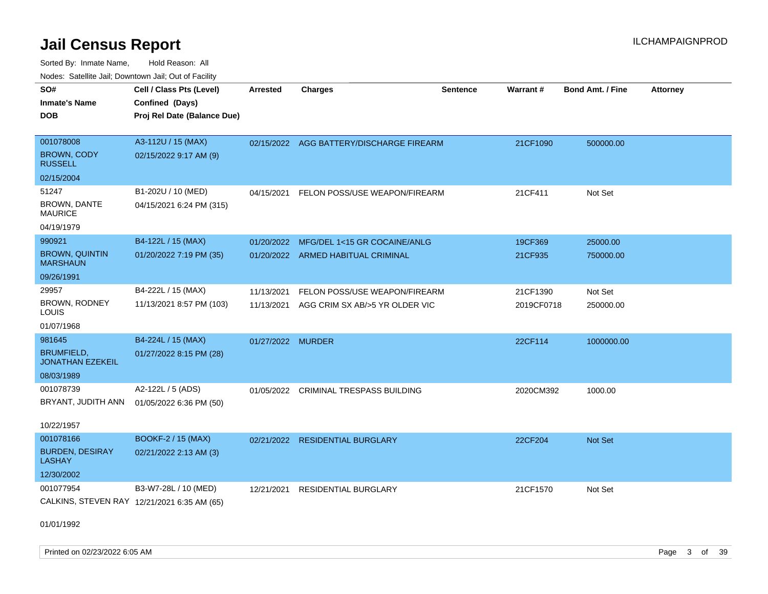# Jail Census Report

ILCHAMPAIGNPROD

Sorted By: Inmate Name, Hold Reason: All

Nodes: Satellite Jail; Downtown Jail; Out of Facility

| SO# / Inmate's Name / DOB | Cell / Class Pts (Level) / Confined (Days) / Proj Rel Date (Balance Due) | Arrested | Charges | Sentence | Warrant # | Bond Amt. / Fine | Attorney |
|---|---|---|---|---|---|---|---|
| 001078008 BROWN, CODY RUSSELL 02/15/2004 | A3-112U / 15 (MAX) 02/15/2022 9:17 AM (9) | 02/15/2022 | AGG BATTERY/DISCHARGE FIREARM | | 21CF1090 | 500000.00 | |
| 51247 BROWN, DANTE MAURICE 04/19/1979 | B1-202U / 10 (MED) 04/15/2021 6:24 PM (315) | 04/15/2021 | FELON POSS/USE WEAPON/FIREARM | | 21CF411 | Not Set | |
| 990921 BROWN, QUINTIN MARSHAUN 09/26/1991 | B4-122L / 15 (MAX) 01/20/2022 7:19 PM (35) | 01/20/2022 | MFG/DEL 1<15 GR COCAINE/ANLG | | 19CF369 | 25000.00 | |
| | | 01/20/2022 | ARMED HABITUAL CRIMINAL | | 21CF935 | 750000.00 | |
| 29957 BROWN, RODNEY LOUIS 01/07/1968 | B4-222L / 15 (MAX) 11/13/2021 8:57 PM (103) | 11/13/2021 | FELON POSS/USE WEAPON/FIREARM | | 21CF1390 | Not Set | |
| | | 11/13/2021 | AGG CRIM SX AB/>5 YR OLDER VIC | | 2019CF0718 | 250000.00 | |
| 981645 BRUMFIELD, JONATHAN EZEKEIL 08/03/1989 | B4-224L / 15 (MAX) 01/27/2022 8:15 PM (28) | 01/27/2022 | MURDER | | 22CF114 | 1000000.00 | |
| 001078739 BRYANT, JUDITH ANN 10/22/1957 | A2-122L / 5 (ADS) 01/05/2022 6:36 PM (50) | 01/05/2022 | CRIMINAL TRESPASS BUILDING | | 2020CM392 | 1000.00 | |
| 001078166 BURDEN, DESIRAY LASHAY 12/30/2002 | BOOKF-2 / 15 (MAX) 02/21/2022 2:13 AM (3) | 02/21/2022 | RESIDENTIAL BURGLARY | | 22CF204 | Not Set | |
| 001077954 CALKINS, STEVEN RAY 01/01/1992 | B3-W7-28L / 10 (MED) 12/21/2021 6:35 AM (65) | 12/21/2021 | RESIDENTIAL BURGLARY | | 21CF1570 | Not Set | |

Printed on 02/23/2022 6:05 AM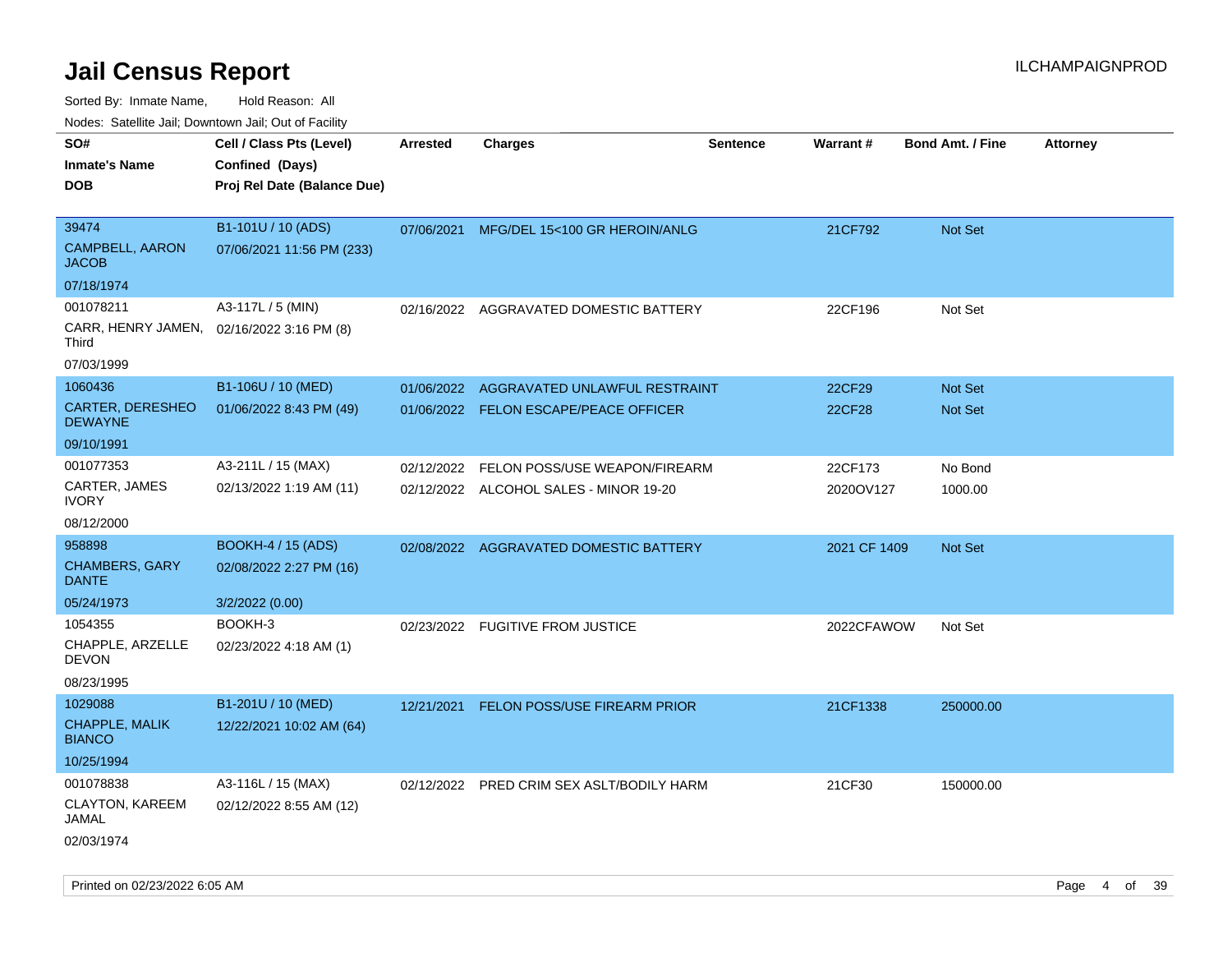# Jail Census Report

ILCHAMPAIGNPROD

Sorted By: Inmate Name, Hold Reason: All

Nodes: Satellite Jail; Downtown Jail; Out of Facility

| SO# / Inmate's Name / DOB | Cell / Class Pts (Level) / Confined (Days) / Proj Rel Date (Balance Due) | Arrested | Charges | Sentence | Warrant # | Bond Amt. / Fine | Attorney |
|---|---|---|---|---|---|---|---|
| 39474<br>CAMPBELL, AARON JACOB<br>07/18/1974 | B1-101U / 10 (ADS)<br>07/06/2021 11:56 PM (233) | 07/06/2021 | MFG/DEL 15<100 GR HEROIN/ANLG | | 21CF792 | Not Set | |
| 001078211<br>CARR, HENRY JAMEN, Third<br>07/03/1999 | A3-117L / 5 (MIN)<br>02/16/2022 3:16 PM (8) | 02/16/2022 | AGGRAVATED DOMESTIC BATTERY | | 22CF196 | Not Set | |
| 1060436<br>CARTER, DERESHEO DEWAYNE<br>09/10/1991 | B1-106U / 10 (MED)<br>01/06/2022 8:43 PM (49) | 01/06/2022 | AGGRAVATED UNLAWFUL RESTRAINT | | 22CF29 | Not Set | |
| | | 01/06/2022 | FELON ESCAPE/PEACE OFFICER | | 22CF28 | Not Set | |
| 001077353<br>CARTER, JAMES IVORY<br>08/12/2000 | A3-211L / 15 (MAX)<br>02/13/2022 1:19 AM (11) | 02/12/2022 | FELON POSS/USE WEAPON/FIREARM | | 22CF173 | No Bond | |
| | | 02/12/2022 | ALCOHOL SALES - MINOR 19-20 | | 2020OV127 | 1000.00 | |
| 958898<br>CHAMBERS, GARY DANTE<br>05/24/1973 | BOOKH-4 / 15 (ADS)<br>02/08/2022 2:27 PM (16)<br>3/2/2022 (0.00) | 02/08/2022 | AGGRAVATED DOMESTIC BATTERY | | 2021 CF 1409 | Not Set | |
| 1054355<br>CHAPPLE, ARZELLE DEVON<br>08/23/1995 | BOOKH-3<br>02/23/2022 4:18 AM (1) | 02/23/2022 | FUGITIVE FROM JUSTICE | | 2022CFAWOW | Not Set | |
| 1029088<br>CHAPPLE, MALIK BIANCO<br>10/25/1994 | B1-201U / 10 (MED)<br>12/22/2021 10:02 AM (64) | 12/21/2021 | FELON POSS/USE FIREARM PRIOR | | 21CF1338 | 250000.00 | |
| 001078838<br>CLAYTON, KAREEM JAMAL<br>02/03/1974 | A3-116L / 15 (MAX)<br>02/12/2022 8:55 AM (12) | 02/12/2022 | PRED CRIM SEX ASLT/BODILY HARM | | 21CF30 | 150000.00 | |

Printed on 02/23/2022 6:05 AM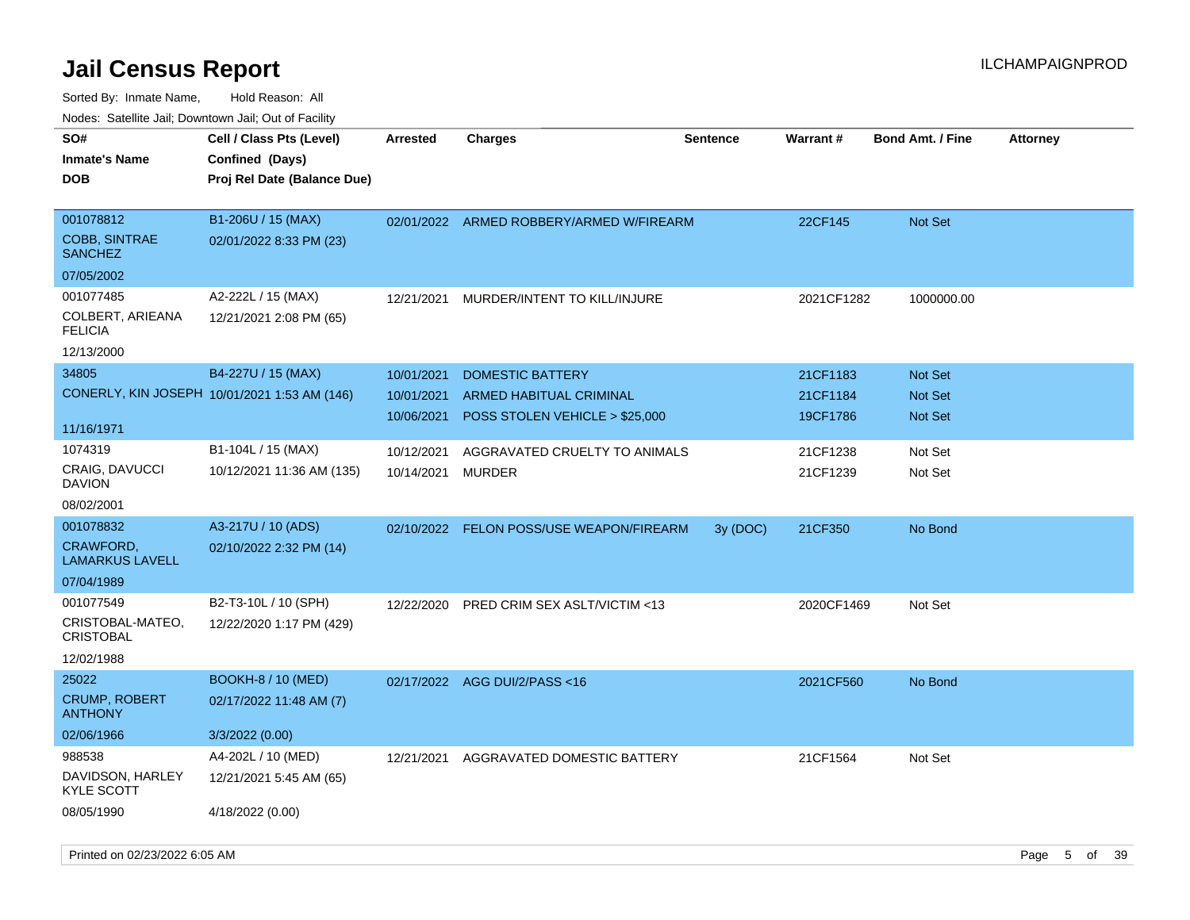# Jail Census Report

ILCHAMPAIGNPROD

Sorted By: Inmate Name, Hold Reason: All

Nodes: Satellite Jail; Downtown Jail; Out of Facility

| SO# / Inmate's Name / DOB | Cell / Class Pts (Level) / Confined (Days) / Proj Rel Date (Balance Due) | Arrested | Charges | Sentence | Warrant # | Bond Amt. / Fine | Attorney |
|---|---|---|---|---|---|---|---|
| 001078812<br>COBB, SINTRAE SANCHEZ<br>07/05/2002 | B1-206U / 15 (MAX)<br>02/01/2022 8:33 PM (23) | 02/01/2022 | ARMED ROBBERY/ARMED W/FIREARM | | 22CF145 | Not Set | |
| 001077485<br>COLBERT, ARIEANA FELICIA<br>12/13/2000 | A2-222L / 15 (MAX)<br>12/21/2021 2:08 PM (65) | 12/21/2021 | MURDER/INTENT TO KILL/INJURE | | 2021CF1282 | 1000000.00 | |
| 34805<br>CONERLY, KIN JOSEPH<br>11/16/1971 | B4-227U / 15 (MAX)<br>10/01/2021 1:53 AM (146) | 10/01/2021 | DOMESTIC BATTERY | | 21CF1183 | Not Set | |
| | | 10/01/2021 | ARMED HABITUAL CRIMINAL | | 21CF1184 | Not Set | |
| | | 10/06/2021 | POSS STOLEN VEHICLE > $25,000 | | 19CF1786 | Not Set | |
| 1074319<br>CRAIG, DAVUCCI DAVION<br>08/02/2001 | B1-104L / 15 (MAX)<br>10/12/2021 11:36 AM (135) | 10/12/2021 | AGGRAVATED CRUELTY TO ANIMALS | | 21CF1238 | Not Set | |
| | | 10/14/2021 | MURDER | | 21CF1239 | Not Set | |
| 001078832<br>CRAWFORD, LAMARKUS LAVELL<br>07/04/1989 | A3-217U / 10 (ADS)<br>02/10/2022 2:32 PM (14) | 02/10/2022 | FELON POSS/USE WEAPON/FIREARM | 3y (DOC) | 21CF350 | No Bond | |
| 001077549<br>CRISTOBAL-MATEO, CRISTOBAL<br>12/02/1988 | B2-T3-10L / 10 (SPH)<br>12/22/2020 1:17 PM (429) | 12/22/2020 | PRED CRIM SEX ASLT/VICTIM <13 | | 2020CF1469 | Not Set | |
| 25022<br>CRUMP, ROBERT ANTHONY<br>02/06/1966 | BOOKH-8 / 10 (MED)<br>02/17/2022 11:48 AM (7)<br>3/3/2022 (0.00) | 02/17/2022 | AGG DUI/2/PASS <16 | | 2021CF560 | No Bond | |
| 988538<br>DAVIDSON, HARLEY KYLE SCOTT<br>08/05/1990 | A4-202L / 10 (MED)<br>12/21/2021 5:45 AM (65)<br>4/18/2022 (0.00) | 12/21/2021 | AGGRAVATED DOMESTIC BATTERY | | 21CF1564 | Not Set | |

Printed on 02/23/2022 6:05 AM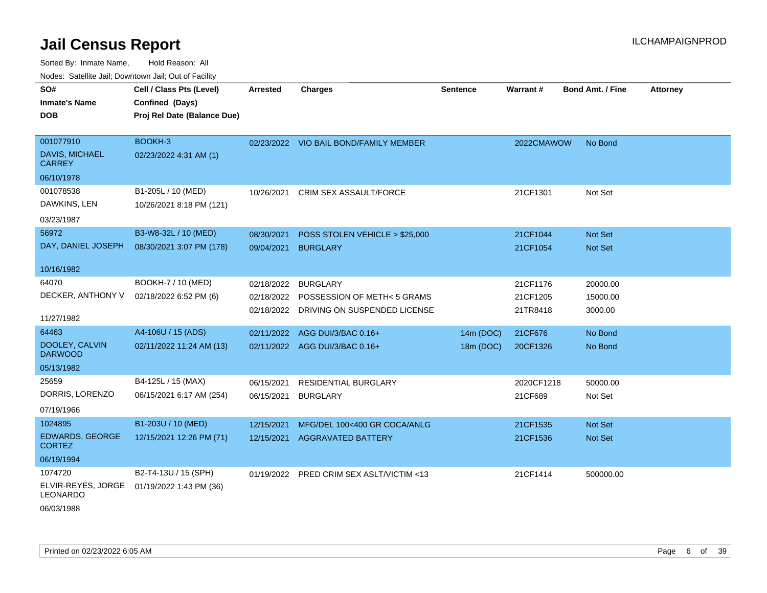# Jail Census Report

ILCHAMPAIGNPROD

Sorted By: Inmate Name, Hold Reason: All

Nodes: Satellite Jail; Downtown Jail; Out of Facility

| SO# / Inmate's Name / DOB | Cell / Class Pts (Level) / Confined (Days) / Proj Rel Date (Balance Due) | Arrested | Charges | Sentence | Warrant # | Bond Amt. / Fine | Attorney |
|---|---|---|---|---|---|---|---|
| 001077910<br>DAVIS, MICHAEL CARREY<br>06/10/1978 | BOOKH-3<br>02/23/2022 4:31 AM (1) | 02/23/2022 | VIO BAIL BOND/FAMILY MEMBER | | 2022CMAWOW | No Bond | |
| 001078538<br>DAWKINS, LEN<br>03/23/1987 | B1-205L / 10 (MED)<br>10/26/2021 8:18 PM (121) | 10/26/2021 | CRIM SEX ASSAULT/FORCE | | 21CF1301 | Not Set | |
| 56972<br>DAY, DANIEL JOSEPH<br>10/16/1982 | B3-W8-32L / 10 (MED)<br>08/30/2021 3:07 PM (178) | 08/30/2021 | POSS STOLEN VEHICLE > $25,000 | | 21CF1044 | Not Set | |
| | | 09/04/2021 | BURGLARY | | 21CF1054 | Not Set | |
| 64070<br>DECKER, ANTHONY V<br>11/27/1982 | BOOKH-7 / 10 (MED)<br>02/18/2022 6:52 PM (6) | 02/18/2022 | BURGLARY | | 21CF1176 | 20000.00 | |
| | | 02/18/2022 | POSSESSION OF METH< 5 GRAMS | | 21CF1205 | 15000.00 | |
| | | 02/18/2022 | DRIVING ON SUSPENDED LICENSE | | 21TR8418 | 3000.00 | |
| 64463<br>DOOLEY, CALVIN DARWOOD<br>05/13/1982 | A4-106U / 15 (ADS)<br>02/11/2022 11:24 AM (13) | 02/11/2022 | AGG DUI/3/BAC 0.16+ | 14m (DOC) | 21CF676 | No Bond | |
| | | 02/11/2022 | AGG DUI/3/BAC 0.16+ | 18m (DOC) | 20CF1326 | No Bond | |
| 25659<br>DORRIS, LORENZO<br>07/19/1966 | B4-125L / 15 (MAX)<br>06/15/2021 6:17 AM (254) | 06/15/2021 | RESIDENTIAL BURGLARY | | 2020CF1218 | 50000.00 | |
| | | 06/15/2021 | BURGLARY | | 21CF689 | Not Set | |
| 1024895<br>EDWARDS, GEORGE CORTEZ<br>06/19/1994 | B1-203U / 10 (MED)<br>12/15/2021 12:26 PM (71) | 12/15/2021 | MFG/DEL 100<400 GR COCA/ANLG | | 21CF1535 | Not Set | |
| | | 12/15/2021 | AGGRAVATED BATTERY | | 21CF1536 | Not Set | |
| 1074720<br>ELVIR-REYES, JORGE LEONARDO<br>06/03/1988 | B2-T4-13U / 15 (SPH)<br>01/19/2022 1:43 PM (36) | 01/19/2022 | PRED CRIM SEX ASLT/VICTIM <13 | | 21CF1414 | 500000.00 | |

Printed on 02/23/2022 6:05 AM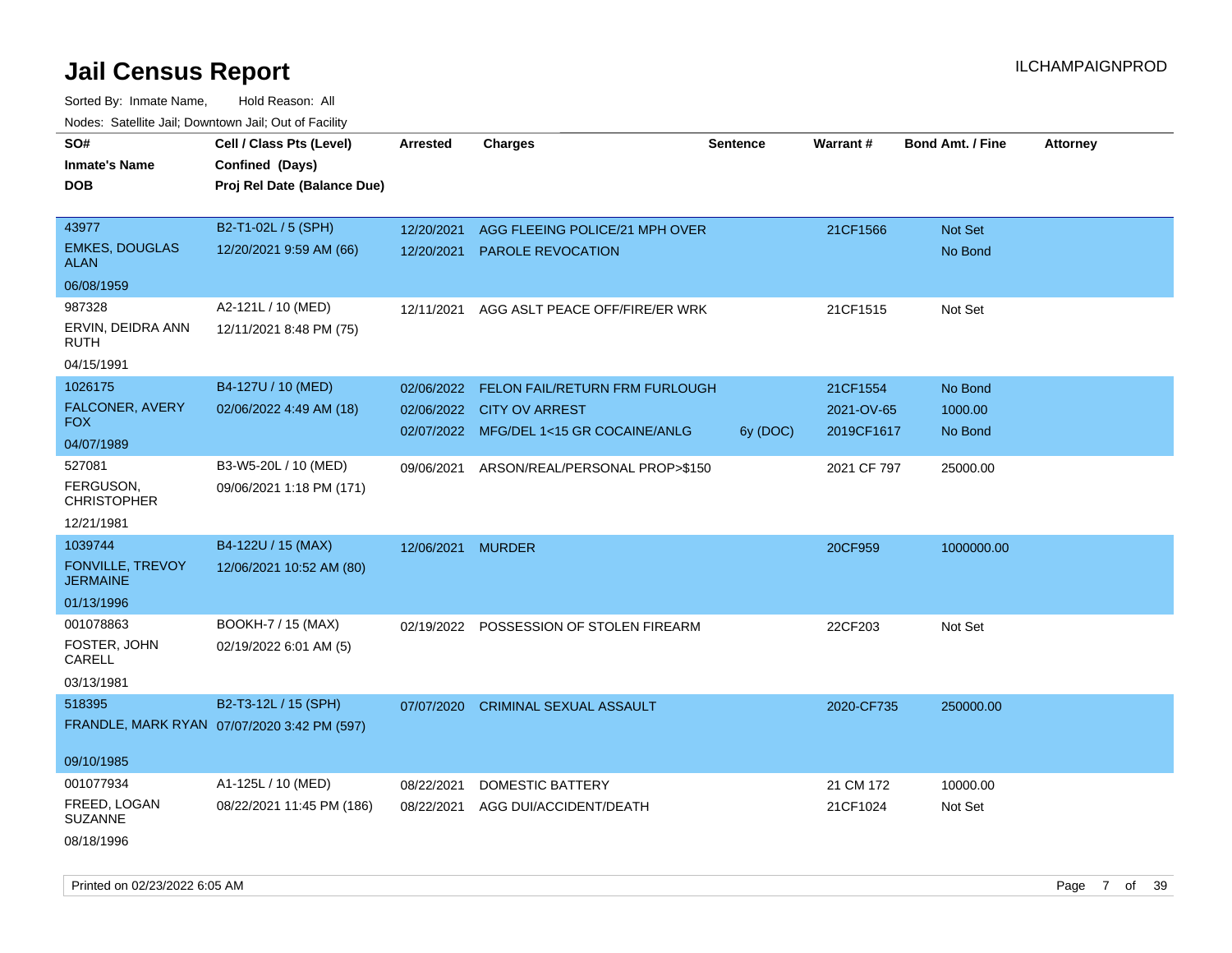# Jail Census Report

ILCHAMPAIGNPROD

Sorted By: Inmate Name, Hold Reason: All

Nodes: Satellite Jail; Downtown Jail; Out of Facility

| SO# / Inmate's Name / DOB | Cell / Class Pts (Level) / Confined (Days) / Proj Rel Date (Balance Due) | Arrested | Charges | Sentence | Warrant # | Bond Amt. / Fine | Attorney |
|---|---|---|---|---|---|---|---|
| 43977<br>EMKES, DOUGLAS ALAN<br>06/08/1959 | B2-T1-02L / 5 (SPH)<br>12/20/2021 9:59 AM (66) | 12/20/2021<br>12/20/2021 | AGG FLEEING POLICE/21 MPH OVER<br>PAROLE REVOCATION | | 21CF1566 | Not Set<br>No Bond | |
| 987328<br>ERVIN, DEIDRA ANN RUTH<br>04/15/1991 | A2-121L / 10 (MED)<br>12/11/2021 8:48 PM (75) | 12/11/2021 | AGG ASLT PEACE OFF/FIRE/ER WRK | | 21CF1515 | Not Set | |
| 1026175<br>FALCONER, AVERY FOX<br>04/07/1989 | B4-127U / 10 (MED)<br>02/06/2022 4:49 AM (18) | 02/06/2022<br>02/06/2022<br>02/07/2022 | FELON FAIL/RETURN FRM FURLOUGH<br>CITY OV ARREST<br>MFG/DEL 1<15 GR COCAINE/ANLG | <br><br>6y (DOC) | 21CF1554<br>2021-OV-65<br>2019CF1617 | No Bond<br>1000.00<br>No Bond | |
| 527081<br>FERGUSON, CHRISTOPHER<br>12/21/1981 | B3-W5-20L / 10 (MED)<br>09/06/2021 1:18 PM (171) | 09/06/2021 | ARSON/REAL/PERSONAL PROP>$150 | | 2021 CF 797 | 25000.00 | |
| 1039744<br>FONVILLE, TREVOY JERMAINE<br>01/13/1996 | B4-122U / 15 (MAX)<br>12/06/2021 10:52 AM (80) | 12/06/2021 | MURDER | | 20CF959 | 1000000.00 | |
| 001078863<br>FOSTER, JOHN CARELL<br>03/13/1981 | BOOKH-7 / 15 (MAX)<br>02/19/2022 6:01 AM (5) | 02/19/2022 | POSSESSION OF STOLEN FIREARM | | 22CF203 | Not Set | |
| 518395<br>FRANDLE, MARK RYAN<br>09/10/1985 | B2-T3-12L / 15 (SPH)<br>07/07/2020 3:42 PM (597) | 07/07/2020 | CRIMINAL SEXUAL ASSAULT | | 2020-CF735 | 250000.00 | |
| 001077934<br>FREED, LOGAN SUZANNE<br>08/18/1996 | A1-125L / 10 (MED)<br>08/22/2021 11:45 PM (186) | 08/22/2021<br>08/22/2021 | DOMESTIC BATTERY<br>AGG DUI/ACCIDENT/DEATH | | 21 CM 172<br>21CF1024 | 10000.00<br>Not Set | |

Printed on 02/23/2022 6:05 AM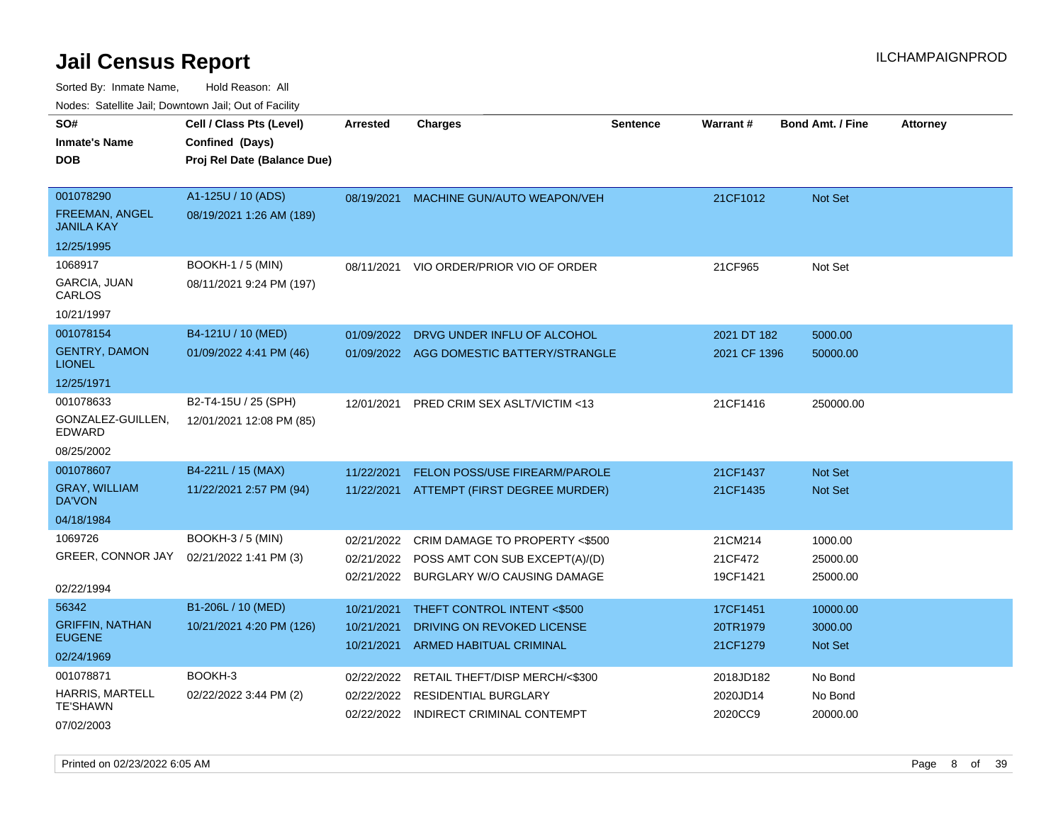# Jail Census Report

ILCHAMPAIGNPROD

Sorted By: Inmate Name, Hold Reason: All

Nodes: Satellite Jail; Downtown Jail; Out of Facility

| SO# / Inmate's Name / DOB | Cell / Class Pts (Level) / Confined (Days) / Proj Rel Date (Balance Due) | Arrested | Charges | Sentence | Warrant # | Bond Amt. / Fine | Attorney |
|---|---|---|---|---|---|---|---|
| 001078290 FREEMAN, ANGEL JANILA KAY 12/25/1995 | A1-125U / 10 (ADS) 08/19/2021 1:26 AM (189) | 08/19/2021 | MACHINE GUN/AUTO WEAPON/VEH | | 21CF1012 | Not Set | |
| 1068917 GARCIA, JUAN CARLOS 10/21/1997 | BOOKH-1 / 5 (MIN) 08/11/2021 9:24 PM (197) | 08/11/2021 | VIO ORDER/PRIOR VIO OF ORDER | | 21CF965 | Not Set | |
| 001078154 GENTRY, DAMON LIONEL 12/25/1971 | B4-121U / 10 (MED) 01/09/2022 4:41 PM (46) | 01/09/2022 | DRVG UNDER INFLU OF ALCOHOL | | 2021 DT 182 | 5000.00 | |
| | | 01/09/2022 | AGG DOMESTIC BATTERY/STRANGLE | | 2021 CF 1396 | 50000.00 | |
| 001078633 GONZALEZ-GUILLEN, EDWARD 08/25/2002 | B2-T4-15U / 25 (SPH) 12/01/2021 12:08 PM (85) | 12/01/2021 | PRED CRIM SEX ASLT/VICTIM <13 | | 21CF1416 | 250000.00 | |
| 001078607 GRAY, WILLIAM DA'VON 04/18/1984 | B4-221L / 15 (MAX) 11/22/2021 2:57 PM (94) | 11/22/2021 | FELON POSS/USE FIREARM/PAROLE | | 21CF1437 | Not Set | |
| | | 11/22/2021 | ATTEMPT (FIRST DEGREE MURDER) | | 21CF1435 | Not Set | |
| 1069726 GREER, CONNOR JAY 02/22/1994 | BOOKH-3 / 5 (MIN) 02/21/2022 1:41 PM (3) | 02/21/2022 | CRIM DAMAGE TO PROPERTY <$500 | | 21CM214 | 1000.00 | |
| | | 02/21/2022 | POSS AMT CON SUB EXCEPT(A)/(D) | | 21CF472 | 25000.00 | |
| | | 02/21/2022 | BURGLARY W/O CAUSING DAMAGE | | 19CF1421 | 25000.00 | |
| 56342 GRIFFIN, NATHAN EUGENE 02/24/1969 | B1-206L / 10 (MED) 10/21/2021 4:20 PM (126) | 10/21/2021 | THEFT CONTROL INTENT <$500 | | 17CF1451 | 10000.00 | |
| | | 10/21/2021 | DRIVING ON REVOKED LICENSE | | 20TR1979 | 3000.00 | |
| | | 10/21/2021 | ARMED HABITUAL CRIMINAL | | 21CF1279 | Not Set | |
| 001078871 HARRIS, MARTELL TE'SHAWN 07/02/2003 | BOOKH-3 02/22/2022 3:44 PM (2) | 02/22/2022 | RETAIL THEFT/DISP MERCH/<$300 | | 2018JD182 | No Bond | |
| | | 02/22/2022 | RESIDENTIAL BURGLARY | | 2020JD14 | No Bond | |
| | | 02/22/2022 | INDIRECT CRIMINAL CONTEMPT | | 2020CC9 | 20000.00 | |

Printed on 02/23/2022 6:05 AM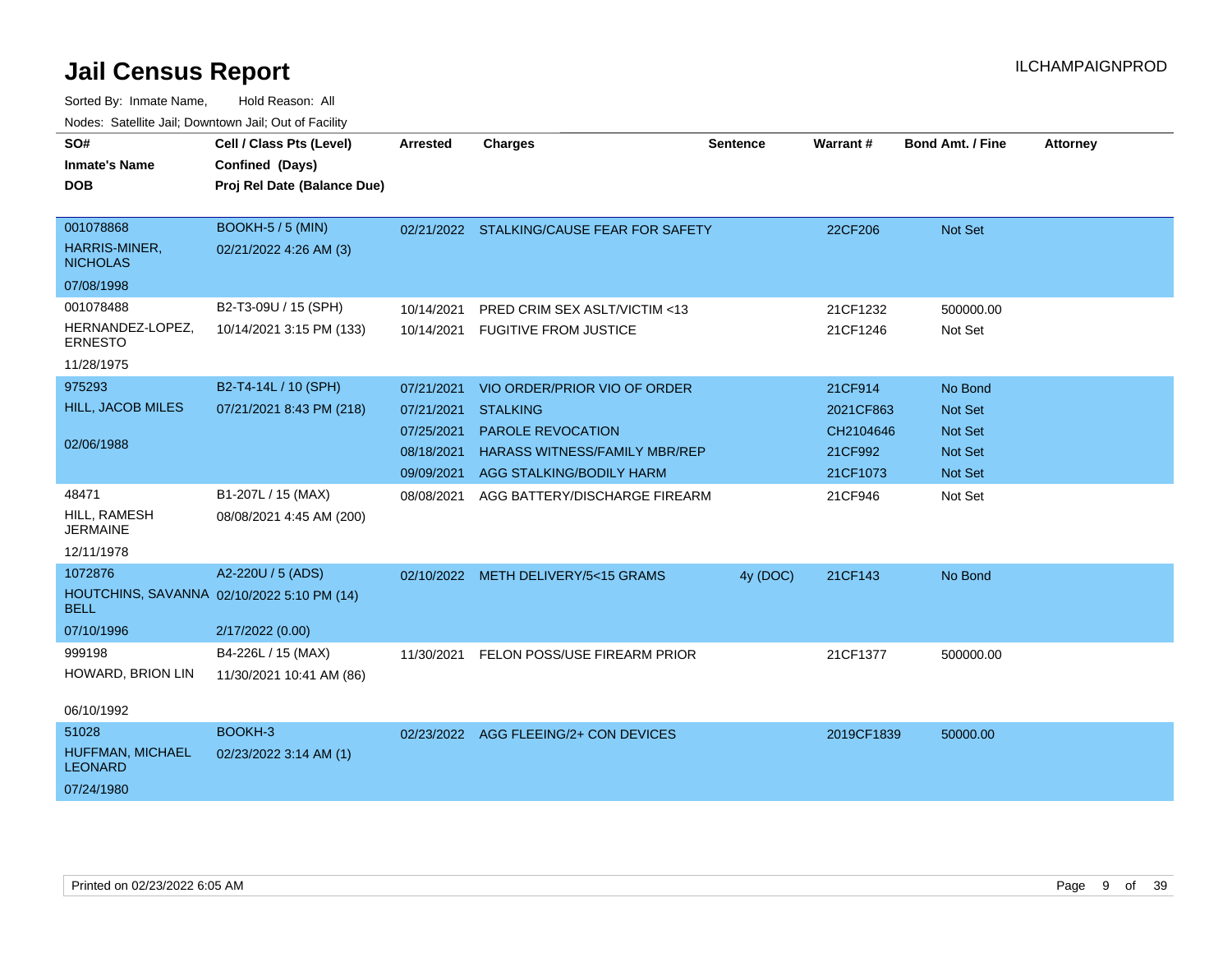# Jail Census Report

ILCHAMPAIGNPROD

Sorted By: Inmate Name, Hold Reason: All

Nodes: Satellite Jail; Downtown Jail; Out of Facility

| SO# / Inmate's Name / DOB | Cell / Class Pts (Level) / Confined (Days) / Proj Rel Date (Balance Due) | Arrested | Charges | Sentence | Warrant # | Bond Amt. / Fine | Attorney |
|---|---|---|---|---|---|---|---|
| 001078868<br>HARRIS-MINER, NICHOLAS<br>07/08/1998 | BOOKH-5 / 5 (MIN)<br>02/21/2022 4:26 AM (3) | 02/21/2022 | STALKING/CAUSE FEAR FOR SAFETY | | 22CF206 | Not Set | |
| 001078488<br>HERNANDEZ-LOPEZ, ERNESTO<br>11/28/1975 | B2-T3-09U / 15 (SPH)<br>10/14/2021 3:15 PM (133) | 10/14/2021 | PRED CRIM SEX ASLT/VICTIM <13 | | 21CF1232 | 500000.00 | |
| | | 10/14/2021 | FUGITIVE FROM JUSTICE | | 21CF1246 | Not Set | |
| 975293<br>HILL, JACOB MILES<br>02/06/1988 | B2-T4-14L / 10 (SPH)<br>07/21/2021 8:43 PM (218) | 07/21/2021 | VIO ORDER/PRIOR VIO OF ORDER | | 21CF914 | No Bond | |
| | | 07/21/2021 | STALKING | | 2021CF863 | Not Set | |
| | | 07/25/2021 | PAROLE REVOCATION | | CH2104646 | Not Set | |
| | | 08/18/2021 | HARASS WITNESS/FAMILY MBR/REP | | 21CF992 | Not Set | |
| | | 09/09/2021 | AGG STALKING/BODILY HARM | | 21CF1073 | Not Set | |
| 48471<br>HILL, RAMESH JERMAINE<br>12/11/1978 | B1-207L / 15 (MAX)<br>08/08/2021 4:45 AM (200) | 08/08/2021 | AGG BATTERY/DISCHARGE FIREARM | | 21CF946 | Not Set | |
| 1072876<br>HOUTCHINS, SAVANNA BELL<br>07/10/1996 | A2-220U / 5 (ADS)<br>02/10/2022 5:10 PM (14)<br>2/17/2022 (0.00) | 02/10/2022 | METH DELIVERY/5<15 GRAMS | 4y (DOC) | 21CF143 | No Bond | |
| 999198<br>HOWARD, BRION LIN<br>06/10/1992 | B4-226L / 15 (MAX)<br>11/30/2021 10:41 AM (86) | 11/30/2021 | FELON POSS/USE FIREARM PRIOR | | 21CF1377 | 500000.00 | |
| 51028<br>HUFFMAN, MICHAEL LEONARD<br>07/24/1980 | BOOKH-3<br>02/23/2022 3:14 AM (1) | 02/23/2022 | AGG FLEEING/2+ CON DEVICES | | 2019CF1839 | 50000.00 | |

Printed on 02/23/2022 6:05 AM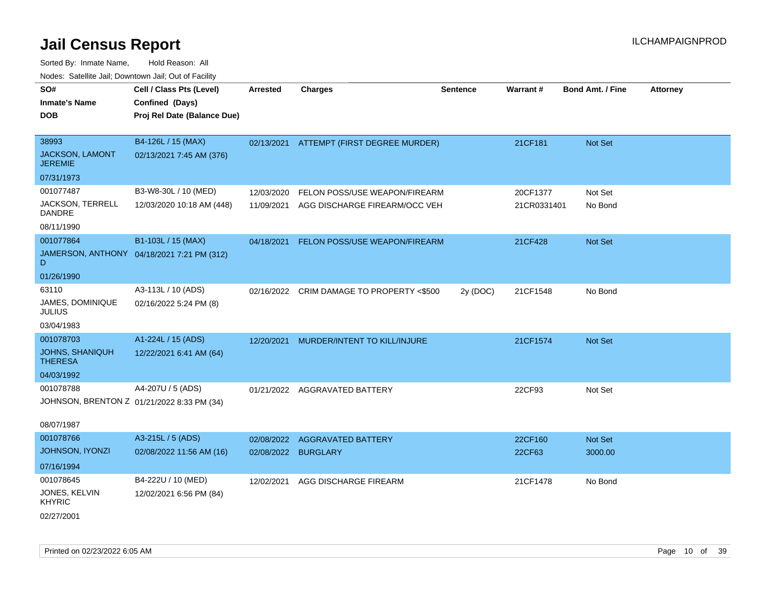# Jail Census Report

ILCHAMPAIGNPROD

Sorted By: Inmate Name, Hold Reason: All

Nodes: Satellite Jail; Downtown Jail; Out of Facility

| SO# / Inmate's Name / DOB | Cell / Class Pts (Level) / Confined (Days) / Proj Rel Date (Balance Due) | Arrested | Charges | Sentence | Warrant # | Bond Amt. / Fine | Attorney |
|---|---|---|---|---|---|---|---|
| 38993<br>JACKSON, LAMONT JEREMIE<br>07/31/1973 | B4-126L / 15 (MAX)<br>02/13/2021 7:45 AM (376) | 02/13/2021 | ATTEMPT (FIRST DEGREE MURDER) | | 21CF181 | Not Set | |
| 001077487<br>JACKSON, TERRELL DANDRE<br>08/11/1990 | B3-W8-30L / 10 (MED)<br>12/03/2020 10:18 AM (448) | 12/03/2020 | FELON POSS/USE WEAPON/FIREARM | | 20CF1377 | Not Set | |
| | | 11/09/2021 | AGG DISCHARGE FIREARM/OCC VEH | | 21CR0331401 | No Bond | |
| 001077864<br>JAMERSON, ANTHONY D<br>01/26/1990 | B1-103L / 15 (MAX)<br>04/18/2021 7:21 PM (312) | 04/18/2021 | FELON POSS/USE WEAPON/FIREARM | | 21CF428 | Not Set | |
| 63110<br>JAMES, DOMINIQUE JULIUS<br>03/04/1983 | A3-113L / 10 (ADS)<br>02/16/2022 5:24 PM (8) | 02/16/2022 | CRIM DAMAGE TO PROPERTY <$500 | 2y (DOC) | 21CF1548 | No Bond | |
| 001078703<br>JOHNS, SHANIQUH THERESA<br>04/03/1992 | A1-224L / 15 (ADS)<br>12/22/2021 6:41 AM (64) | 12/20/2021 | MURDER/INTENT TO KILL/INJURE | | 21CF1574 | Not Set | |
| 001078788<br>JOHNSON, BRENTON Z<br>08/07/1987 | A4-207U / 5 (ADS)<br>01/21/2022 8:33 PM (34) | 01/21/2022 | AGGRAVATED BATTERY | | 22CF93 | Not Set | |
| 001078766<br>JOHNSON, IYONZI<br>07/16/1994 | A3-215L / 5 (ADS)<br>02/08/2022 11:56 AM (16) | 02/08/2022 | AGGRAVATED BATTERY | | 22CF160 | Not Set | |
| | | 02/08/2022 | BURGLARY | | 22CF63 | 3000.00 | |
| 001078645<br>JONES, KELVIN KHYRIC<br>02/27/2001 | B4-222U / 10 (MED)<br>12/02/2021 6:56 PM (84) | 12/02/2021 | AGG DISCHARGE FIREARM | | 21CF1478 | No Bond | |

Printed on 02/23/2022 6:05 AM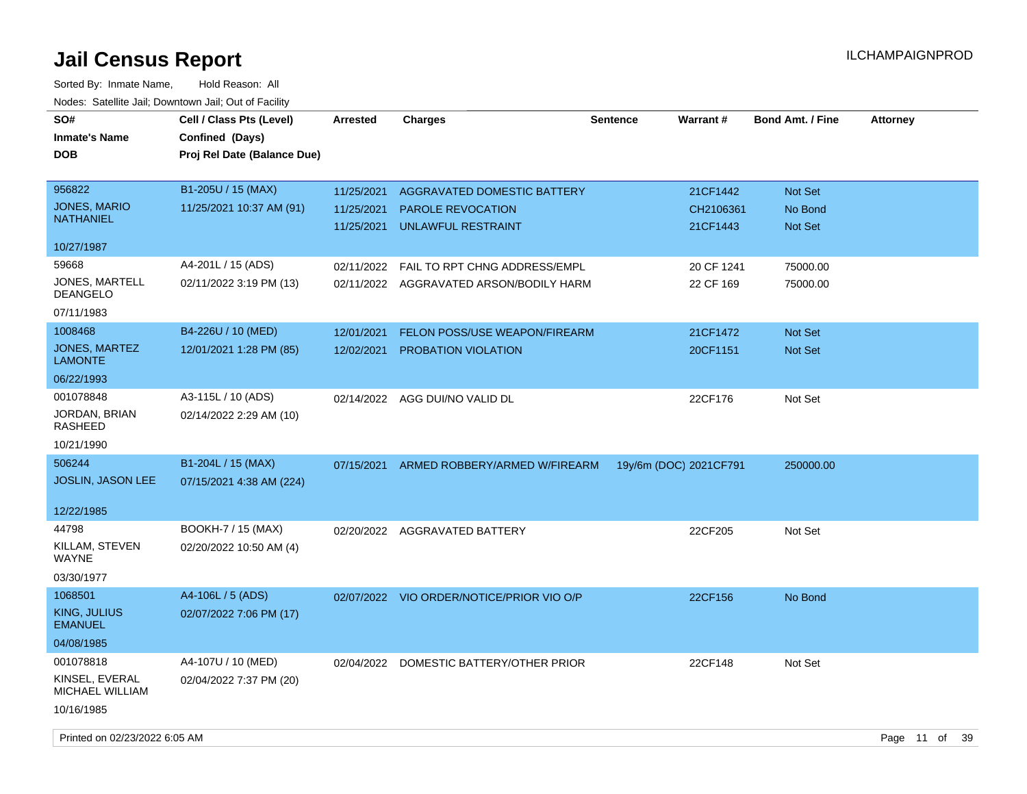# Jail Census Report

ILCHAMPAIGNPROD

Sorted By: Inmate Name, Hold Reason: All

Nodes: Satellite Jail; Downtown Jail; Out of Facility

| SO# / Inmate's Name / DOB | Cell / Class Pts (Level) / Confined (Days) / Proj Rel Date (Balance Due) | Arrested | Charges | Sentence | Warrant # | Bond Amt. / Fine | Attorney |
|---|---|---|---|---|---|---|---|
| 956822<br>JONES, MARIO NATHANIEL<br>10/27/1987 | B1-205U / 15 (MAX)<br>11/25/2021 10:37 AM (91) | 11/25/2021 | AGGRAVATED DOMESTIC BATTERY | | 21CF1442 | Not Set | |
| | | 11/25/2021 | PAROLE REVOCATION | | CH2106361 | No Bond | |
| | | 11/25/2021 | UNLAWFUL RESTRAINT | | 21CF1443 | Not Set | |
| 59668<br>JONES, MARTELL DEANGELO<br>07/11/1983 | A4-201L / 15 (ADS)<br>02/11/2022 3:19 PM (13) | 02/11/2022 | FAIL TO RPT CHNG ADDRESS/EMPL | | 20 CF 1241 | 75000.00 | |
| | | 02/11/2022 | AGGRAVATED ARSON/BODILY HARM | | 22 CF 169 | 75000.00 | |
| 1008468<br>JONES, MARTEZ LAMONTE<br>06/22/1993 | B4-226U / 10 (MED)<br>12/01/2021 1:28 PM (85) | 12/01/2021 | FELON POSS/USE WEAPON/FIREARM | | 21CF1472 | Not Set | |
| | | 12/02/2021 | PROBATION VIOLATION | | 20CF1151 | Not Set | |
| 001078848<br>JORDAN, BRIAN RASHEED<br>10/21/1990 | A3-115L / 10 (ADS)<br>02/14/2022 2:29 AM (10) | 02/14/2022 | AGG DUI/NO VALID DL | | 22CF176 | Not Set | |
| 506244<br>JOSLIN, JASON LEE<br>12/22/1985 | B1-204L / 15 (MAX)<br>07/15/2021 4:38 AM (224) | 07/15/2021 | ARMED ROBBERY/ARMED W/FIREARM | 19y/6m (DOC) | 2021CF791 | 250000.00 | |
| 44798<br>KILLAM, STEVEN WAYNE<br>03/30/1977 | BOOKH-7 / 15 (MAX)<br>02/20/2022 10:50 AM (4) | 02/20/2022 | AGGRAVATED BATTERY | | 22CF205 | Not Set | |
| 1068501<br>KING, JULIUS EMANUEL<br>04/08/1985 | A4-106L / 5 (ADS)<br>02/07/2022 7:06 PM (17) | 02/07/2022 | VIO ORDER/NOTICE/PRIOR VIO O/P | | 22CF156 | No Bond | |
| 001078818<br>KINSEL, EVERAL MICHAEL WILLIAM<br>10/16/1985 | A4-107U / 10 (MED)<br>02/04/2022 7:37 PM (20) | 02/04/2022 | DOMESTIC BATTERY/OTHER PRIOR | | 22CF148 | Not Set | |

Printed on 02/23/2022 6:05 AM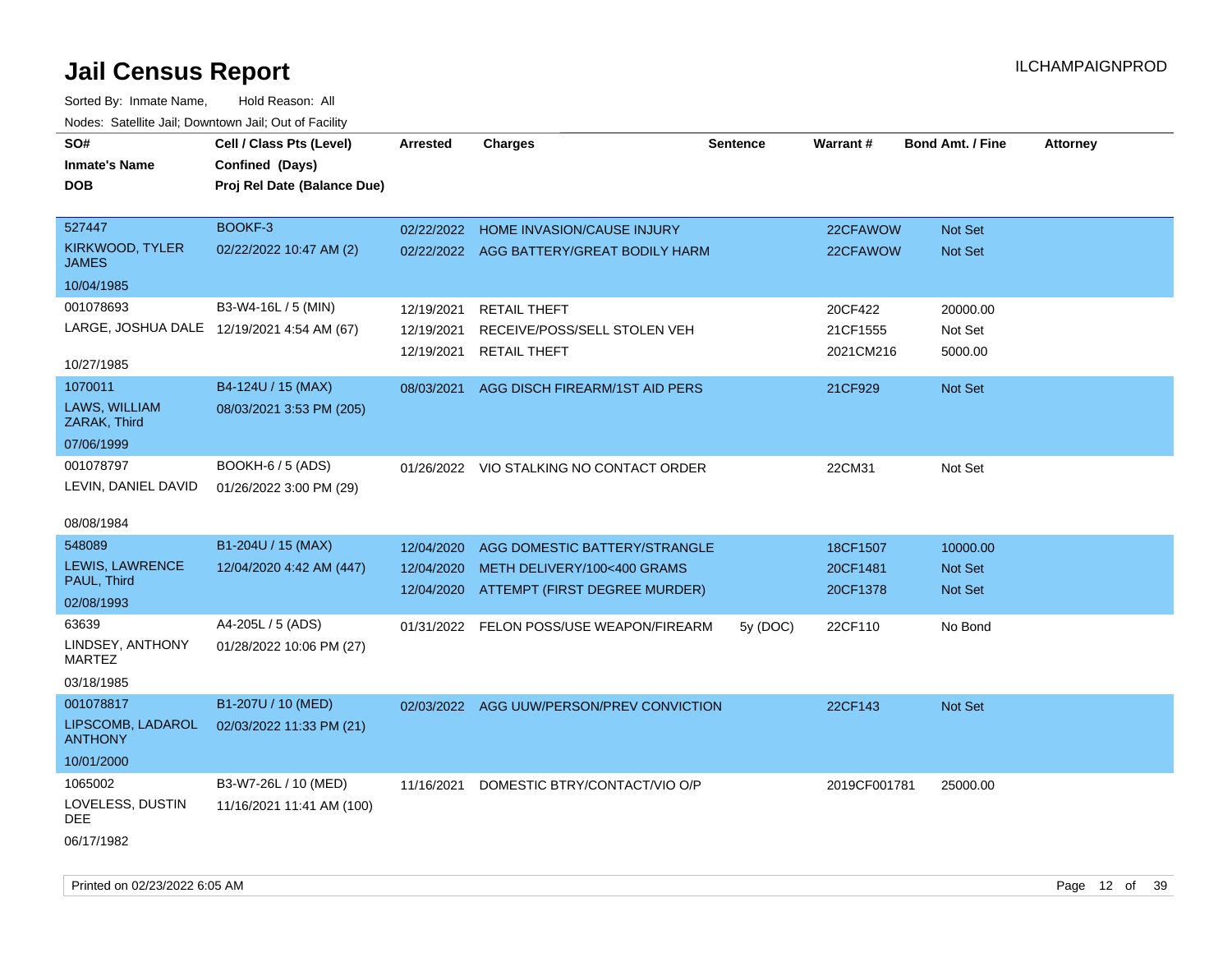# Jail Census Report

ILCHAMPAIGNPROD

Sorted By: Inmate Name, Hold Reason: All

Nodes: Satellite Jail; Downtown Jail; Out of Facility

| SO# / Inmate's Name / DOB | Cell / Class Pts (Level) / Confined (Days) / Proj Rel Date (Balance Due) | Arrested | Charges | Sentence | Warrant # | Bond Amt. / Fine | Attorney |
|---|---|---|---|---|---|---|---|
| 527447 KIRKWOOD, TYLER JAMES 10/04/1985 | BOOKF-3 02/22/2022 10:47 AM (2) | 02/22/2022 | HOME INVASION/CAUSE INJURY | | 22CFAWOW | Not Set | |
| | | 02/22/2022 | AGG BATTERY/GREAT BODILY HARM | | 22CFAWOW | Not Set | |
| 001078693 LARGE, JOSHUA DALE 10/27/1985 | B3-W4-16L / 5 (MIN) 12/19/2021 4:54 AM (67) | 12/19/2021 | RETAIL THEFT | | 20CF422 | 20000.00 | |
| | | 12/19/2021 | RECEIVE/POSS/SELL STOLEN VEH | | 21CF1555 | Not Set | |
| | | 12/19/2021 | RETAIL THEFT | | 2021CM216 | 5000.00 | |
| 1070011 LAWS, WILLIAM ZARAK, Third 07/06/1999 | B4-124U / 15 (MAX) 08/03/2021 3:53 PM (205) | 08/03/2021 | AGG DISCH FIREARM/1ST AID PERS | | 21CF929 | Not Set | |
| 001078797 LEVIN, DANIEL DAVID 08/08/1984 | BOOKH-6 / 5 (ADS) 01/26/2022 3:00 PM (29) | 01/26/2022 | VIO STALKING NO CONTACT ORDER | | 22CM31 | Not Set | |
| 548089 LEWIS, LAWRENCE PAUL, Third 02/08/1993 | B1-204U / 15 (MAX) 12/04/2020 4:42 AM (447) | 12/04/2020 | AGG DOMESTIC BATTERY/STRANGLE | | 18CF1507 | 10000.00 | |
| | | 12/04/2020 | METH DELIVERY/100<400 GRAMS | | 20CF1481 | Not Set | |
| | | 12/04/2020 | ATTEMPT (FIRST DEGREE MURDER) | | 20CF1378 | Not Set | |
| 63639 LINDSEY, ANTHONY MARTEZ 03/18/1985 | A4-205L / 5 (ADS) 01/28/2022 10:06 PM (27) | 01/31/2022 | FELON POSS/USE WEAPON/FIREARM | 5y (DOC) | 22CF110 | No Bond | |
| 001078817 LIPSCOMB, LADAROL ANTHONY 10/01/2000 | B1-207U / 10 (MED) 02/03/2022 11:33 PM (21) | 02/03/2022 | AGG UUW/PERSON/PREV CONVICTION | | 22CF143 | Not Set | |
| 1065002 LOVELESS, DUSTIN DEE 06/17/1982 | B3-W7-26L / 10 (MED) 11/16/2021 11:41 AM (100) | 11/16/2021 | DOMESTIC BTRY/CONTACT/VIO O/P | | 2019CF001781 | 25000.00 | |

Printed on 02/23/2022 6:05 AM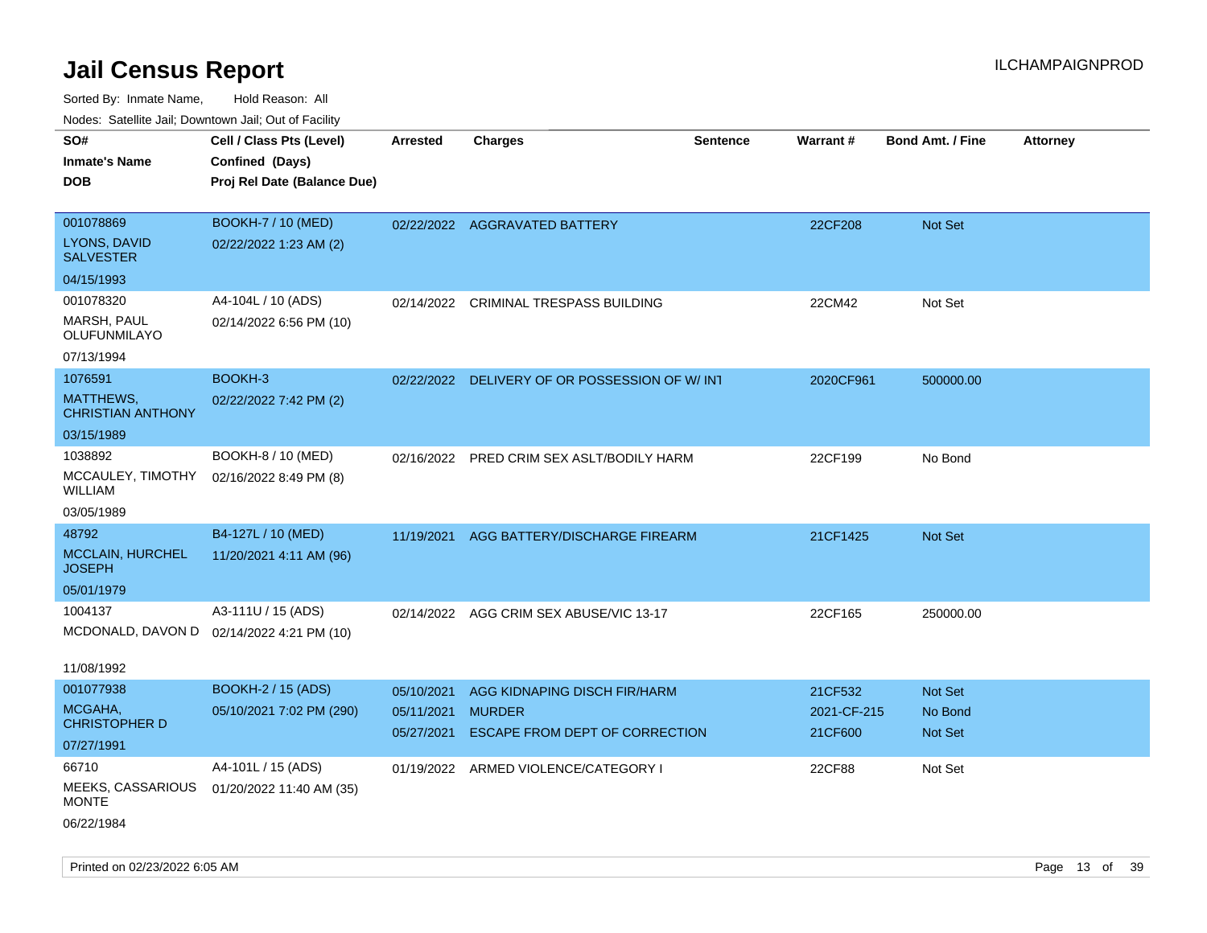# Jail Census Report

ILCHAMPAIGNPROD

Sorted By: Inmate Name, Hold Reason: All

Nodes: Satellite Jail; Downtown Jail; Out of Facility

| SO# / Inmate's Name / DOB | Cell / Class Pts (Level) / Confined (Days) / Proj Rel Date (Balance Due) | Arrested | Charges | Sentence | Warrant # | Bond Amt. / Fine | Attorney |
|---|---|---|---|---|---|---|---|
| 001078869<br>LYONS, DAVID SALVESTER<br>04/15/1993 | BOOKH-7 / 10 (MED)<br>02/22/2022 1:23 AM (2) | 02/22/2022 | AGGRAVATED BATTERY | | 22CF208 | Not Set | |
| 001078320<br>MARSH, PAUL OLUFUNMILAYO<br>07/13/1994 | A4-104L / 10 (ADS)<br>02/14/2022 6:56 PM (10) | 02/14/2022 | CRIMINAL TRESPASS BUILDING | | 22CM42 | Not Set | |
| 1076591<br>MATTHEWS, CHRISTIAN ANTHONY<br>03/15/1989 | BOOKH-3<br>02/22/2022 7:42 PM (2) | 02/22/2022 | DELIVERY OF OR POSSESSION OF W/ INT | | 2020CF961 | 500000.00 | |
| 1038892<br>MCCAULEY, TIMOTHY WILLIAM<br>03/05/1989 | BOOKH-8 / 10 (MED)<br>02/16/2022 8:49 PM (8) | 02/16/2022 | PRED CRIM SEX ASLT/BODILY HARM | | 22CF199 | No Bond | |
| 48792<br>MCCLAIN, HURCHEL JOSEPH<br>05/01/1979 | B4-127L / 10 (MED)<br>11/20/2021 4:11 AM (96) | 11/19/2021 | AGG BATTERY/DISCHARGE FIREARM | | 21CF1425 | Not Set | |
| 1004137<br>MCDONALD, DAVON D<br>11/08/1992 | A3-111U / 15 (ADS)<br>02/14/2022 4:21 PM (10) | 02/14/2022 | AGG CRIM SEX ABUSE/VIC 13-17 | | 22CF165 | 250000.00 | |
| 001077938<br>MCGAHA, CHRISTOPHER D<br>07/27/1991 | BOOKH-2 / 15 (ADS)<br>05/10/2021 7:02 PM (290) | 05/10/2021 | AGG KIDNAPING DISCH FIR/HARM | | 21CF532 | Not Set | |
| | | 05/11/2021 | MURDER | | 2021-CF-215 | No Bond | |
| | | 05/27/2021 | ESCAPE FROM DEPT OF CORRECTION | | 21CF600 | Not Set | |
| 66710<br>MEEKS, CASSARIOUS MONTE<br>06/22/1984 | A4-101L / 15 (ADS)<br>01/20/2022 11:40 AM (35) | 01/19/2022 | ARMED VIOLENCE/CATEGORY I | | 22CF88 | Not Set | |

Printed on 02/23/2022 6:05 AM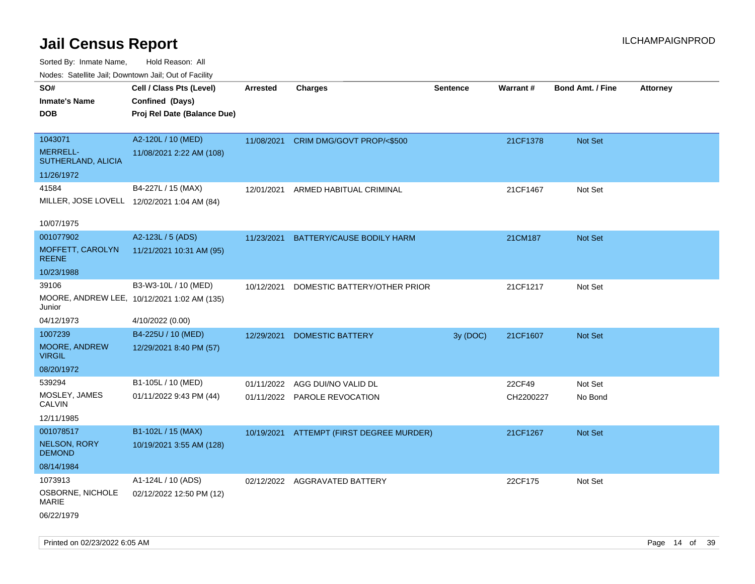# Jail Census Report

ILCHAMPAIGNPROD

Sorted By: Inmate Name, Hold Reason: All

Nodes: Satellite Jail; Downtown Jail; Out of Facility

| SO# / Inmate's Name / DOB | Cell / Class Pts (Level) / Confined (Days) / Proj Rel Date (Balance Due) | Arrested | Charges | Sentence | Warrant # | Bond Amt. / Fine | Attorney |
|---|---|---|---|---|---|---|---|
| 1043071 MERRELL-SUTHERLAND, ALICIA 11/26/1972 | A2-120L / 10 (MED) 11/08/2021 2:22 AM (108) | 11/08/2021 | CRIM DMG/GOVT PROP/<$500 | | 21CF1378 | Not Set | |
| 41584 MILLER, JOSE LOVELL 10/07/1975 | B4-227L / 15 (MAX) 12/02/2021 1:04 AM (84) | 12/01/2021 | ARMED HABITUAL CRIMINAL | | 21CF1467 | Not Set | |
| 001077902 MOFFETT, CAROLYN REENE 10/23/1988 | A2-123L / 5 (ADS) 11/21/2021 10:31 AM (95) | 11/23/2021 | BATTERY/CAUSE BODILY HARM | | 21CM187 | Not Set | |
| 39106 MOORE, ANDREW LEE, Junior 04/12/1973 | B3-W3-10L / 10 (MED) 10/12/2021 1:02 AM (135) 4/10/2022 (0.00) | 10/12/2021 | DOMESTIC BATTERY/OTHER PRIOR | | 21CF1217 | Not Set | |
| 1007239 MOORE, ANDREW VIRGIL 08/20/1972 | B4-225U / 10 (MED) 12/29/2021 8:40 PM (57) | 12/29/2021 | DOMESTIC BATTERY | 3y (DOC) | 21CF1607 | Not Set | |
| 539294 MOSLEY, JAMES CALVIN 12/11/1985 | B1-105L / 10 (MED) 01/11/2022 9:43 PM (44) | 01/11/2022 | AGG DUI/NO VALID DL | | 22CF49 | Not Set | |
| | | 01/11/2022 | PAROLE REVOCATION | | CH2200227 | No Bond | |
| 001078517 NELSON, RORY DEMOND 08/14/1984 | B1-102L / 15 (MAX) 10/19/2021 3:55 AM (128) | 10/19/2021 | ATTEMPT (FIRST DEGREE MURDER) | | 21CF1267 | Not Set | |
| 1073913 OSBORNE, NICHOLE MARIE 06/22/1979 | A1-124L / 10 (ADS) 02/12/2022 12:50 PM (12) | 02/12/2022 | AGGRAVATED BATTERY | | 22CF175 | Not Set | |

Printed on 02/23/2022 6:05 AM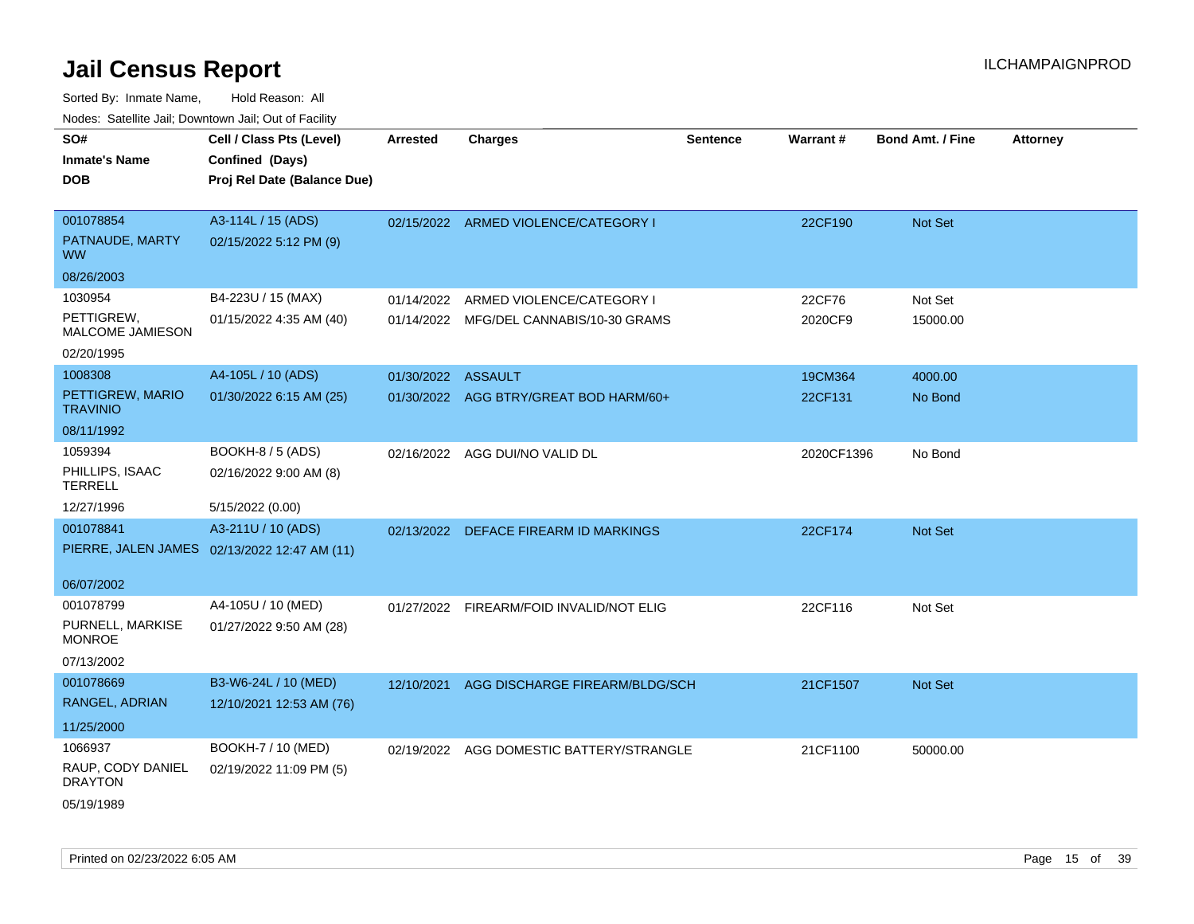# Jail Census Report

ILCHAMPAIGNPROD

Sorted By: Inmate Name, Hold Reason: All

Nodes: Satellite Jail; Downtown Jail; Out of Facility

| SO# / Inmate's Name / DOB | Cell / Class Pts (Level) / Confined (Days) / Proj Rel Date (Balance Due) | Arrested | Charges | Sentence | Warrant # | Bond Amt. / Fine | Attorney |
|---|---|---|---|---|---|---|---|
| 001078854<br>PATNAUDE, MARTY WW<br>08/26/2003 | A3-114L / 15 (ADS)<br>02/15/2022 5:12 PM (9) | 02/15/2022 | ARMED VIOLENCE/CATEGORY I | | 22CF190 | Not Set | |
| 1030954<br>PETTIGREW, MALCOME JAMIESON<br>02/20/1995 | B4-223U / 15 (MAX)<br>01/15/2022 4:35 AM (40) | 01/14/2022<br>01/14/2022 | ARMED VIOLENCE/CATEGORY I<br>MFG/DEL CANNABIS/10-30 GRAMS | | 22CF76<br>2020CF9 | Not Set<br>15000.00 | |
| 1008308<br>PETTIGREW, MARIO TRAVINIO<br>08/11/1992 | A4-105L / 10 (ADS)<br>01/30/2022 6:15 AM (25) | 01/30/2022<br>01/30/2022 | ASSAULT<br>AGG BTRY/GREAT BOD HARM/60+ | | 19CM364<br>22CF131 | 4000.00<br>No Bond | |
| 1059394<br>PHILLIPS, ISAAC TERRELL<br>12/27/1996 | BOOKH-8 / 5 (ADS)<br>02/16/2022 9:00 AM (8)<br>5/15/2022 (0.00) | 02/16/2022 | AGG DUI/NO VALID DL | | 2020CF1396 | No Bond | |
| 001078841<br>PIERRE, JALEN JAMES<br>06/07/2002 | A3-211U / 10 (ADS)<br>02/13/2022 12:47 AM (11) | 02/13/2022 | DEFACE FIREARM ID MARKINGS | | 22CF174 | Not Set | |
| 001078799<br>PURNELL, MARKISE MONROE<br>07/13/2002 | A4-105U / 10 (MED)<br>01/27/2022 9:50 AM (28) | 01/27/2022 | FIREARM/FOID INVALID/NOT ELIG | | 22CF116 | Not Set | |
| 001078669<br>RANGEL, ADRIAN<br>11/25/2000 | B3-W6-24L / 10 (MED)<br>12/10/2021 12:53 AM (76) | 12/10/2021 | AGG DISCHARGE FIREARM/BLDG/SCH | | 21CF1507 | Not Set | |
| 1066937<br>RAUP, CODY DANIEL DRAYTON<br>05/19/1989 | BOOKH-7 / 10 (MED)<br>02/19/2022 11:09 PM (5) | 02/19/2022 | AGG DOMESTIC BATTERY/STRANGLE | | 21CF1100 | 50000.00 | |

Printed on 02/23/2022 6:05 AM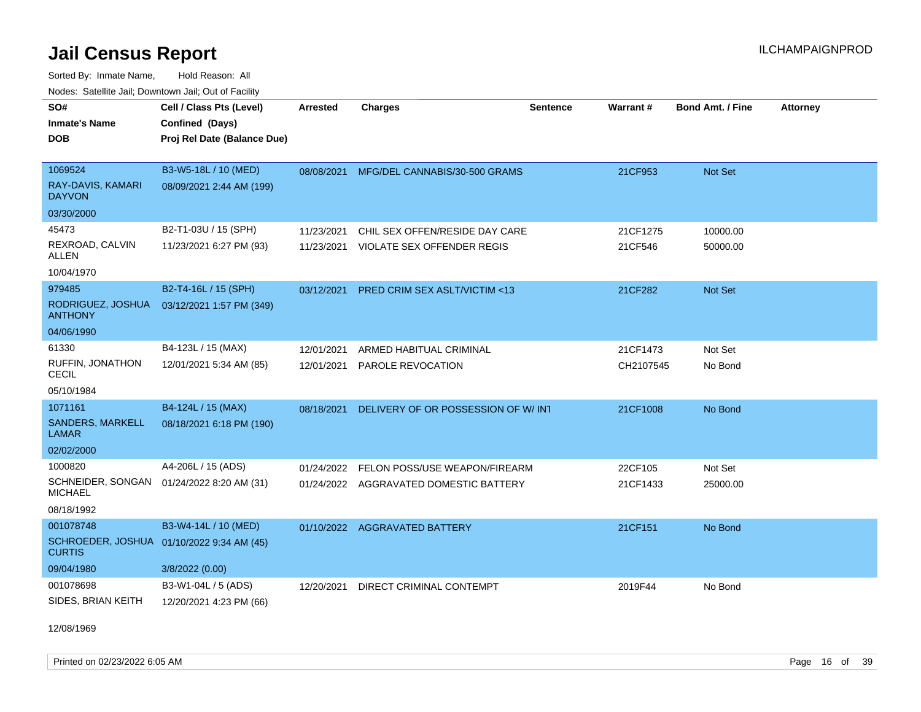# Jail Census Report

ILCHAMPAIGNPROD

Sorted By: Inmate Name, Hold Reason: All

Nodes: Satellite Jail; Downtown Jail; Out of Facility

| SO# / Inmate's Name / DOB | Cell / Class Pts (Level) / Confined (Days) / Proj Rel Date (Balance Due) | Arrested | Charges | Sentence | Warrant # | Bond Amt. / Fine | Attorney |
|---|---|---|---|---|---|---|---|
| 1069524<br>RAY-DAVIS, KAMARI DAYVON<br>03/30/2000 | B3-W5-18L / 10 (MED)<br>08/09/2021 2:44 AM (199) | 08/08/2021 | MFG/DEL CANNABIS/30-500 GRAMS | | 21CF953 | Not Set | |
| 45473<br>REXROAD, CALVIN ALLEN<br>10/04/1970 | B2-T1-03U / 15 (SPH)<br>11/23/2021 6:27 PM (93) | 11/23/2021<br>11/23/2021 | CHIL SEX OFFEN/RESIDE DAY CARE<br>VIOLATE SEX OFFENDER REGIS | | 21CF1275<br>21CF546 | 10000.00<br>50000.00 | |
| 979485<br>RODRIGUEZ, JOSHUA ANTHONY<br>04/06/1990 | B2-T4-16L / 15 (SPH)<br>03/12/2021 1:57 PM (349) | 03/12/2021 | PRED CRIM SEX ASLT/VICTIM <13 | | 21CF282 | Not Set | |
| 61330<br>RUFFIN, JONATHON CECIL<br>05/10/1984 | B4-123L / 15 (MAX)<br>12/01/2021 5:34 AM (85) | 12/01/2021<br>12/01/2021 | ARMED HABITUAL CRIMINAL<br>PAROLE REVOCATION | | 21CF1473<br>CH2107545 | Not Set<br>No Bond | |
| 1071161<br>SANDERS, MARKELL LAMAR<br>02/02/2000 | B4-124L / 15 (MAX)<br>08/18/2021 6:18 PM (190) | 08/18/2021 | DELIVERY OF OR POSSESSION OF W/ INT | | 21CF1008 | No Bond | |
| 1000820<br>SCHNEIDER, SONGAN MICHAEL<br>08/18/1992 | A4-206L / 15 (ADS)<br>01/24/2022 8:20 AM (31) | 01/24/2022<br>01/24/2022 | FELON POSS/USE WEAPON/FIREARM<br>AGGRAVATED DOMESTIC BATTERY | | 22CF105<br>21CF1433 | Not Set<br>25000.00 | |
| 001078748<br>SCHROEDER, JOSHUA CURTIS<br>09/04/1980 | B3-W4-14L / 10 (MED)<br>01/10/2022 9:34 AM (45)<br>3/8/2022 (0.00) | 01/10/2022 | AGGRAVATED BATTERY | | 21CF151 | No Bond | |
| 001078698<br>SIDES, BRIAN KEITH<br>12/08/1969 | B3-W1-04L / 5 (ADS)<br>12/20/2021 4:23 PM (66) | 12/20/2021 | DIRECT CRIMINAL CONTEMPT | | 2019F44 | No Bond | |

Printed on 02/23/2022 6:05 AM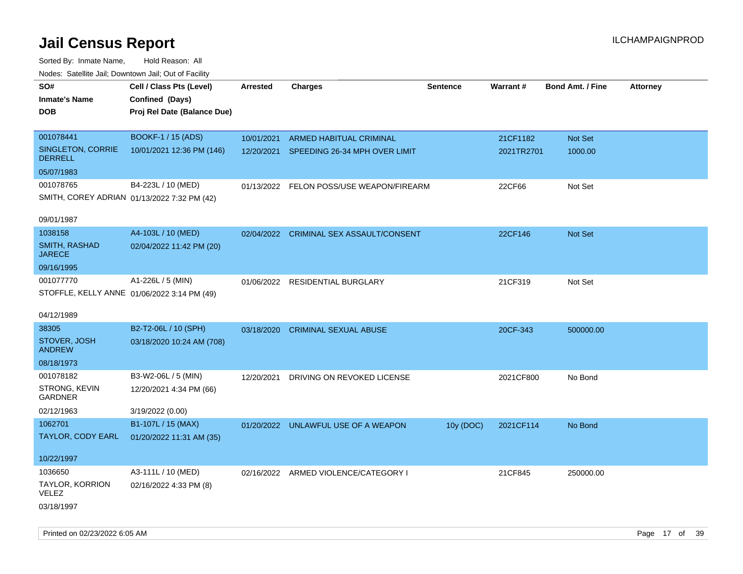# Jail Census Report

Sorted By: Inmate Name, Hold Reason: All

Nodes: Satellite Jail; Downtown Jail; Out of Facility

| SO# / Inmate's Name / DOB | Cell / Class Pts (Level) / Confined (Days) / Proj Rel Date (Balance Due) | Arrested | Charges | Sentence | Warrant # | Bond Amt. / Fine | Attorney |
|---|---|---|---|---|---|---|---|
| 001078441<br>SINGLETON, CORRIE DERRELL<br>05/07/1983 | BOOKF-1 / 15 (ADS)<br>10/01/2021 12:36 PM (146) | 10/01/2021 | ARMED HABITUAL CRIMINAL | | 21CF1182 | Not Set | |
| | | 12/20/2021 | SPEEDING 26-34 MPH OVER LIMIT | | 2021TR2701 | 1000.00 | |
| 001078765<br>SMITH, COREY ADRIAN<br>09/01/1987 | B4-223L / 10 (MED)<br>01/13/2022 7:32 PM (42) | 01/13/2022 | FELON POSS/USE WEAPON/FIREARM | | 22CF66 | Not Set | |
| 1038158<br>SMITH, RASHAD JARECE<br>09/16/1995 | A4-103L / 10 (MED)<br>02/04/2022 11:42 PM (20) | 02/04/2022 | CRIMINAL SEX ASSAULT/CONSENT | | 22CF146 | Not Set | |
| 001077770<br>STOFFLE, KELLY ANNE<br>04/12/1989 | A1-226L / 5 (MIN)<br>01/06/2022 3:14 PM (49) | 01/06/2022 | RESIDENTIAL BURGLARY | | 21CF319 | Not Set | |
| 38305<br>STOVER, JOSH ANDREW<br>08/18/1973 | B2-T2-06L / 10 (SPH)<br>03/18/2020 10:24 AM (708) | 03/18/2020 | CRIMINAL SEXUAL ABUSE | | 20CF-343 | 500000.00 | |
| 001078182<br>STRONG, KEVIN GARDNER<br>02/12/1963 | B3-W2-06L / 5 (MIN)<br>12/20/2021 4:34 PM (66)<br>3/19/2022 (0.00) | 12/20/2021 | DRIVING ON REVOKED LICENSE | | 2021CF800 | No Bond | |
| 1062701<br>TAYLOR, CODY EARL<br>10/22/1997 | B1-107L / 15 (MAX)<br>01/20/2022 11:31 AM (35) | 01/20/2022 | UNLAWFUL USE OF A WEAPON | 10y (DOC) | 2021CF114 | No Bond | |
| 1036650<br>TAYLOR, KORRION VELEZ<br>03/18/1997 | A3-111L / 10 (MED)<br>02/16/2022 4:33 PM (8) | 02/16/2022 | ARMED VIOLENCE/CATEGORY I | | 21CF845 | 250000.00 | |

Printed on 02/23/2022 6:05 AM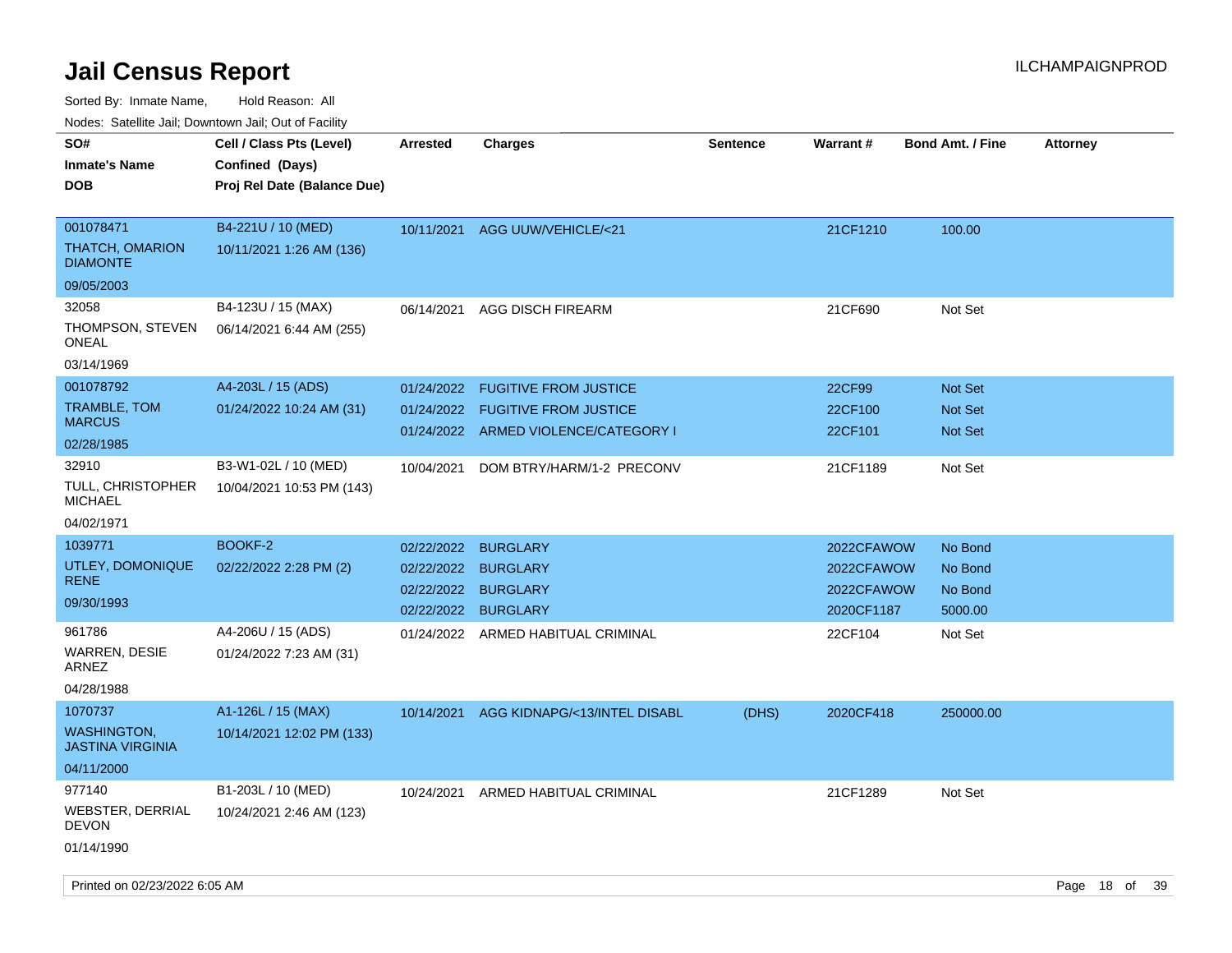# Jail Census Report

Sorted By: Inmate Name, Hold Reason: All

Nodes: Satellite Jail; Downtown Jail; Out of Facility

| SO# / Inmate's Name / DOB | Cell / Class Pts (Level) / Confined (Days) / Proj Rel Date (Balance Due) | Arrested | Charges | Sentence | Warrant # | Bond Amt. / Fine | Attorney |
|---|---|---|---|---|---|---|---|
| 001078471 THATCH, OMARION DIAMONTE 09/05/2003 | B4-221U / 10 (MED) 10/11/2021 1:26 AM (136) | 10/11/2021 | AGG UUW/VEHICLE/<21 | | 21CF1210 | 100.00 | |
| 32058 THOMPSON, STEVEN ONEAL 03/14/1969 | B4-123U / 15 (MAX) 06/14/2021 6:44 AM (255) | 06/14/2021 | AGG DISCH FIREARM | | 21CF690 | Not Set | |
| 001078792 TRAMBLE, TOM MARCUS 02/28/1985 | A4-203L / 15 (ADS) 01/24/2022 10:24 AM (31) | 01/24/2022 | FUGITIVE FROM JUSTICE | | 22CF99 | Not Set | |
| | | 01/24/2022 | FUGITIVE FROM JUSTICE | | 22CF100 | Not Set | |
| | | 01/24/2022 | ARMED VIOLENCE/CATEGORY I | | 22CF101 | Not Set | |
| 32910 TULL, CHRISTOPHER MICHAEL 04/02/1971 | B3-W1-02L / 10 (MED) 10/04/2021 10:53 PM (143) | 10/04/2021 | DOM BTRY/HARM/1-2 PRECONV | | 21CF1189 | Not Set | |
| 1039771 UTLEY, DOMONIQUE RENE 09/30/1993 | BOOKF-2 02/22/2022 2:28 PM (2) | 02/22/2022 | BURGLARY | | 2022CFAWOW | No Bond | |
| | | 02/22/2022 | BURGLARY | | 2022CFAWOW | No Bond | |
| | | 02/22/2022 | BURGLARY | | 2022CFAWOW | No Bond | |
| | | 02/22/2022 | BURGLARY | | 2020CF1187 | 5000.00 | |
| 961786 WARREN, DESIE ARNEZ 04/28/1988 | A4-206U / 15 (ADS) 01/24/2022 7:23 AM (31) | 01/24/2022 | ARMED HABITUAL CRIMINAL | | 22CF104 | Not Set | |
| 1070737 WASHINGTON, JASTINA VIRGINIA 04/11/2000 | A1-126L / 15 (MAX) 10/14/2021 12:02 PM (133) | 10/14/2021 | AGG KIDNAPG/<13/INTEL DISABL | (DHS) | 2020CF418 | 250000.00 | |
| 977140 WEBSTER, DERRIAL DEVON 01/14/1990 | B1-203L / 10 (MED) 10/24/2021 2:46 AM (123) | 10/24/2021 | ARMED HABITUAL CRIMINAL | | 21CF1289 | Not Set | |

Printed on 02/23/2022 6:05 AM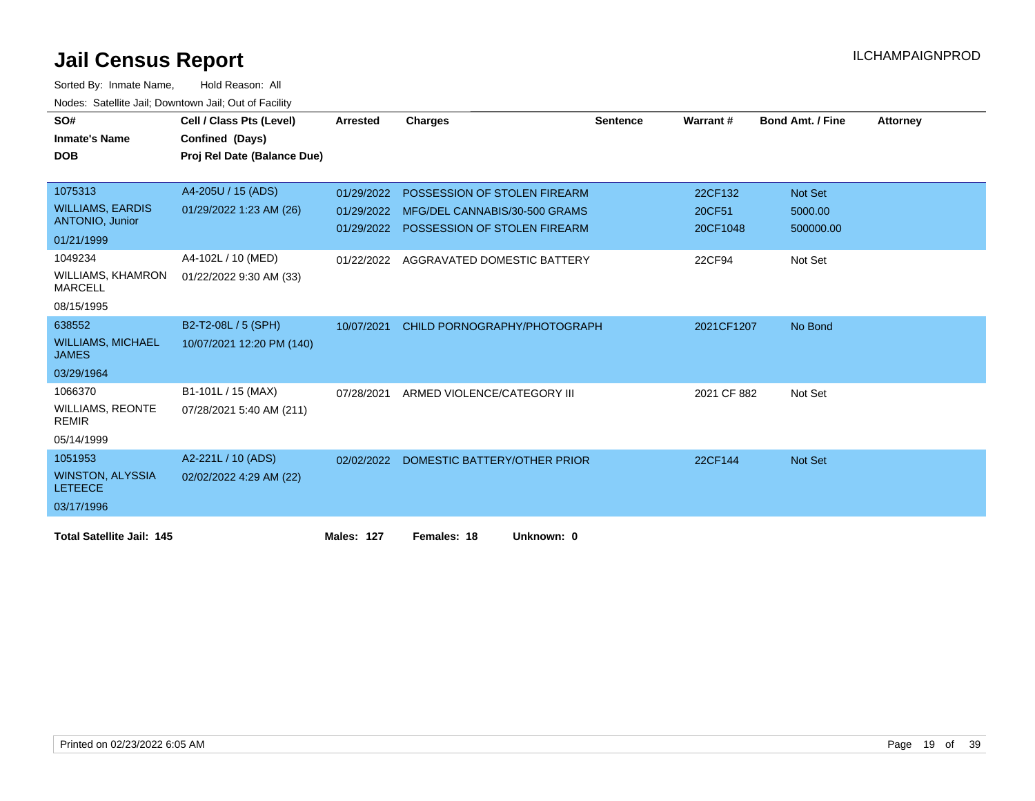# Jail Census Report

ILCHAMPAIGNPROD

Sorted By: Inmate Name, Hold Reason: All

Nodes: Satellite Jail; Downtown Jail; Out of Facility

| SO# / Inmate's Name / DOB | Cell / Class Pts (Level) / Confined (Days) / Proj Rel Date (Balance Due) | Arrested | Charges | Sentence | Warrant # | Bond Amt. / Fine | Attorney |
|---|---|---|---|---|---|---|---|
| 1075313<br>WILLIAMS, EARDIS ANTONIO, Junior<br>01/21/1999 | A4-205U / 15 (ADS)<br>01/29/2022 1:23 AM (26) | 01/29/2022 | POSSESSION OF STOLEN FIREARM | | 22CF132 | Not Set | |
| | | 01/29/2022 | MFG/DEL CANNABIS/30-500 GRAMS | | 20CF51 | 5000.00 | |
| | | 01/29/2022 | POSSESSION OF STOLEN FIREARM | | 20CF1048 | 500000.00 | |
| 1049234<br>WILLIAMS, KHAMRON MARCELL<br>08/15/1995 | A4-102L / 10 (MED)<br>01/22/2022 9:30 AM (33) | 01/22/2022 | AGGRAVATED DOMESTIC BATTERY | | 22CF94 | Not Set | |
| 638552<br>WILLIAMS, MICHAEL JAMES<br>03/29/1964 | B2-T2-08L / 5 (SPH)<br>10/07/2021 12:20 PM (140) | 10/07/2021 | CHILD PORNOGRAPHY/PHOTOGRAPH | | 2021CF1207 | No Bond | |
| 1066370<br>WILLIAMS, REONTE REMIR<br>05/14/1999 | B1-101L / 15 (MAX)<br>07/28/2021 5:40 AM (211) | 07/28/2021 | ARMED VIOLENCE/CATEGORY III | | 2021 CF 882 | Not Set | |
| 1051953<br>WINSTON, ALYSSIA LETEECE<br>03/17/1996 | A2-221L / 10 (ADS)<br>02/02/2022 4:29 AM (22) | 02/02/2022 | DOMESTIC BATTERY/OTHER PRIOR | | 22CF144 | Not Set | |

**Total Satellite Jail: 145** **Males: 127** **Females: 18** **Unknown: 0**

Printed on 02/23/2022 6:05 AM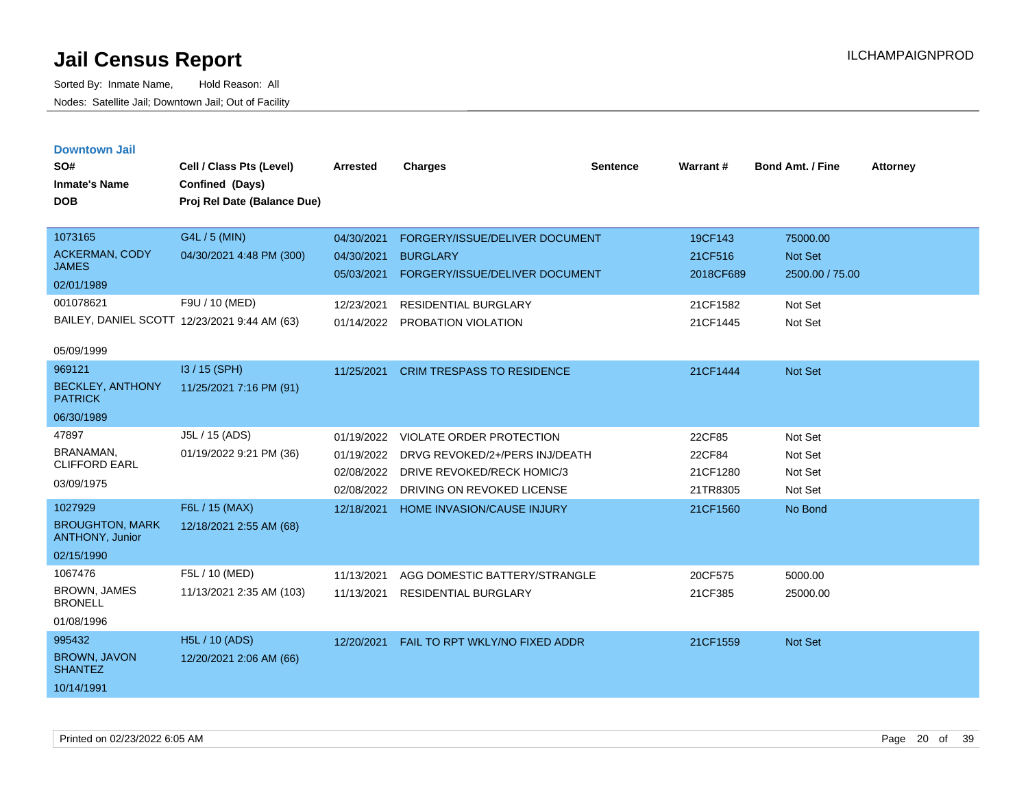# Jail Census Report

Sorted By: Inmate Name, Hold Reason: All

Nodes: Satellite Jail; Downtown Jail; Out of Facility

ILCHAMPAIGNPROD

## Downtown Jail

| SO# / Inmate's Name / DOB | Cell / Class Pts (Level) / Confined (Days) / Proj Rel Date (Balance Due) | Arrested | Charges | Sentence | Warrant # | Bond Amt. / Fine | Attorney |
|---|---|---|---|---|---|---|---|
| 1073165 ACKERMAN, CODY JAMES 02/01/1989 | G4L / 5 (MIN) 04/30/2021 4:48 PM (300) | 04/30/2021 | FORGERY/ISSUE/DELIVER DOCUMENT | | 19CF143 | 75000.00 | |
| | | 04/30/2021 | BURGLARY | | 21CF516 | Not Set | |
| | | 05/03/2021 | FORGERY/ISSUE/DELIVER DOCUMENT | | 2018CF689 | 2500.00 / 75.00 | |
| 001078621 BAILEY, DANIEL SCOTT 05/09/1999 | F9U / 10 (MED) 12/23/2021 9:44 AM (63) | 12/23/2021 | RESIDENTIAL BURGLARY | | 21CF1582 | Not Set | |
| | | 01/14/2022 | PROBATION VIOLATION | | 21CF1445 | Not Set | |
| 969121 BECKLEY, ANTHONY PATRICK 06/30/1989 | I3 / 15 (SPH) 11/25/2021 7:16 PM (91) | 11/25/2021 | CRIM TRESPASS TO RESIDENCE | | 21CF1444 | Not Set | |
| 47897 BRANAMAN, CLIFFORD EARL 03/09/1975 | J5L / 15 (ADS) 01/19/2022 9:21 PM (36) | 01/19/2022 | VIOLATE ORDER PROTECTION | | 22CF85 | Not Set | |
| | | 01/19/2022 | DRVG REVOKED/2+/PERS INJ/DEATH | | 22CF84 | Not Set | |
| | | 02/08/2022 | DRIVE REVOKED/RECK HOMIC/3 | | 21CF1280 | Not Set | |
| | | 02/08/2022 | DRIVING ON REVOKED LICENSE | | 21TR8305 | Not Set | |
| 1027929 BROUGHTON, MARK ANTHONY, Junior 02/15/1990 | F6L / 15 (MAX) 12/18/2021 2:55 AM (68) | 12/18/2021 | HOME INVASION/CAUSE INJURY | | 21CF1560 | No Bond | |
| 1067476 BROWN, JAMES BRONELL 01/08/1996 | F5L / 10 (MED) 11/13/2021 2:35 AM (103) | 11/13/2021 | AGG DOMESTIC BATTERY/STRANGLE | | 20CF575 | 5000.00 | |
| | | 11/13/2021 | RESIDENTIAL BURGLARY | | 21CF385 | 25000.00 | |
| 995432 BROWN, JAVON SHANTEZ 10/14/1991 | H5L / 10 (ADS) 12/20/2021 2:06 AM (66) | 12/20/2021 | FAIL TO RPT WKLY/NO FIXED ADDR | | 21CF1559 | Not Set | |

Printed on 02/23/2022 6:05 AM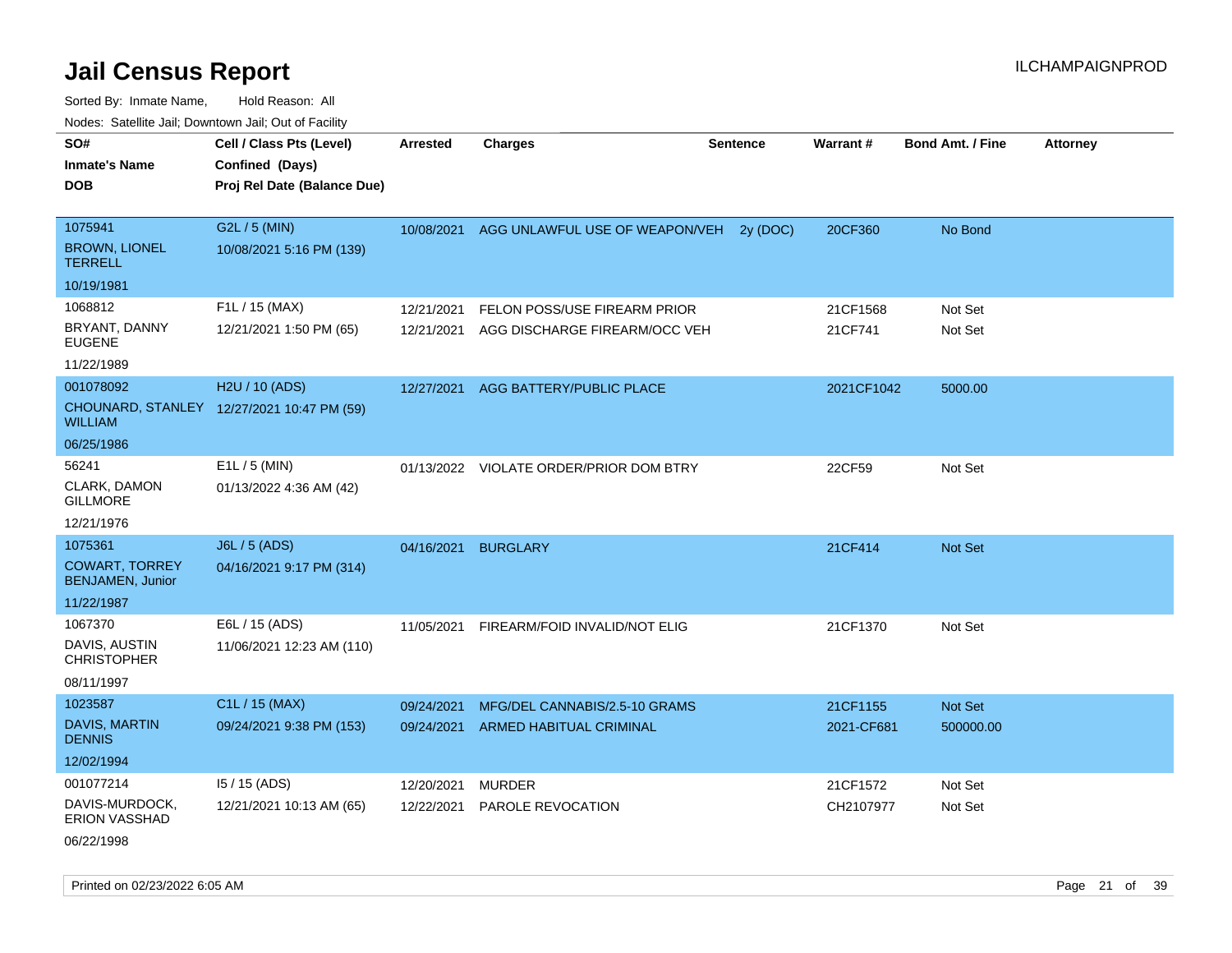# Jail Census Report

ILCHAMPAIGNPROD

Sorted By: Inmate Name, Hold Reason: All

Nodes: Satellite Jail; Downtown Jail; Out of Facility

| SO# / Inmate's Name / DOB | Cell / Class Pts (Level) / Confined (Days) / Proj Rel Date (Balance Due) | Arrested | Charges | Sentence | Warrant # | Bond Amt. / Fine | Attorney |
|---|---|---|---|---|---|---|---|
| 1075941<br>BROWN, LIONEL TERRELL<br>10/19/1981 | G2L / 5 (MIN)<br>10/08/2021 5:16 PM (139) | 10/08/2021 | AGG UNLAWFUL USE OF WEAPON/VEH | 2y (DOC) | 20CF360 | No Bond | |
| 1068812<br>BRYANT, DANNY EUGENE<br>11/22/1989 | F1L / 15 (MAX)<br>12/21/2021 1:50 PM (65) | 12/21/2021<br>12/21/2021 | FELON POSS/USE FIREARM PRIOR<br>AGG DISCHARGE FIREARM/OCC VEH | | 21CF1568<br>21CF741 | Not Set<br>Not Set | |
| 001078092<br>CHOUNARD, STANLEY WILLIAM<br>06/25/1986 | H2U / 10 (ADS)<br>12/27/2021 10:47 PM (59) | 12/27/2021 | AGG BATTERY/PUBLIC PLACE | | 2021CF1042 | 5000.00 | |
| 56241<br>CLARK, DAMON GILLMORE<br>12/21/1976 | E1L / 5 (MIN)<br>01/13/2022 4:36 AM (42) | 01/13/2022 | VIOLATE ORDER/PRIOR DOM BTRY | | 22CF59 | Not Set | |
| 1075361<br>COWART, TORREY BENJAMEN, Junior<br>11/22/1987 | J6L / 5 (ADS)<br>04/16/2021 9:17 PM (314) | 04/16/2021 | BURGLARY | | 21CF414 | Not Set | |
| 1067370<br>DAVIS, AUSTIN CHRISTOPHER<br>08/11/1997 | E6L / 15 (ADS)<br>11/06/2021 12:23 AM (110) | 11/05/2021 | FIREARM/FOID INVALID/NOT ELIG | | 21CF1370 | Not Set | |
| 1023587<br>DAVIS, MARTIN DENNIS<br>12/02/1994 | C1L / 15 (MAX)<br>09/24/2021 9:38 PM (153) | 09/24/2021<br>09/24/2021 | MFG/DEL CANNABIS/2.5-10 GRAMS<br>ARMED HABITUAL CRIMINAL | | 21CF1155<br>2021-CF681 | Not Set<br>500000.00 | |
| 001077214<br>DAVIS-MURDOCK, ERION VASSHAD<br>06/22/1998 | I5 / 15 (ADS)<br>12/21/2021 10:13 AM (65) | 12/20/2021<br>12/22/2021 | MURDER<br>PAROLE REVOCATION | | 21CF1572<br>CH2107977 | Not Set<br>Not Set | |

Printed on 02/23/2022 6:05 AM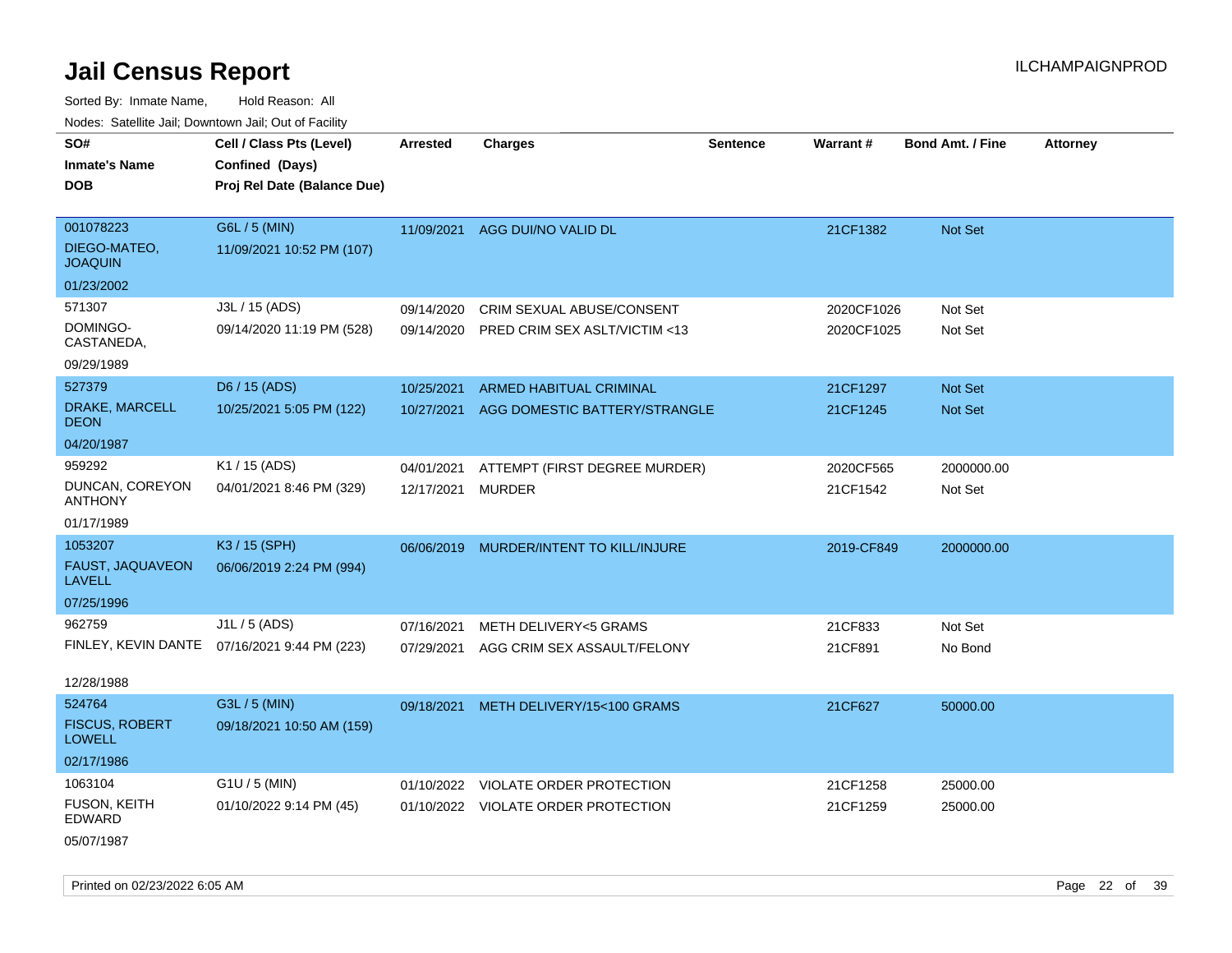# Jail Census Report

ILCHAMPAIGNPROD

Sorted By: Inmate Name, Hold Reason: All

Nodes: Satellite Jail; Downtown Jail; Out of Facility

| SO# / Inmate's Name / DOB | Cell / Class Pts (Level) / Confined (Days) / Proj Rel Date (Balance Due) | Arrested | Charges | Sentence | Warrant # | Bond Amt. / Fine | Attorney |
|---|---|---|---|---|---|---|---|
| 001078223 DIEGO-MATEO, JOAQUIN 01/23/2002 | G6L / 5 (MIN) 11/09/2021 10:52 PM (107) | 11/09/2021 | AGG DUI/NO VALID DL | | 21CF1382 | Not Set | |
| 571307 DOMINGO-CASTANEDA, 09/29/1989 | J3L / 15 (ADS) 09/14/2020 11:19 PM (528) | 09/14/2020 | CRIM SEXUAL ABUSE/CONSENT | | 2020CF1026 | Not Set | |
| | | 09/14/2020 | PRED CRIM SEX ASLT/VICTIM <13 | | 2020CF1025 | Not Set | |
| 527379 DRAKE, MARCELL DEON 04/20/1987 | D6 / 15 (ADS) 10/25/2021 5:05 PM (122) | 10/25/2021 | ARMED HABITUAL CRIMINAL | | 21CF1297 | Not Set | |
| | | 10/27/2021 | AGG DOMESTIC BATTERY/STRANGLE | | 21CF1245 | Not Set | |
| 959292 DUNCAN, COREYON ANTHONY 01/17/1989 | K1 / 15 (ADS) 04/01/2021 8:46 PM (329) | 04/01/2021 | ATTEMPT (FIRST DEGREE MURDER) | | 2020CF565 | 2000000.00 | |
| | | 12/17/2021 | MURDER | | 21CF1542 | Not Set | |
| 1053207 FAUST, JAQUAVEON LAVELL 07/25/1996 | K3 / 15 (SPH) 06/06/2019 2:24 PM (994) | 06/06/2019 | MURDER/INTENT TO KILL/INJURE | | 2019-CF849 | 2000000.00 | |
| 962759 FINLEY, KEVIN DANTE 12/28/1988 | J1L / 5 (ADS) 07/16/2021 9:44 PM (223) | 07/16/2021 | METH DELIVERY<5 GRAMS | | 21CF833 | Not Set | |
| | | 07/29/2021 | AGG CRIM SEX ASSAULT/FELONY | | 21CF891 | No Bond | |
| 524764 FISCUS, ROBERT LOWELL 02/17/1986 | G3L / 5 (MIN) 09/18/2021 10:50 AM (159) | 09/18/2021 | METH DELIVERY/15<100 GRAMS | | 21CF627 | 50000.00 | |
| 1063104 FUSON, KEITH EDWARD 05/07/1987 | G1U / 5 (MIN) 01/10/2022 9:14 PM (45) | 01/10/2022 | VIOLATE ORDER PROTECTION | | 21CF1258 | 25000.00 | |
| | | 01/10/2022 | VIOLATE ORDER PROTECTION | | 21CF1259 | 25000.00 | |

Printed on 02/23/2022 6:05 AM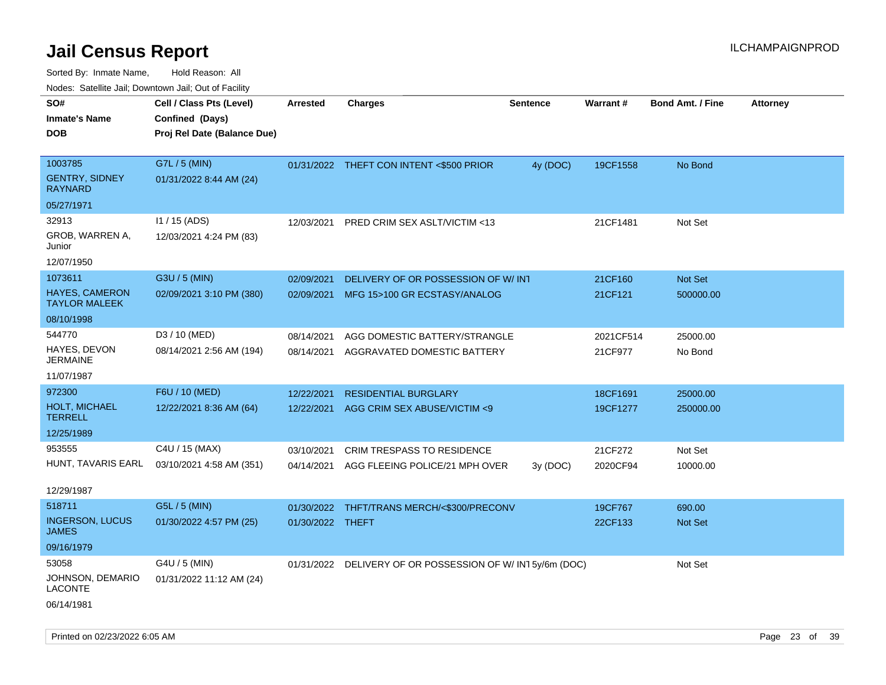# Jail Census Report

Sorted By: Inmate Name, Hold Reason: All

Nodes: Satellite Jail; Downtown Jail; Out of Facility

| SO# / Inmate's Name / DOB | Cell / Class Pts (Level) / Confined (Days) / Proj Rel Date (Balance Due) | Arrested | Charges | Sentence | Warrant # | Bond Amt. / Fine | Attorney |
|---|---|---|---|---|---|---|---|
| 1003785<br>GENTRY, SIDNEY RAYNARD<br>05/27/1971 | G7L / 5 (MIN)<br>01/31/2022 8:44 AM (24) | 01/31/2022 | THEFT CON INTENT <$500 PRIOR | 4y (DOC) | 19CF1558 | No Bond | |
| 32913<br>GROB, WARREN A, Junior<br>12/07/1950 | I1 / 15 (ADS)<br>12/03/2021 4:24 PM (83) | 12/03/2021 | PRED CRIM SEX ASLT/VICTIM <13 | | 21CF1481 | Not Set | |
| 1073611<br>HAYES, CAMERON TAYLOR MALEEK<br>08/10/1998 | G3U / 5 (MIN)<br>02/09/2021 3:10 PM (380) | 02/09/2021 | DELIVERY OF OR POSSESSION OF W/ INT | | 21CF160 | Not Set | |
| | | 02/09/2021 | MFG 15>100 GR ECSTASY/ANALOG | | 21CF121 | 500000.00 | |
| 544770<br>HAYES, DEVON JERMAINE<br>11/07/1987 | D3 / 10 (MED)<br>08/14/2021 2:56 AM (194) | 08/14/2021 | AGG DOMESTIC BATTERY/STRANGLE | | 2021CF514 | 25000.00 | |
| | | 08/14/2021 | AGGRAVATED DOMESTIC BATTERY | | 21CF977 | No Bond | |
| 972300<br>HOLT, MICHAEL TERRELL<br>12/25/1989 | F6U / 10 (MED)<br>12/22/2021 8:36 AM (64) | 12/22/2021 | RESIDENTIAL BURGLARY | | 18CF1691 | 25000.00 | |
| | | 12/22/2021 | AGG CRIM SEX ABUSE/VICTIM <9 | | 19CF1277 | 250000.00 | |
| 953555<br>HUNT, TAVARIS EARL<br>12/29/1987 | C4U / 15 (MAX)<br>03/10/2021 4:58 AM (351) | 03/10/2021 | CRIM TRESPASS TO RESIDENCE | | 21CF272 | Not Set | |
| | | 04/14/2021 | AGG FLEEING POLICE/21 MPH OVER | 3y (DOC) | 2020CF94 | 10000.00 | |
| 518711<br>INGERSON, LUCUS JAMES<br>09/16/1979 | G5L / 5 (MIN)<br>01/30/2022 4:57 PM (25) | 01/30/2022 | THFT/TRANS MERCH/<$300/PRECONV | | 19CF767 | 690.00 | |
| | | 01/30/2022 | THEFT | | 22CF133 | Not Set | |
| 53058<br>JOHNSON, DEMARIO LACONTE<br>06/14/1981 | G4U / 5 (MIN)<br>01/31/2022 11:12 AM (24) | 01/31/2022 | DELIVERY OF OR POSSESSION OF W/ INT | 5y/6m (DOC) | | Not Set | |

Printed on 02/23/2022 6:05 AM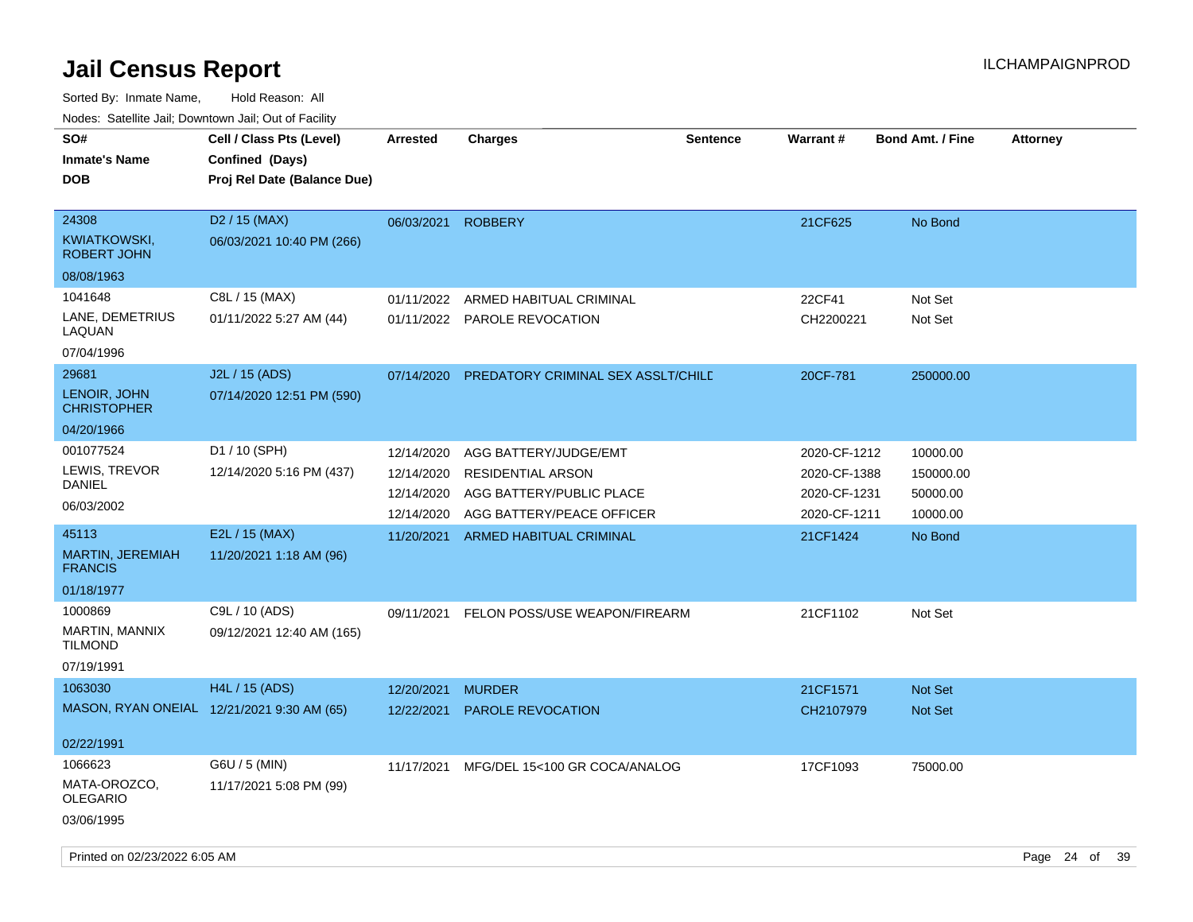# Jail Census Report

ILCHAMPAIGNPROD

Sorted By: Inmate Name, Hold Reason: All

Nodes: Satellite Jail; Downtown Jail; Out of Facility

| SO# / Inmate's Name / DOB | Cell / Class Pts (Level) / Confined (Days) / Proj Rel Date (Balance Due) | Arrested | Charges | Sentence | Warrant # | Bond Amt. / Fine | Attorney |
|---|---|---|---|---|---|---|---|
| 24308<br>KWIATKOWSKI, ROBERT JOHN<br>08/08/1963 | D2 / 15 (MAX)<br>06/03/2021 10:40 PM (266) | 06/03/2021 | ROBBERY | | 21CF625 | No Bond | |
| 1041648<br>LANE, DEMETRIUS LAQUAN<br>07/04/1996 | C8L / 15 (MAX)<br>01/11/2022 5:27 AM (44) | 01/11/2022 | ARMED HABITUAL CRIMINAL | | 22CF41 | Not Set | |
| | | 01/11/2022 | PAROLE REVOCATION | | CH2200221 | Not Set | |
| 29681<br>LENOIR, JOHN CHRISTOPHER<br>04/20/1966 | J2L / 15 (ADS)<br>07/14/2020 12:51 PM (590) | 07/14/2020 | PREDATORY CRIMINAL SEX ASSLT/CHILD | | 20CF-781 | 250000.00 | |
| 001077524<br>LEWIS, TREVOR DANIEL<br>06/03/2002 | D1 / 10 (SPH)<br>12/14/2020 5:16 PM (437) | 12/14/2020 | AGG BATTERY/JUDGE/EMT | | 2020-CF-1212 | 10000.00 | |
| | | 12/14/2020 | RESIDENTIAL ARSON | | 2020-CF-1388 | 150000.00 | |
| | | 12/14/2020 | AGG BATTERY/PUBLIC PLACE | | 2020-CF-1231 | 50000.00 | |
| | | 12/14/2020 | AGG BATTERY/PEACE OFFICER | | 2020-CF-1211 | 10000.00 | |
| 45113<br>MARTIN, JEREMIAH FRANCIS<br>01/18/1977 | E2L / 15 (MAX)<br>11/20/2021 1:18 AM (96) | 11/20/2021 | ARMED HABITUAL CRIMINAL | | 21CF1424 | No Bond | |
| 1000869<br>MARTIN, MANNIX TILMOND<br>07/19/1991 | C9L / 10 (ADS)<br>09/12/2021 12:40 AM (165) | 09/11/2021 | FELON POSS/USE WEAPON/FIREARM | | 21CF1102 | Not Set | |
| 1063030<br>MASON, RYAN ONEIAL<br>02/22/1991 | H4L / 15 (ADS)<br>12/21/2021 9:30 AM (65) | 12/20/2021 | MURDER | | 21CF1571 | Not Set | |
| | | 12/22/2021 | PAROLE REVOCATION | | CH2107979 | Not Set | |
| 1066623<br>MATA-OROZCO, OLEGARIO<br>03/06/1995 | G6U / 5 (MIN)<br>11/17/2021 5:08 PM (99) | 11/17/2021 | MFG/DEL 15<100 GR COCA/ANALOG | | 17CF1093 | 75000.00 | |

Printed on 02/23/2022 6:05 AM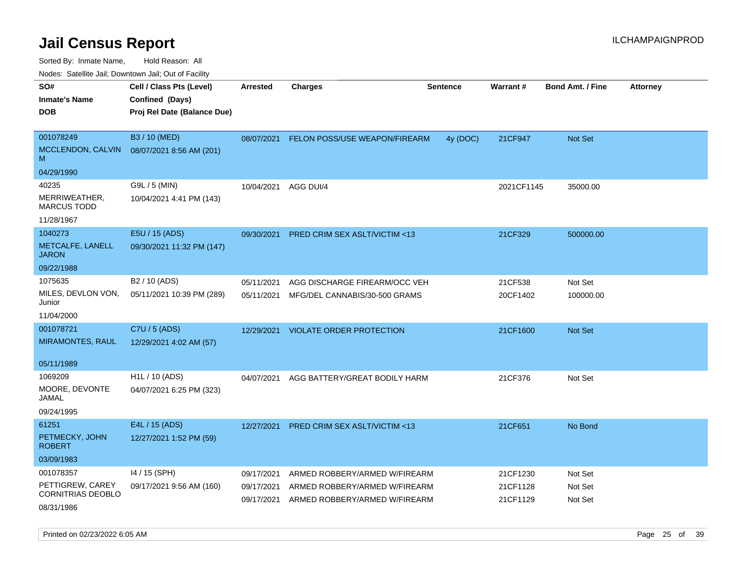# Jail Census Report

Sorted By: Inmate Name, Hold Reason: All

Nodes: Satellite Jail; Downtown Jail; Out of Facility

| SO# / Inmate's Name / DOB | Cell / Class Pts (Level) / Confined (Days) / Proj Rel Date (Balance Due) | Arrested | Charges | Sentence | Warrant # | Bond Amt. / Fine | Attorney |
|---|---|---|---|---|---|---|---|
| 001078249<br>MCCLENDON, CALVIN M<br>04/29/1990 | B3 / 10 (MED)<br>08/07/2021 8:56 AM (201) | 08/07/2021 | FELON POSS/USE WEAPON/FIREARM | 4y (DOC) | 21CF947 | Not Set | |
| 40235<br>MERRIWEATHER, MARCUS TODD<br>11/28/1967 | G9L / 5 (MIN)<br>10/04/2021 4:41 PM (143) | 10/04/2021 | AGG DUI/4 | | 2021CF1145 | 35000.00 | |
| 1040273<br>METCALFE, LANELL JARON<br>09/22/1988 | E5U / 15 (ADS)<br>09/30/2021 11:32 PM (147) | 09/30/2021 | PRED CRIM SEX ASLT/VICTIM <13 | | 21CF329 | 500000.00 | |
| 1075635<br>MILES, DEVLON VON, Junior<br>11/04/2000 | B2 / 10 (ADS)<br>05/11/2021 10:39 PM (289) | 05/11/2021 | AGG DISCHARGE FIREARM/OCC VEH | | 21CF538 | Not Set | |
| | | 05/11/2021 | MFG/DEL CANNABIS/30-500 GRAMS | | 20CF1402 | 100000.00 | |
| 001078721<br>MIRAMONTES, RAUL<br>05/11/1989 | C7U / 5 (ADS)<br>12/29/2021 4:02 AM (57) | 12/29/2021 | VIOLATE ORDER PROTECTION | | 21CF1600 | Not Set | |
| 1069209<br>MOORE, DEVONTE JAMAL<br>09/24/1995 | H1L / 10 (ADS)<br>04/07/2021 6:25 PM (323) | 04/07/2021 | AGG BATTERY/GREAT BODILY HARM | | 21CF376 | Not Set | |
| 61251<br>PETMECKY, JOHN ROBERT<br>03/09/1983 | E4L / 15 (ADS)<br>12/27/2021 1:52 PM (59) | 12/27/2021 | PRED CRIM SEX ASLT/VICTIM <13 | | 21CF651 | No Bond | |
| 001078357<br>PETTIGREW, CAREY CORNITRIAS DEOBLO<br>08/31/1986 | I4 / 15 (SPH)<br>09/17/2021 9:56 AM (160) | 09/17/2021 | ARMED ROBBERY/ARMED W/FIREARM | | 21CF1230 | Not Set | |
| | | 09/17/2021 | ARMED ROBBERY/ARMED W/FIREARM | | 21CF1128 | Not Set | |
| | | 09/17/2021 | ARMED ROBBERY/ARMED W/FIREARM | | 21CF1129 | Not Set | |

Printed on 02/23/2022 6:05 AM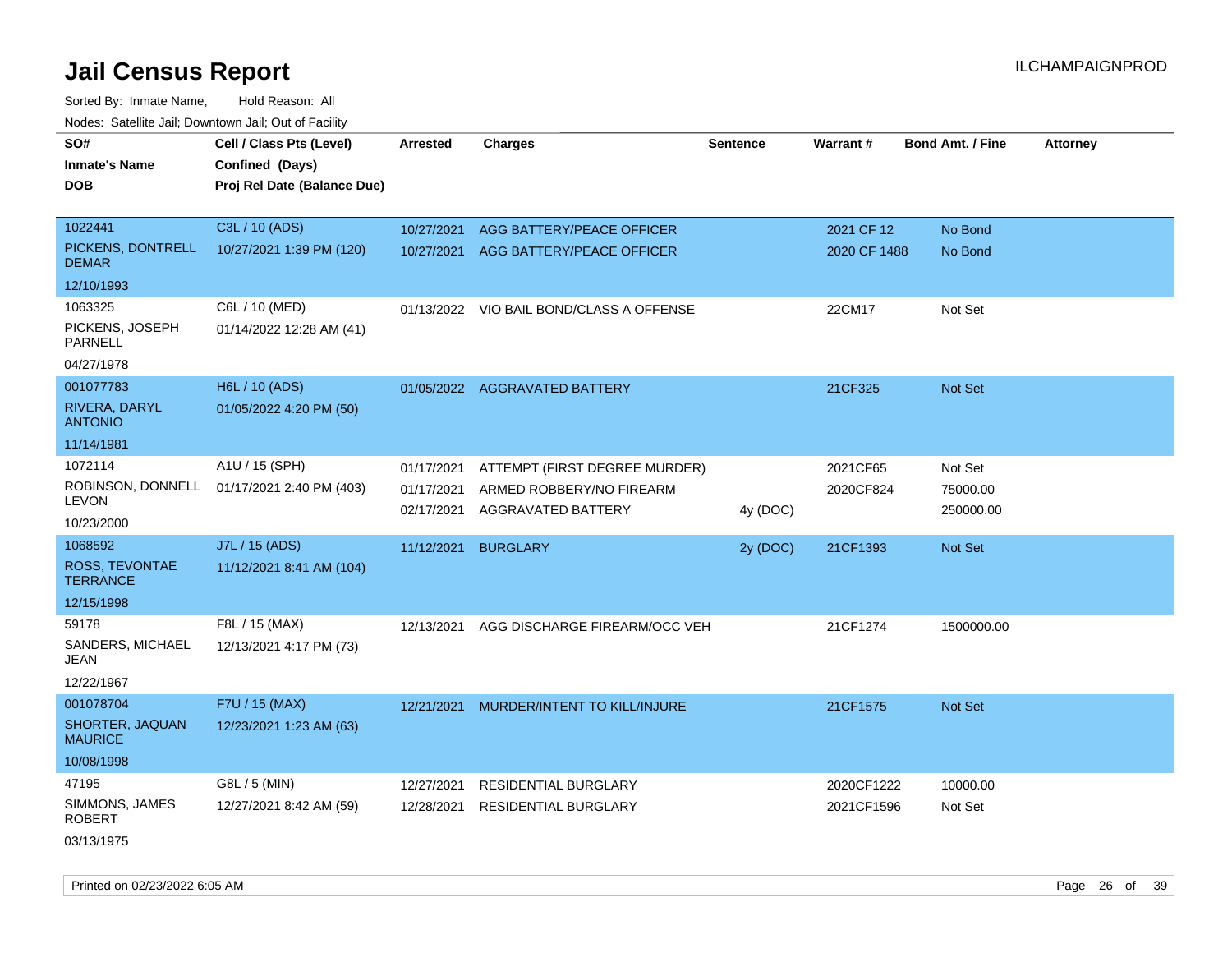# Jail Census Report

Sorted By: Inmate Name, Hold Reason: All

Nodes: Satellite Jail; Downtown Jail; Out of Facility

| SO# / Inmate's Name / DOB | Cell / Class Pts (Level) / Confined (Days) / Proj Rel Date (Balance Due) | Arrested | Charges | Sentence | Warrant # | Bond Amt. / Fine | Attorney |
|---|---|---|---|---|---|---|---|
| 1022441 PICKENS, DONTRELL DEMAR 12/10/1993 | C3L / 10 (ADS) 10/27/2021 1:39 PM (120) | 10/27/2021 | AGG BATTERY/PEACE OFFICER | | 2021 CF 12 | No Bond | |
| | | 10/27/2021 | AGG BATTERY/PEACE OFFICER | | 2020 CF 1488 | No Bond | |
| 1063325 PICKENS, JOSEPH PARNELL 04/27/1978 | C6L / 10 (MED) 01/14/2022 12:28 AM (41) | 01/13/2022 | VIO BAIL BOND/CLASS A OFFENSE | | 22CM17 | Not Set | |
| 001077783 RIVERA, DARYL ANTONIO 11/14/1981 | H6L / 10 (ADS) 01/05/2022 4:20 PM (50) | 01/05/2022 | AGGRAVATED BATTERY | | 21CF325 | Not Set | |
| 1072114 ROBINSON, DONNELL LEVON 10/23/2000 | A1U / 15 (SPH) 01/17/2021 2:40 PM (403) | 01/17/2021 | ATTEMPT (FIRST DEGREE MURDER) | | 2021CF65 | Not Set | |
| | | 01/17/2021 | ARMED ROBBERY/NO FIREARM | | 2020CF824 | 75000.00 | |
| | | 02/17/2021 | AGGRAVATED BATTERY | 4y (DOC) | | 250000.00 | |
| 1068592 ROSS, TEVONTAE TERRANCE 12/15/1998 | J7L / 15 (ADS) 11/12/2021 8:41 AM (104) | 11/12/2021 | BURGLARY | 2y (DOC) | 21CF1393 | Not Set | |
| 59178 SANDERS, MICHAEL JEAN 12/22/1967 | F8L / 15 (MAX) 12/13/2021 4:17 PM (73) | 12/13/2021 | AGG DISCHARGE FIREARM/OCC VEH | | 21CF1274 | 1500000.00 | |
| 001078704 SHORTER, JAQUAN MAURICE 10/08/1998 | F7U / 15 (MAX) 12/23/2021 1:23 AM (63) | 12/21/2021 | MURDER/INTENT TO KILL/INJURE | | 21CF1575 | Not Set | |
| 47195 SIMMONS, JAMES ROBERT 03/13/1975 | G8L / 5 (MIN) 12/27/2021 8:42 AM (59) | 12/27/2021 | RESIDENTIAL BURGLARY | | 2020CF1222 | 10000.00 | |
| | | 12/28/2021 | RESIDENTIAL BURGLARY | | 2021CF1596 | Not Set | |

Printed on 02/23/2022 6:05 AM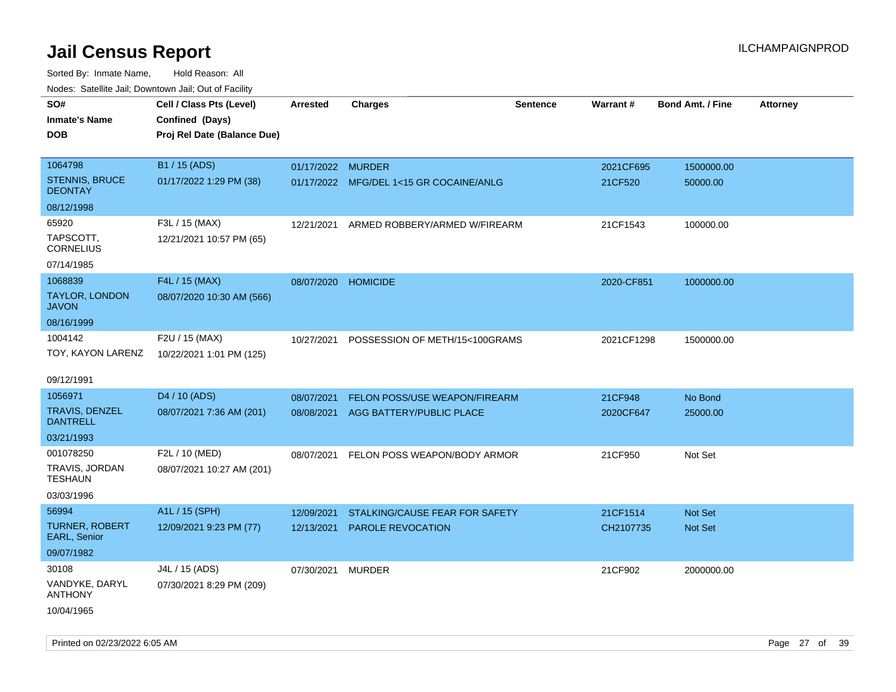# Jail Census Report

Sorted By: Inmate Name, Hold Reason: All

Nodes: Satellite Jail; Downtown Jail; Out of Facility

| SO# / Inmate's Name / DOB | Cell / Class Pts (Level) / Confined (Days) / Proj Rel Date (Balance Due) | Arrested | Charges | Sentence | Warrant # | Bond Amt. / Fine | Attorney |
|---|---|---|---|---|---|---|---|
| 1064798 STENNIS, BRUCE DEONTAY 08/12/1998 | B1 / 15 (ADS) 01/17/2022 1:29 PM (38) | 01/17/2022 | MURDER | | 2021CF695 | 1500000.00 | |
| | | 01/17/2022 | MFG/DEL 1<15 GR COCAINE/ANLG | | 21CF520 | 50000.00 | |
| 65920 TAPSCOTT, CORNELIUS 07/14/1985 | F3L / 15 (MAX) 12/21/2021 10:57 PM (65) | 12/21/2021 | ARMED ROBBERY/ARMED W/FIREARM | | 21CF1543 | 100000.00 | |
| 1068839 TAYLOR, LONDON JAVON 08/16/1999 | F4L / 15 (MAX) 08/07/2020 10:30 AM (566) | 08/07/2020 | HOMICIDE | | 2020-CF851 | 1000000.00 | |
| 1004142 TOY, KAYON LARENZ 09/12/1991 | F2U / 15 (MAX) 10/22/2021 1:01 PM (125) | 10/27/2021 | POSSESSION OF METH/15<100GRAMS | | 2021CF1298 | 1500000.00 | |
| 1056971 TRAVIS, DENZEL DANTRELL 03/21/1993 | D4 / 10 (ADS) 08/07/2021 7:36 AM (201) | 08/07/2021 | FELON POSS/USE WEAPON/FIREARM | | 21CF948 | No Bond | |
| | | 08/08/2021 | AGG BATTERY/PUBLIC PLACE | | 2020CF647 | 25000.00 | |
| 001078250 TRAVIS, JORDAN TESHAUN 03/03/1996 | F2L / 10 (MED) 08/07/2021 10:27 AM (201) | 08/07/2021 | FELON POSS WEAPON/BODY ARMOR | | 21CF950 | Not Set | |
| 56994 TURNER, ROBERT EARL, Senior 09/07/1982 | A1L / 15 (SPH) 12/09/2021 9:23 PM (77) | 12/09/2021 | STALKING/CAUSE FEAR FOR SAFETY | | 21CF1514 | Not Set | |
| | | 12/13/2021 | PAROLE REVOCATION | | CH2107735 | Not Set | |
| 30108 VANDYKE, DARYL ANTHONY 10/04/1965 | J4L / 15 (ADS) 07/30/2021 8:29 PM (209) | 07/30/2021 | MURDER | | 21CF902 | 2000000.00 | |

Printed on 02/23/2022 6:05 AM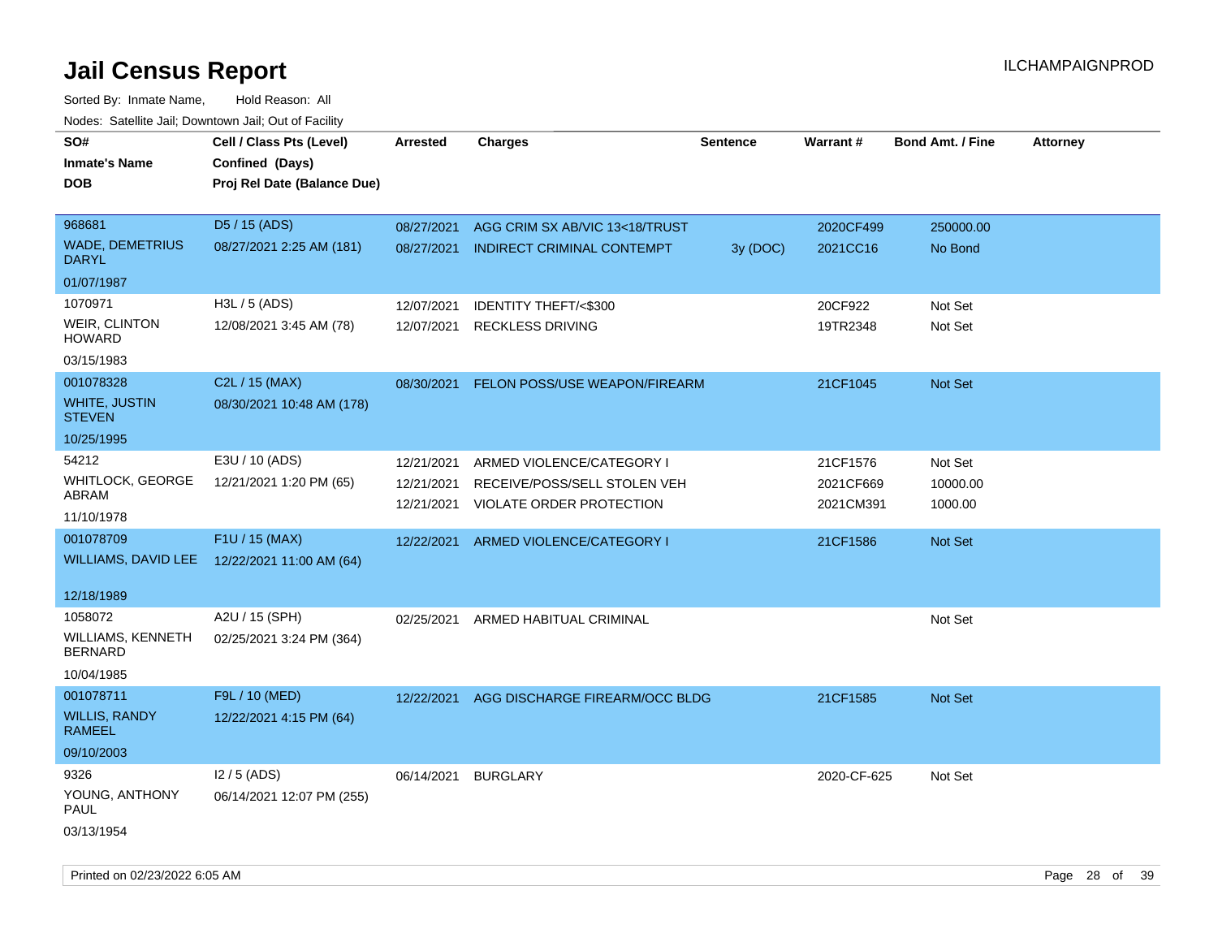# Jail Census Report

ILCHAMPAIGNPROD

Sorted By: Inmate Name, Hold Reason: All

Nodes: Satellite Jail; Downtown Jail; Out of Facility

| SO# / Inmate's Name / DOB | Cell / Class Pts (Level) / Confined (Days) / Proj Rel Date (Balance Due) | Arrested | Charges | Sentence | Warrant # | Bond Amt. / Fine | Attorney |
|---|---|---|---|---|---|---|---|
| 968681<br>WADE, DEMETRIUS DARYL<br>01/07/1987 | D5 / 15 (ADS)<br>08/27/2021 2:25 AM (181) | 08/27/2021<br>08/27/2021 | AGG CRIM SX AB/VIC 13<18/TRUST<br>INDIRECT CRIMINAL CONTEMPT | <br>3y (DOC) | 2020CF499<br>2021CC16 | 250000.00<br>No Bond | |
| 1070971<br>WEIR, CLINTON HOWARD<br>03/15/1983 | H3L / 5 (ADS)<br>12/08/2021 3:45 AM (78) | 12/07/2021<br>12/07/2021 | IDENTITY THEFT/<$300<br>RECKLESS DRIVING | | 20CF922<br>19TR2348 | Not Set<br>Not Set | |
| 001078328<br>WHITE, JUSTIN STEVEN<br>10/25/1995 | C2L / 15 (MAX)<br>08/30/2021 10:48 AM (178) | 08/30/2021 | FELON POSS/USE WEAPON/FIREARM | | 21CF1045 | Not Set | |
| 54212<br>WHITLOCK, GEORGE ABRAM<br>11/10/1978 | E3U / 10 (ADS)<br>12/21/2021 1:20 PM (65) | 12/21/2021<br>12/21/2021<br>12/21/2021 | ARMED VIOLENCE/CATEGORY I<br>RECEIVE/POSS/SELL STOLEN VEH<br>VIOLATE ORDER PROTECTION | | 21CF1576<br>2021CF669<br>2021CM391 | Not Set<br>10000.00<br>1000.00 | |
| 001078709<br>WILLIAMS, DAVID LEE<br>12/18/1989 | F1U / 15 (MAX)<br>12/22/2021 11:00 AM (64) | 12/22/2021 | ARMED VIOLENCE/CATEGORY I | | 21CF1586 | Not Set | |
| 1058072<br>WILLIAMS, KENNETH BERNARD<br>10/04/1985 | A2U / 15 (SPH)<br>02/25/2021 3:24 PM (364) | 02/25/2021 | ARMED HABITUAL CRIMINAL | | | Not Set | |
| 001078711<br>WILLIS, RANDY RAMEEL<br>09/10/2003 | F9L / 10 (MED)<br>12/22/2021 4:15 PM (64) | 12/22/2021 | AGG DISCHARGE FIREARM/OCC BLDG | | 21CF1585 | Not Set | |
| 9326<br>YOUNG, ANTHONY PAUL<br>03/13/1954 | I2 / 5 (ADS)<br>06/14/2021 12:07 PM (255) | 06/14/2021 | BURGLARY | | 2020-CF-625 | Not Set | |

Printed on 02/23/2022 6:05 AM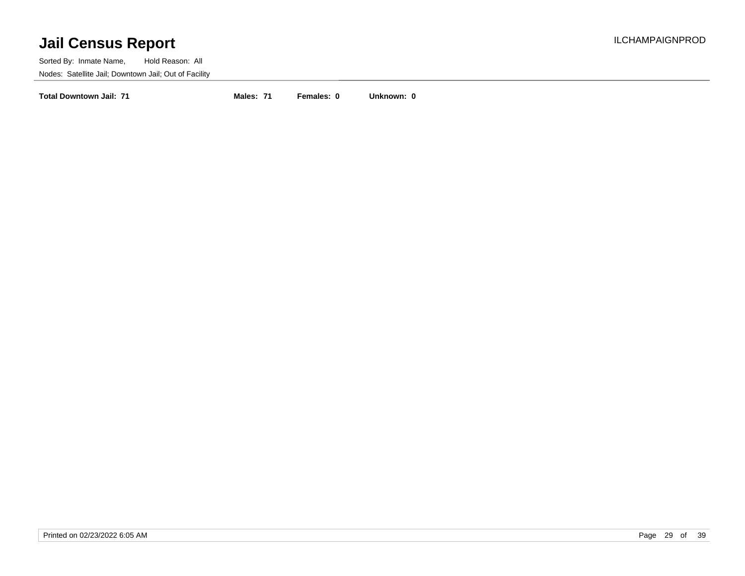# Jail Census Report

Sorted By: Inmate Name, Hold Reason: All

Nodes: Satellite Jail; Downtown Jail; Out of Facility

**Total Downtown Jail: 71** **Males: 71** **Females: 0** **Unknown: 0**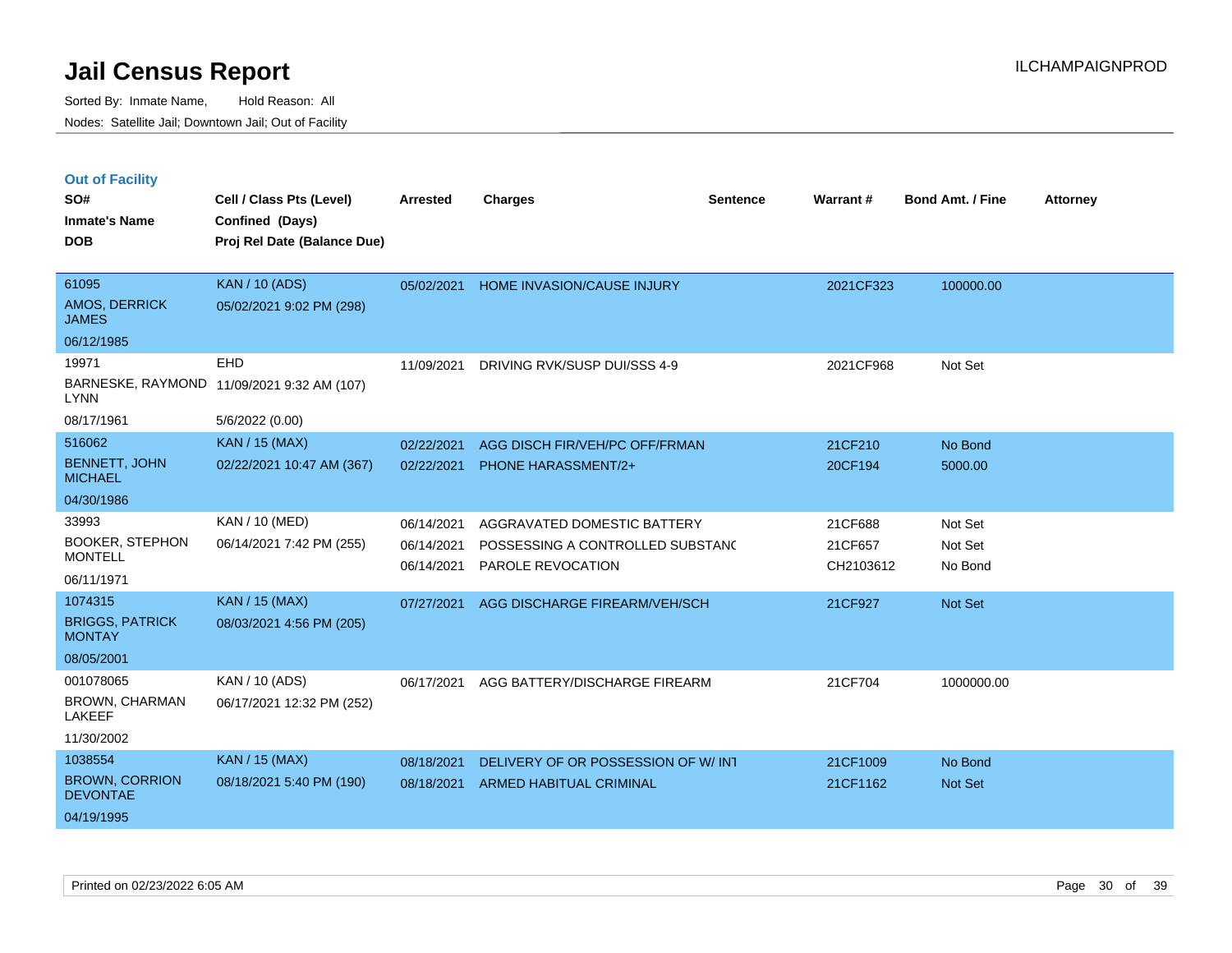# Jail Census Report

Sorted By: Inmate Name, Hold Reason: All

Nodes: Satellite Jail; Downtown Jail; Out of Facility

ILCHAMPAIGNPROD

## Out of Facility

| SO# / Inmate's Name / DOB | Cell / Class Pts (Level) / Confined (Days) / Proj Rel Date (Balance Due) | Arrested | Charges | Sentence | Warrant # | Bond Amt. / Fine | Attorney |
|---|---|---|---|---|---|---|---|
| 61095<br>AMOS, DERRICK JAMES<br>06/12/1985 | KAN / 10 (ADS)<br>05/02/2021 9:02 PM (298) | 05/02/2021 | HOME INVASION/CAUSE INJURY | | 2021CF323 | 100000.00 | |
| 19971<br>BARNESKE, RAYMOND LYNN<br>08/17/1961 | EHD<br>11/09/2021 9:32 AM (107)<br>5/6/2022 (0.00) | 11/09/2021 | DRIVING RVK/SUSP DUI/SSS 4-9 | | 2021CF968 | Not Set | |
| 516062<br>BENNETT, JOHN MICHAEL<br>04/30/1986 | KAN / 15 (MAX)<br>02/22/2021 10:47 AM (367) | 02/22/2021 | AGG DISCH FIR/VEH/PC OFF/FRMAN | | 21CF210 | No Bond | |
| | | 02/22/2021 | PHONE HARASSMENT/2+ | | 20CF194 | 5000.00 | |
| 33993<br>BOOKER, STEPHON MONTELL<br>06/11/1971 | KAN / 10 (MED)<br>06/14/2021 7:42 PM (255) | 06/14/2021 | AGGRAVATED DOMESTIC BATTERY | | 21CF688 | Not Set | |
| | | 06/14/2021 | POSSESSING A CONTROLLED SUBSTANC | | 21CF657 | Not Set | |
| | | 06/14/2021 | PAROLE REVOCATION | | CH2103612 | No Bond | |
| 1074315<br>BRIGGS, PATRICK MONTAY<br>08/05/2001 | KAN / 15 (MAX)<br>08/03/2021 4:56 PM (205) | 07/27/2021 | AGG DISCHARGE FIREARM/VEH/SCH | | 21CF927 | Not Set | |
| 001078065<br>BROWN, CHARMAN LAKEEF<br>11/30/2002 | KAN / 10 (ADS)<br>06/17/2021 12:32 PM (252) | 06/17/2021 | AGG BATTERY/DISCHARGE FIREARM | | 21CF704 | 1000000.00 | |
| 1038554<br>BROWN, CORRION DEVONTAE<br>04/19/1995 | KAN / 15 (MAX)<br>08/18/2021 5:40 PM (190) | 08/18/2021 | DELIVERY OF OR POSSESSION OF W/ INT | | 21CF1009 | No Bond | |
| | | 08/18/2021 | ARMED HABITUAL CRIMINAL | | 21CF1162 | Not Set | |

Printed on 02/23/2022 6:05 AM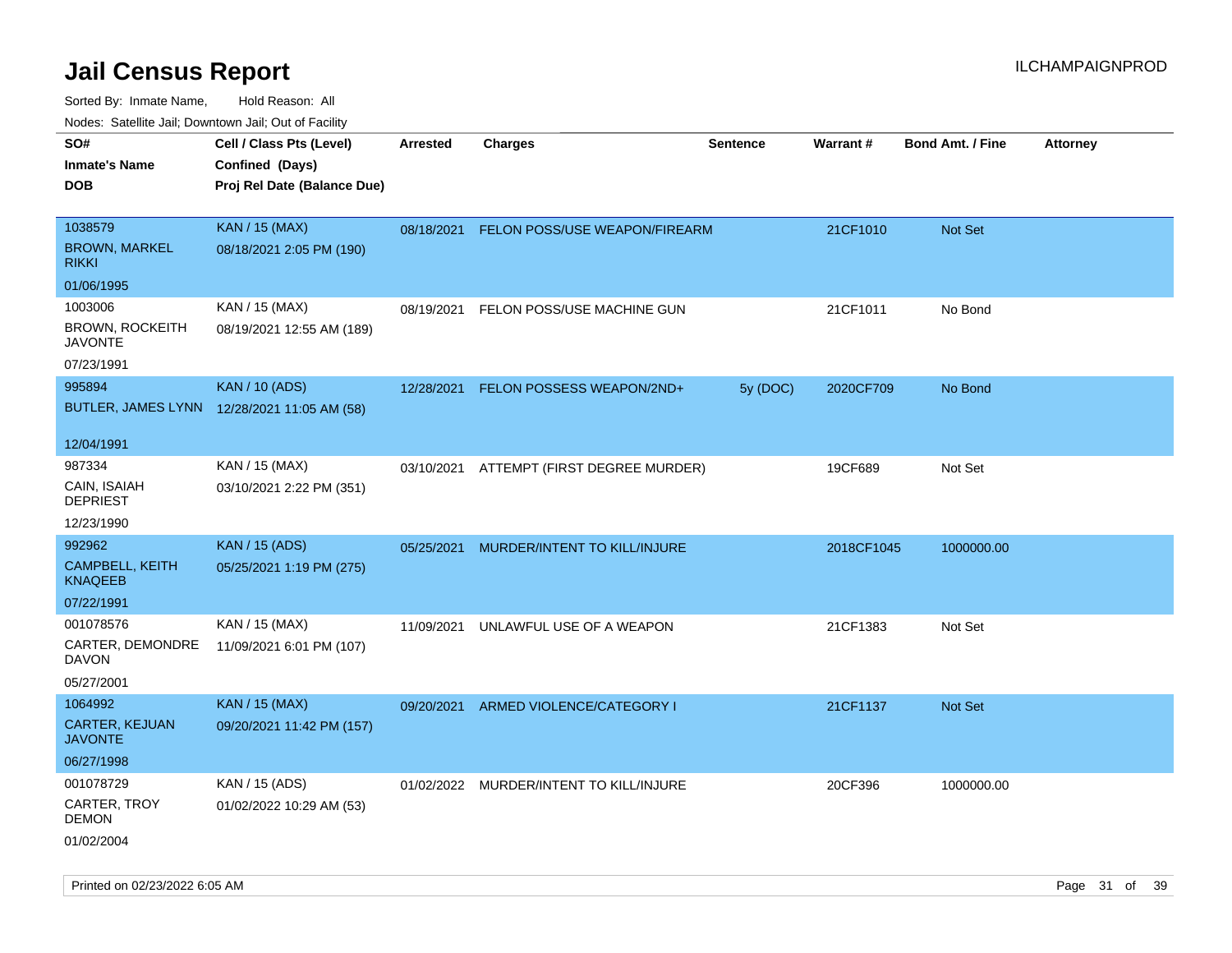# Jail Census Report

ILCHAMPAIGNPROD

Sorted By: Inmate Name, Hold Reason: All

Nodes: Satellite Jail; Downtown Jail; Out of Facility

| SO# / Inmate's Name / DOB | Cell / Class Pts (Level) / Confined (Days) / Proj Rel Date (Balance Due) | Arrested | Charges | Sentence | Warrant # | Bond Amt. / Fine | Attorney |
|---|---|---|---|---|---|---|---|
| 1038579 BROWN, MARKEL RIKKI 01/06/1995 | KAN / 15 (MAX) 08/18/2021 2:05 PM (190) | 08/18/2021 | FELON POSS/USE WEAPON/FIREARM | | 21CF1010 | Not Set | |
| 1003006 BROWN, ROCKEITH JAVONTE 07/23/1991 | KAN / 15 (MAX) 08/19/2021 12:55 AM (189) | 08/19/2021 | FELON POSS/USE MACHINE GUN | | 21CF1011 | No Bond | |
| 995894 BUTLER, JAMES LYNN 12/04/1991 | KAN / 10 (ADS) 12/28/2021 11:05 AM (58) | 12/28/2021 | FELON POSSESS WEAPON/2ND+ | 5y (DOC) | 2020CF709 | No Bond | |
| 987334 CAIN, ISAIAH DEPRIEST 12/23/1990 | KAN / 15 (MAX) 03/10/2021 2:22 PM (351) | 03/10/2021 | ATTEMPT (FIRST DEGREE MURDER) | | 19CF689 | Not Set | |
| 992962 CAMPBELL, KEITH KNAQEEB 07/22/1991 | KAN / 15 (ADS) 05/25/2021 1:19 PM (275) | 05/25/2021 | MURDER/INTENT TO KILL/INJURE | | 2018CF1045 | 1000000.00 | |
| 001078576 CARTER, DEMONDRE DAVON 05/27/2001 | KAN / 15 (MAX) 11/09/2021 6:01 PM (107) | 11/09/2021 | UNLAWFUL USE OF A WEAPON | | 21CF1383 | Not Set | |
| 1064992 CARTER, KEJUAN JAVONTE 06/27/1998 | KAN / 15 (MAX) 09/20/2021 11:42 PM (157) | 09/20/2021 | ARMED VIOLENCE/CATEGORY I | | 21CF1137 | Not Set | |
| 001078729 CARTER, TROY DEMON 01/02/2004 | KAN / 15 (ADS) 01/02/2022 10:29 AM (53) | 01/02/2022 | MURDER/INTENT TO KILL/INJURE | | 20CF396 | 1000000.00 | |

Printed on 02/23/2022 6:05 AM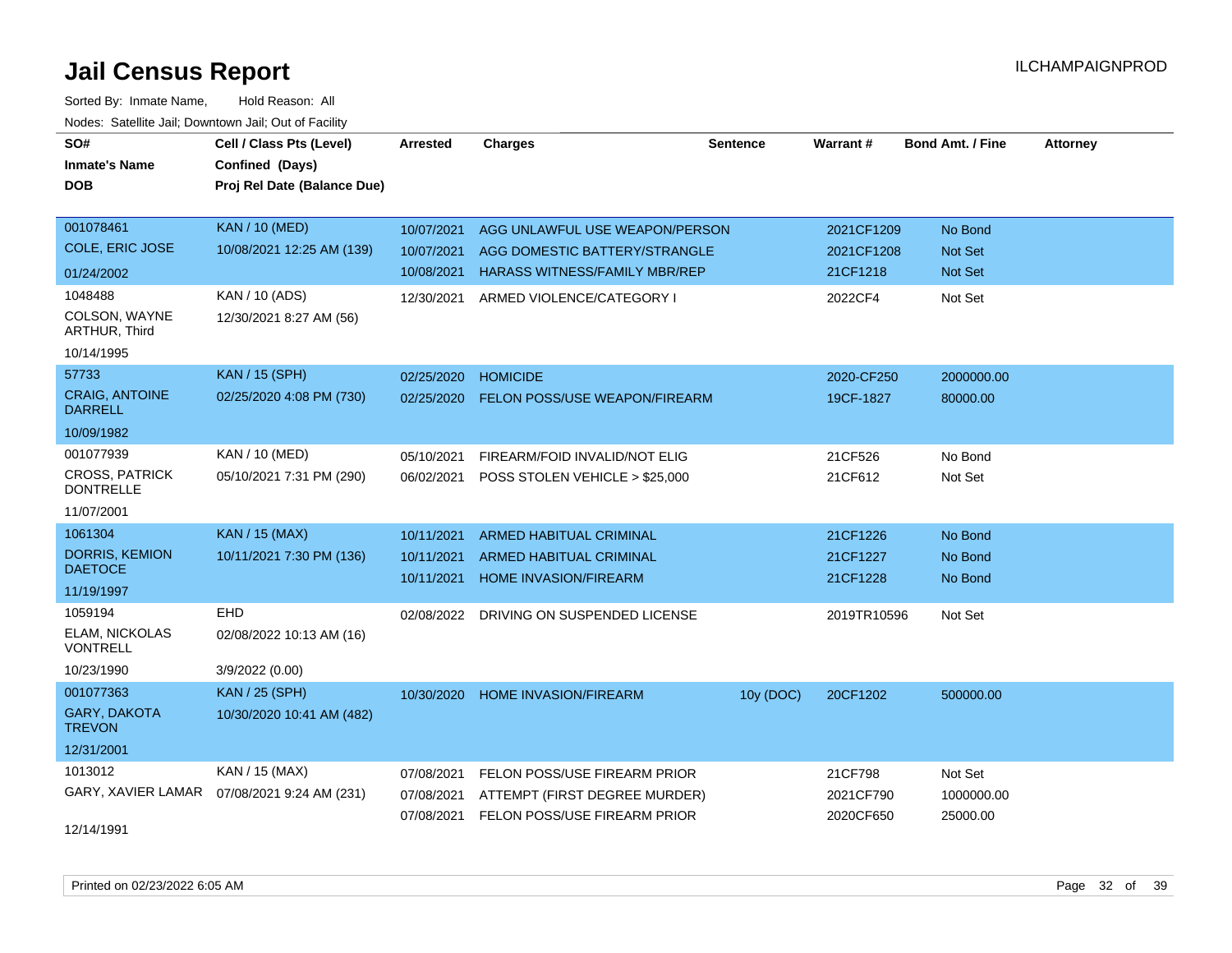# Jail Census Report

ILCHAMPAIGNPROD

Sorted By: Inmate Name, Hold Reason: All

Nodes: Satellite Jail; Downtown Jail; Out of Facility

| SO#<br>Inmate's Name<br>DOB | Cell / Class Pts (Level)<br>Confined (Days)<br>Proj Rel Date (Balance Due) | Arrested | Charges | Sentence | Warrant # | Bond Amt. / Fine | Attorney |
|---|---|---|---|---|---|---|---|
| 001078461<br>COLE, ERIC JOSE<br>01/24/2002 | KAN / 10 (MED)<br>10/08/2021 12:25 AM (139) | 10/07/2021<br>10/07/2021<br>10/08/2021 | AGG UNLAWFUL USE WEAPON/PERSON<br>AGG DOMESTIC BATTERY/STRANGLE<br>HARASS WITNESS/FAMILY MBR/REP | | 2021CF1209<br>2021CF1208<br>21CF1218 | No Bond<br>Not Set<br>Not Set | |
| 1048488<br>COLSON, WAYNE ARTHUR, Third<br>10/14/1995 | KAN / 10 (ADS)<br>12/30/2021 8:27 AM (56) | 12/30/2021 | ARMED VIOLENCE/CATEGORY I | | 2022CF4 | Not Set | |
| 57733<br>CRAIG, ANTOINE DARRELL<br>10/09/1982 | KAN / 15 (SPH)<br>02/25/2020 4:08 PM (730) | 02/25/2020<br>02/25/2020 | HOMICIDE<br>FELON POSS/USE WEAPON/FIREARM | | 2020-CF250<br>19CF-1827 | 2000000.00<br>80000.00 | |
| 001077939<br>CROSS, PATRICK DONTRELLE<br>11/07/2001 | KAN / 10 (MED)<br>05/10/2021 7:31 PM (290) | 05/10/2021<br>06/02/2021 | FIREARM/FOID INVALID/NOT ELIG<br>POSS STOLEN VEHICLE > $25,000 | | 21CF526<br>21CF612 | No Bond<br>Not Set | |
| 1061304<br>DORRIS, KEMION DAETOCE<br>11/19/1997 | KAN / 15 (MAX)<br>10/11/2021 7:30 PM (136) | 10/11/2021<br>10/11/2021<br>10/11/2021 | ARMED HABITUAL CRIMINAL<br>ARMED HABITUAL CRIMINAL<br>HOME INVASION/FIREARM | | 21CF1226<br>21CF1227<br>21CF1228 | No Bond<br>No Bond<br>No Bond | |
| 1059194<br>ELAM, NICKOLAS VONTRELL<br>10/23/1990 | EHD<br>02/08/2022 10:13 AM (16)<br>3/9/2022 (0.00) | 02/08/2022 | DRIVING ON SUSPENDED LICENSE | | 2019TR10596 | Not Set | |
| 001077363<br>GARY, DAKOTA TREVON<br>12/31/2001 | KAN / 25 (SPH)<br>10/30/2020 10:41 AM (482) | 10/30/2020 | HOME INVASION/FIREARM | 10y (DOC) | 20CF1202 | 500000.00 | |
| 1013012<br>GARY, XAVIER LAMAR<br>12/14/1991 | KAN / 15 (MAX)<br>07/08/2021 9:24 AM (231) | 07/08/2021<br>07/08/2021<br>07/08/2021 | FELON POSS/USE FIREARM PRIOR<br>ATTEMPT (FIRST DEGREE MURDER)<br>FELON POSS/USE FIREARM PRIOR | | 21CF798<br>2021CF790<br>2020CF650 | Not Set<br>1000000.00<br>25000.00 | |

Printed on 02/23/2022 6:05 AM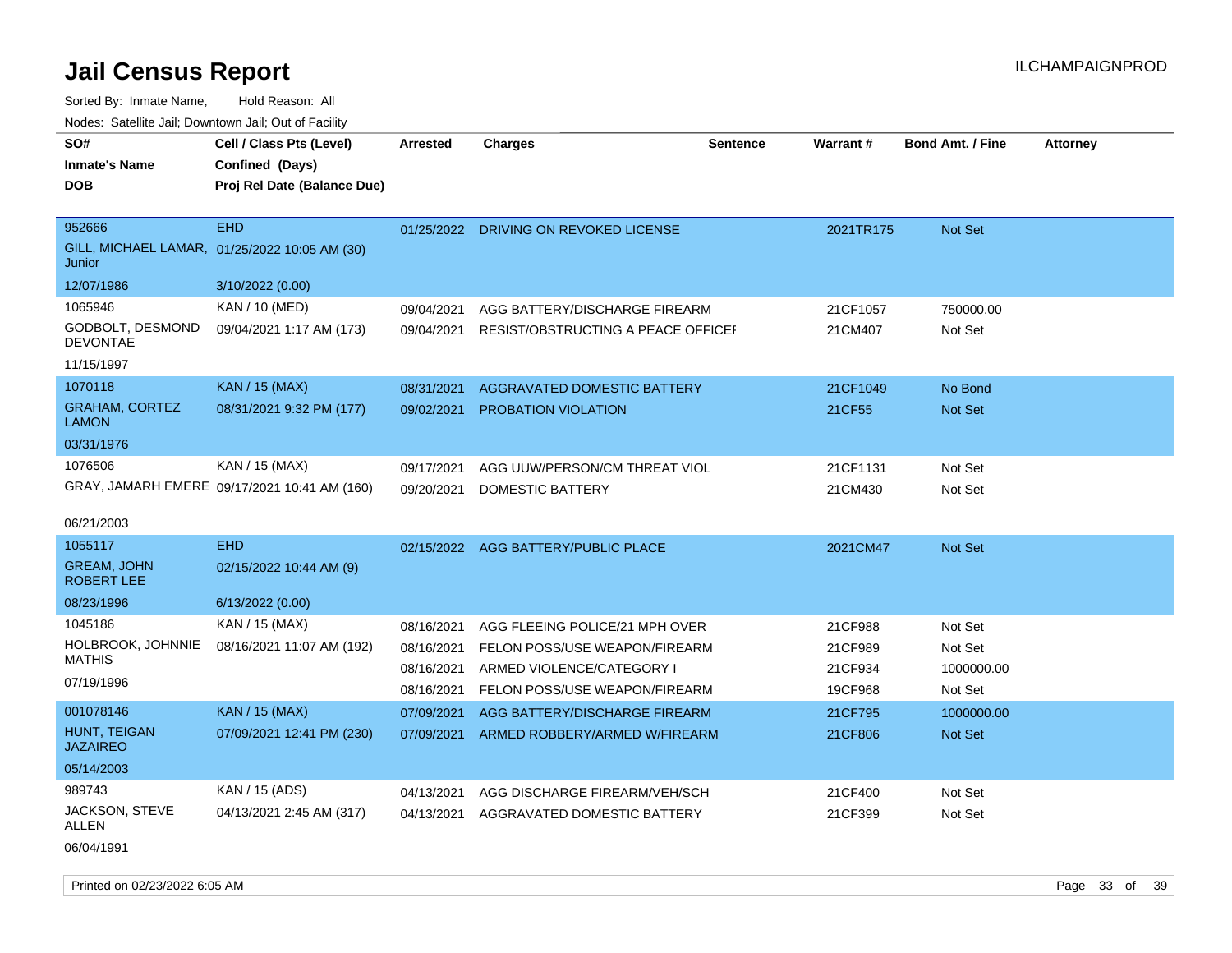# Jail Census Report

Sorted By: Inmate Name, Hold Reason: All

Nodes: Satellite Jail; Downtown Jail; Out of Facility

| SO# / Inmate's Name / DOB | Cell / Class Pts (Level) / Confined (Days) / Proj Rel Date (Balance Due) | Arrested | Charges | Sentence | Warrant # | Bond Amt. / Fine | Attorney |
|---|---|---|---|---|---|---|---|
| 952666<br>GILL, MICHAEL LAMAR, Junior<br>12/07/1986 | EHD<br>01/25/2022 10:05 AM (30)<br>3/10/2022 (0.00) | 01/25/2022 | DRIVING ON REVOKED LICENSE | | 2021TR175 | Not Set | |
| 1065946<br>GODBOLT, DESMOND DEVONTAE<br>11/15/1997 | KAN / 10 (MED)<br>09/04/2021 1:17 AM (173) | 09/04/2021 | AGG BATTERY/DISCHARGE FIREARM | | 21CF1057 | 750000.00 | |
| | | 09/04/2021 | RESIST/OBSTRUCTING A PEACE OFFICEI | | 21CM407 | Not Set | |
| 1070118<br>GRAHAM, CORTEZ LAMON<br>03/31/1976 | KAN / 15 (MAX)<br>08/31/2021 9:32 PM (177) | 08/31/2021 | AGGRAVATED DOMESTIC BATTERY | | 21CF1049 | No Bond | |
| | | 09/02/2021 | PROBATION VIOLATION | | 21CF55 | Not Set | |
| 1076506<br>GRAY, JAMARH EMERE<br>06/21/2003 | KAN / 15 (MAX)<br>09/17/2021 10:41 AM (160) | 09/17/2021 | AGG UUW/PERSON/CM THREAT VIOL | | 21CF1131 | Not Set | |
| | | 09/20/2021 | DOMESTIC BATTERY | | 21CM430 | Not Set | |
| 1055117<br>GREAM, JOHN ROBERT LEE<br>08/23/1996 | EHD<br>02/15/2022 10:44 AM (9)<br>6/13/2022 (0.00) | 02/15/2022 | AGG BATTERY/PUBLIC PLACE | | 2021CM47 | Not Set | |
| 1045186<br>HOLBROOK, JOHNNIE MATHIS<br>07/19/1996 | KAN / 15 (MAX)<br>08/16/2021 11:07 AM (192) | 08/16/2021 | AGG FLEEING POLICE/21 MPH OVER | | 21CF988 | Not Set | |
| | | 08/16/2021 | FELON POSS/USE WEAPON/FIREARM | | 21CF989 | Not Set | |
| | | 08/16/2021 | ARMED VIOLENCE/CATEGORY I | | 21CF934 | 1000000.00 | |
| | | 08/16/2021 | FELON POSS/USE WEAPON/FIREARM | | 19CF968 | Not Set | |
| 001078146<br>HUNT, TEIGAN JAZAIREO<br>05/14/2003 | KAN / 15 (MAX)<br>07/09/2021 12:41 PM (230) | 07/09/2021 | AGG BATTERY/DISCHARGE FIREARM | | 21CF795 | 1000000.00 | |
| | | 07/09/2021 | ARMED ROBBERY/ARMED W/FIREARM | | 21CF806 | Not Set | |
| 989743<br>JACKSON, STEVE ALLEN<br>06/04/1991 | KAN / 15 (ADS)<br>04/13/2021 2:45 AM (317) | 04/13/2021 | AGG DISCHARGE FIREARM/VEH/SCH | | 21CF400 | Not Set | |
| | | 04/13/2021 | AGGRAVATED DOMESTIC BATTERY | | 21CF399 | Not Set | |

Printed on 02/23/2022 6:05 AM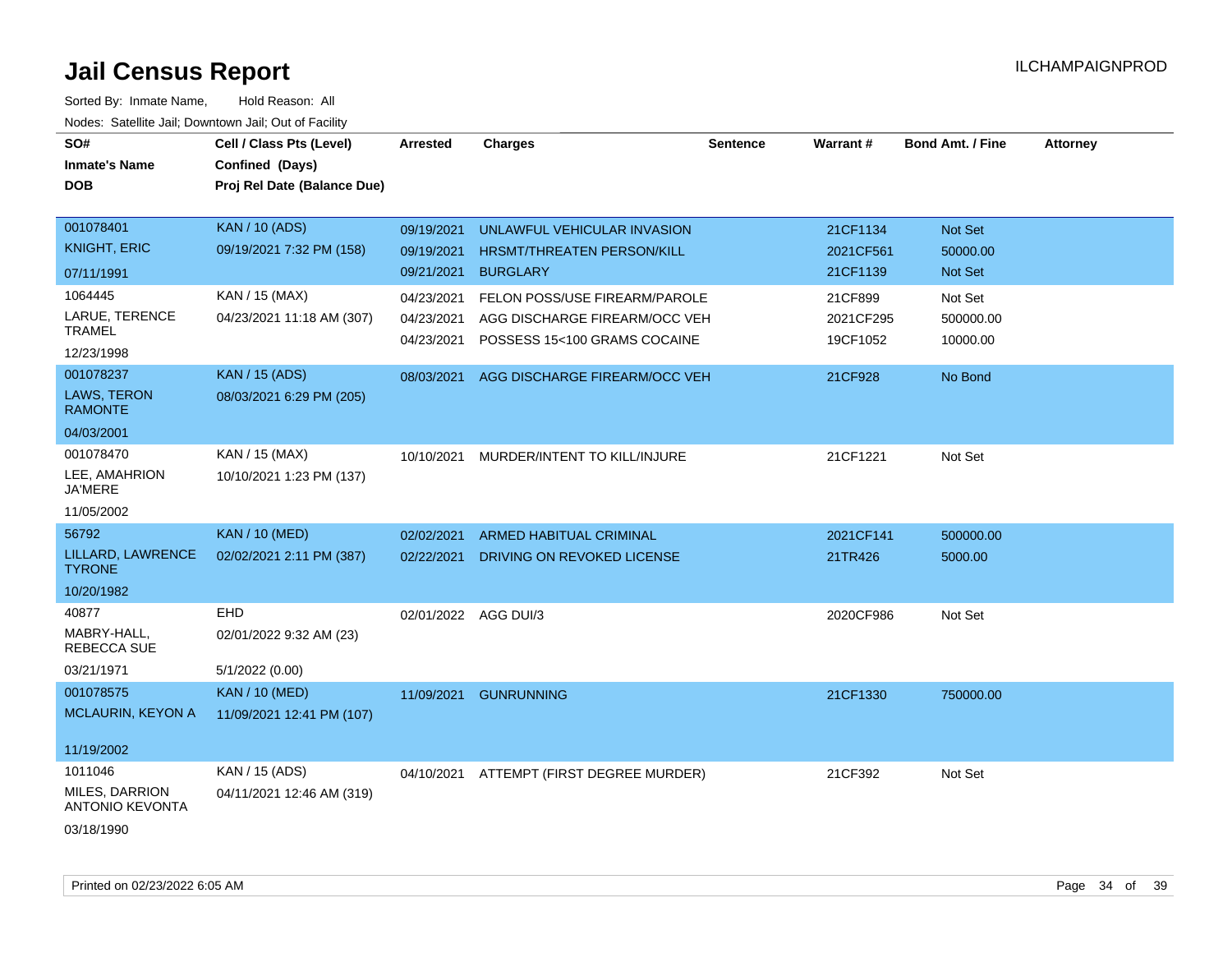# Jail Census Report

Sorted By: Inmate Name, Hold Reason: All

Nodes: Satellite Jail; Downtown Jail; Out of Facility

| SO# / Inmate's Name / DOB | Cell / Class Pts (Level) / Confined (Days) / Proj Rel Date (Balance Due) | Arrested | Charges | Sentence | Warrant # | Bond Amt. / Fine | Attorney |
|---|---|---|---|---|---|---|---|
| 001078401<br>KNIGHT, ERIC<br>07/11/1991 | KAN / 10 (ADS)<br>09/19/2021 7:32 PM (158) | 09/19/2021<br>09/19/2021<br>09/21/2021 | UNLAWFUL VEHICULAR INVASION<br>HRSMT/THREATEN PERSON/KILL<br>BURGLARY | | 21CF1134<br>2021CF561<br>21CF1139 | Not Set<br>50000.00<br>Not Set | |
| 1064445<br>LARUE, TERENCE TRAMEL<br>12/23/1998 | KAN / 15 (MAX)<br>04/23/2021 11:18 AM (307) | 04/23/2021<br>04/23/2021<br>04/23/2021 | FELON POSS/USE FIREARM/PAROLE<br>AGG DISCHARGE FIREARM/OCC VEH<br>POSSESS 15<100 GRAMS COCAINE | | 21CF899<br>2021CF295<br>19CF1052 | Not Set<br>500000.00<br>10000.00 | |
| 001078237<br>LAWS, TERON RAMONTE<br>04/03/2001 | KAN / 15 (ADS)<br>08/03/2021 6:29 PM (205) | 08/03/2021 | AGG DISCHARGE FIREARM/OCC VEH | | 21CF928 | No Bond | |
| 001078470<br>LEE, AMAHRION JA'MERE<br>11/05/2002 | KAN / 15 (MAX)<br>10/10/2021 1:23 PM (137) | 10/10/2021 | MURDER/INTENT TO KILL/INJURE | | 21CF1221 | Not Set | |
| 56792<br>LILLARD, LAWRENCE TYRONE<br>10/20/1982 | KAN / 10 (MED)<br>02/02/2021 2:11 PM (387) | 02/02/2021<br>02/22/2021 | ARMED HABITUAL CRIMINAL<br>DRIVING ON REVOKED LICENSE | | 2021CF141<br>21TR426 | 500000.00<br>5000.00 | |
| 40877<br>MABRY-HALL, REBECCA SUE<br>03/21/1971 | EHD<br>02/01/2022 9:32 AM (23)<br>5/1/2022 (0.00) | 02/01/2022 | AGG DUI/3 | | 2020CF986 | Not Set | |
| 001078575<br>MCLAURIN, KEYON A<br>11/19/2002 | KAN / 10 (MED)<br>11/09/2021 12:41 PM (107) | 11/09/2021 | GUNRUNNING | | 21CF1330 | 750000.00 | |
| 1011046<br>MILES, DARRION ANTONIO KEVONTA<br>03/18/1990 | KAN / 15 (ADS)<br>04/11/2021 12:46 AM (319) | 04/10/2021 | ATTEMPT (FIRST DEGREE MURDER) | | 21CF392 | Not Set | |

Printed on 02/23/2022 6:05 AM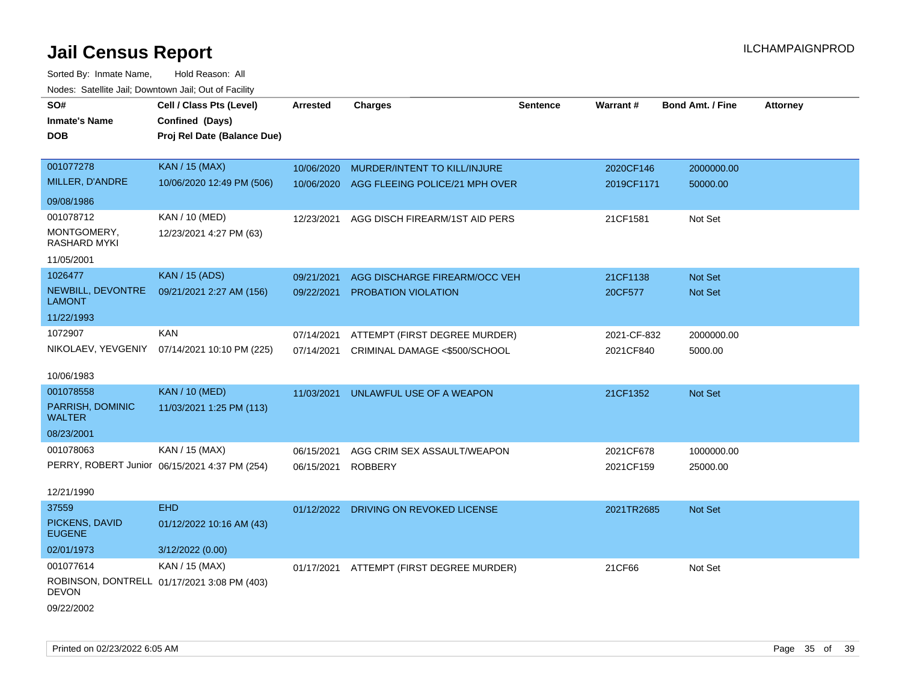# Jail Census Report

ILCHAMPAIGNPROD

Sorted By: Inmate Name, Hold Reason: All

Nodes: Satellite Jail; Downtown Jail; Out of Facility

| SO# / Inmate's Name / DOB | Cell / Class Pts (Level) / Confined (Days) / Proj Rel Date (Balance Due) | Arrested | Charges | Sentence | Warrant # | Bond Amt. / Fine | Attorney |
|---|---|---|---|---|---|---|---|
| 001077278 MILLER, D'ANDRE 09/08/1986 | KAN / 15 (MAX) 10/06/2020 12:49 PM (506) | 10/06/2020 | MURDER/INTENT TO KILL/INJURE | | 2020CF146 | 2000000.00 | |
| | | 10/06/2020 | AGG FLEEING POLICE/21 MPH OVER | | 2019CF1171 | 50000.00 | |
| 001078712 MONTGOMERY, RASHARD MYKI 11/05/2001 | KAN / 10 (MED) 12/23/2021 4:27 PM (63) | 12/23/2021 | AGG DISCH FIREARM/1ST AID PERS | | 21CF1581 | Not Set | |
| 1026477 NEWBILL, DEVONTRE LAMONT 11/22/1993 | KAN / 15 (ADS) 09/21/2021 2:27 AM (156) | 09/21/2021 | AGG DISCHARGE FIREARM/OCC VEH | | 21CF1138 | Not Set | |
| | | 09/22/2021 | PROBATION VIOLATION | | 20CF577 | Not Set | |
| 1072907 NIKOLAEV, YEVGENIY 10/06/1983 | KAN 07/14/2021 10:10 PM (225) | 07/14/2021 | ATTEMPT (FIRST DEGREE MURDER) | | 2021-CF-832 | 2000000.00 | |
| | | 07/14/2021 | CRIMINAL DAMAGE <$500/SCHOOL | | 2021CF840 | 5000.00 | |
| 001078558 PARRISH, DOMINIC WALTER 08/23/2001 | KAN / 10 (MED) 11/03/2021 1:25 PM (113) | 11/03/2021 | UNLAWFUL USE OF A WEAPON | | 21CF1352 | Not Set | |
| 001078063 PERRY, ROBERT Junior 12/21/1990 | KAN / 15 (MAX) 06/15/2021 4:37 PM (254) | 06/15/2021 | AGG CRIM SEX ASSAULT/WEAPON | | 2021CF678 | 1000000.00 | |
| | | 06/15/2021 | ROBBERY | | 2021CF159 | 25000.00 | |
| 37559 PICKENS, DAVID EUGENE 02/01/1973 | EHD 01/12/2022 10:16 AM (43) 3/12/2022 (0.00) | 01/12/2022 | DRIVING ON REVOKED LICENSE | | 2021TR2685 | Not Set | |
| 001077614 ROBINSON, DONTRELL DEVON 09/22/2002 | KAN / 15 (MAX) 01/17/2021 3:08 PM (403) | 01/17/2021 | ATTEMPT (FIRST DEGREE MURDER) | | 21CF66 | Not Set | |

Printed on 02/23/2022 6:05 AM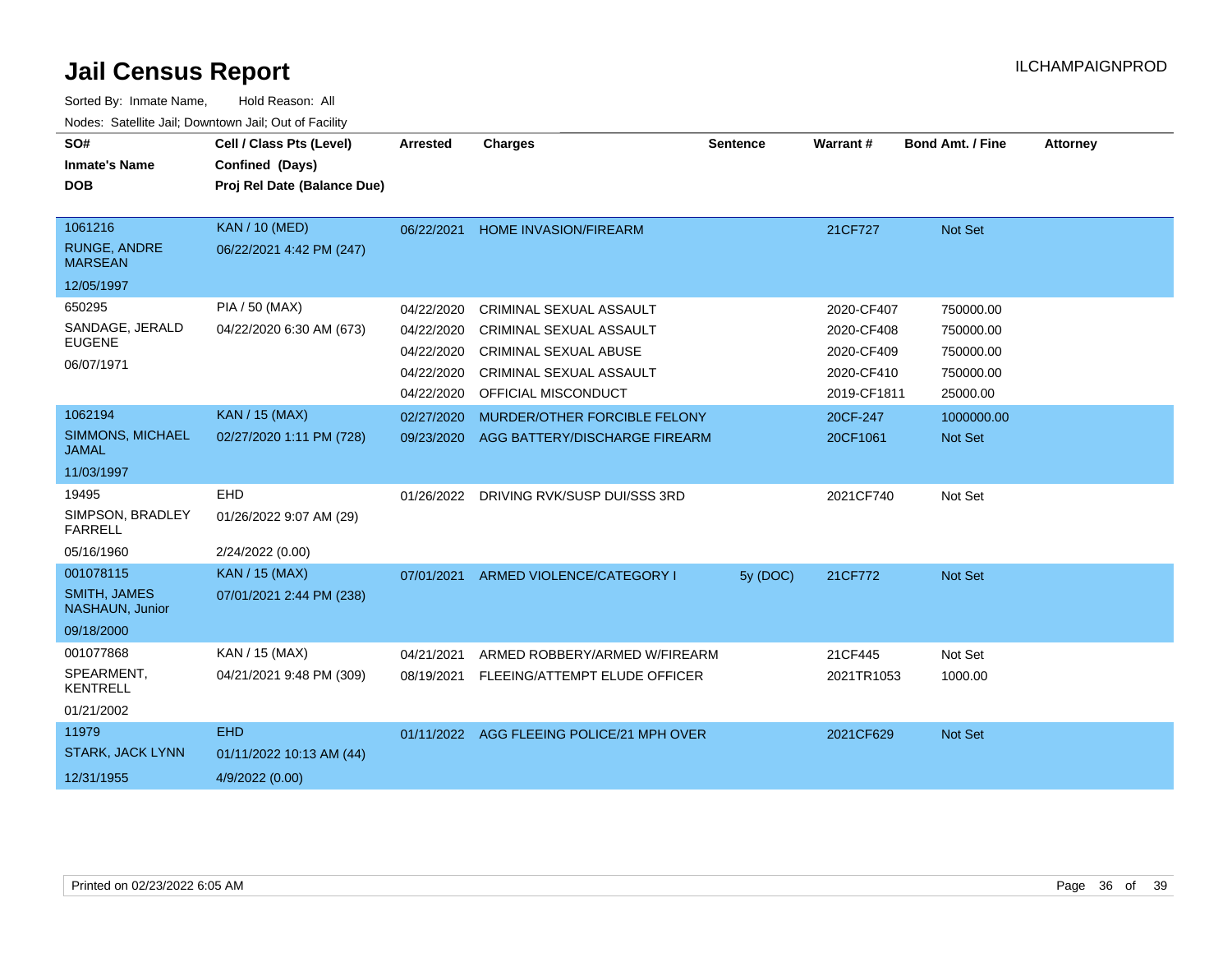# Jail Census Report

Sorted By: Inmate Name, Hold Reason: All

Nodes: Satellite Jail; Downtown Jail; Out of Facility

| SO# / Inmate's Name / DOB | Cell / Class Pts (Level) / Confined (Days) / Proj Rel Date (Balance Due) | Arrested | Charges | Sentence | Warrant # | Bond Amt. / Fine | Attorney |
|---|---|---|---|---|---|---|---|
| 1061216 RUNGE, ANDRE MARSEAN 12/05/1997 | KAN / 10 (MED) 06/22/2021 4:42 PM (247) | 06/22/2021 | HOME INVASION/FIREARM | | 21CF727 | Not Set | |
| 650295 SANDAGE, JERALD EUGENE 06/07/1971 | PIA / 50 (MAX) 04/22/2020 6:30 AM (673) | 04/22/2020 | CRIMINAL SEXUAL ASSAULT | | 2020-CF407 | 750000.00 | |
| | | 04/22/2020 | CRIMINAL SEXUAL ASSAULT | | 2020-CF408 | 750000.00 | |
| | | 04/22/2020 | CRIMINAL SEXUAL ABUSE | | 2020-CF409 | 750000.00 | |
| | | 04/22/2020 | CRIMINAL SEXUAL ASSAULT | | 2020-CF410 | 750000.00 | |
| | | 04/22/2020 | OFFICIAL MISCONDUCT | | 2019-CF1811 | 25000.00 | |
| 1062194 SIMMONS, MICHAEL JAMAL 11/03/1997 | KAN / 15 (MAX) 02/27/2020 1:11 PM (728) | 02/27/2020 | MURDER/OTHER FORCIBLE FELONY | | 20CF-247 | 1000000.00 | |
| | | 09/23/2020 | AGG BATTERY/DISCHARGE FIREARM | | 20CF1061 | Not Set | |
| 19495 SIMPSON, BRADLEY FARRELL 05/16/1960 | EHD 01/26/2022 9:07 AM (29) 2/24/2022 (0.00) | 01/26/2022 | DRIVING RVK/SUSP DUI/SSS 3RD | | 2021CF740 | Not Set | |
| 001078115 SMITH, JAMES NASHAUN, Junior 09/18/2000 | KAN / 15 (MAX) 07/01/2021 2:44 PM (238) | 07/01/2021 | ARMED VIOLENCE/CATEGORY I | 5y (DOC) | 21CF772 | Not Set | |
| 001077868 SPEARMENT, KENTRELL 01/21/2002 | KAN / 15 (MAX) 04/21/2021 9:48 PM (309) | 04/21/2021 | ARMED ROBBERY/ARMED W/FIREARM | | 21CF445 | Not Set | |
| | | 08/19/2021 | FLEEING/ATTEMPT ELUDE OFFICER | | 2021TR1053 | 1000.00 | |
| 11979 STARK, JACK LYNN 12/31/1955 | EHD 01/11/2022 10:13 AM (44) 4/9/2022 (0.00) | 01/11/2022 | AGG FLEEING POLICE/21 MPH OVER | | 2021CF629 | Not Set | |

Printed on 02/23/2022 6:05 AM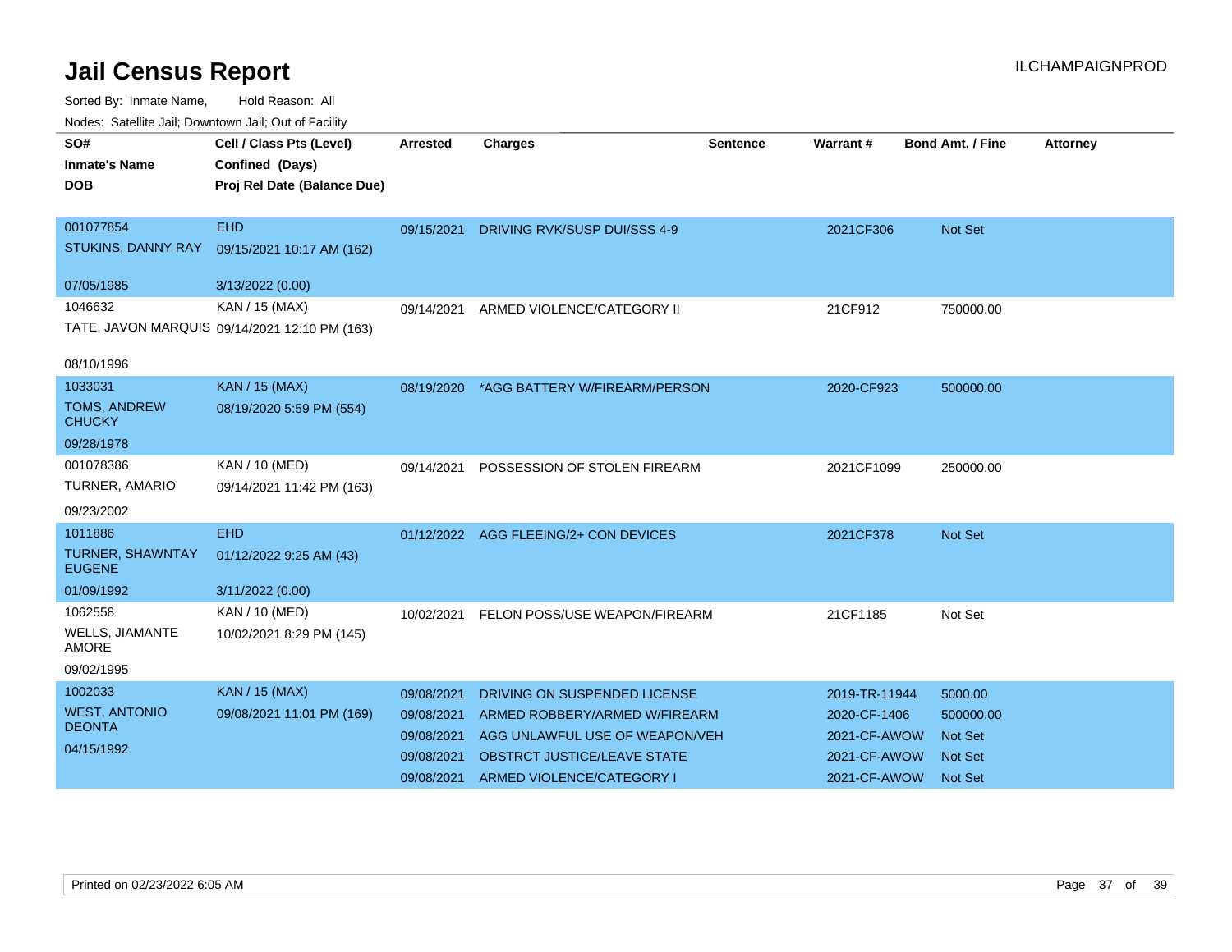# Jail Census Report

ILCHAMPAIGNPROD

Sorted By: Inmate Name, Hold Reason: All

Nodes: Satellite Jail; Downtown Jail; Out of Facility

| SO# / Inmate's Name / DOB | Cell / Class Pts (Level) / Confined (Days) / Proj Rel Date (Balance Due) | Arrested | Charges | Sentence | Warrant # | Bond Amt. / Fine | Attorney |
|---|---|---|---|---|---|---|---|
| 001077854<br>STUKINS, DANNY RAY<br>07/05/1985 | EHD<br>09/15/2021 10:17 AM (162)<br>3/13/2022 (0.00) | 09/15/2021 | DRIVING RVK/SUSP DUI/SSS 4-9 | | 2021CF306 | Not Set | |
| 1046632<br>TATE, JAVON MARQUIS<br>08/10/1996 | KAN / 15 (MAX)<br>09/14/2021 12:10 PM (163) | 09/14/2021 | ARMED VIOLENCE/CATEGORY II | | 21CF912 | 750000.00 | |
| 1033031<br>TOMS, ANDREW CHUCKY<br>09/28/1978 | KAN / 15 (MAX)<br>08/19/2020 5:59 PM (554) | 08/19/2020 | *AGG BATTERY W/FIREARM/PERSON | | 2020-CF923 | 500000.00 | |
| 001078386<br>TURNER, AMARIO<br>09/23/2002 | KAN / 10 (MED)<br>09/14/2021 11:42 PM (163) | 09/14/2021 | POSSESSION OF STOLEN FIREARM | | 2021CF1099 | 250000.00 | |
| 1011886<br>TURNER, SHAWNTAY EUGENE<br>01/09/1992 | EHD<br>01/12/2022 9:25 AM (43)<br>3/11/2022 (0.00) | 01/12/2022 | AGG FLEEING/2+ CON DEVICES | | 2021CF378 | Not Set | |
| 1062558<br>WELLS, JIAMANTE AMORE<br>09/02/1995 | KAN / 10 (MED)<br>10/02/2021 8:29 PM (145) | 10/02/2021 | FELON POSS/USE WEAPON/FIREARM | | 21CF1185 | Not Set | |
| 1002033<br>WEST, ANTONIO DEONTA<br>04/15/1992 | KAN / 15 (MAX)<br>09/08/2021 11:01 PM (169) | 09/08/2021 | DRIVING ON SUSPENDED LICENSE | | 2019-TR-11944 | 5000.00 | |
| | | 09/08/2021 | ARMED ROBBERY/ARMED W/FIREARM | | 2020-CF-1406 | 500000.00 | |
| | | 09/08/2021 | AGG UNLAWFUL USE OF WEAPON/VEH | | 2021-CF-AWOW | Not Set | |
| | | 09/08/2021 | OBSTRCT JUSTICE/LEAVE STATE | | 2021-CF-AWOW | Not Set | |
| | | 09/08/2021 | ARMED VIOLENCE/CATEGORY I | | 2021-CF-AWOW | Not Set | |

Printed on 02/23/2022 6:05 AM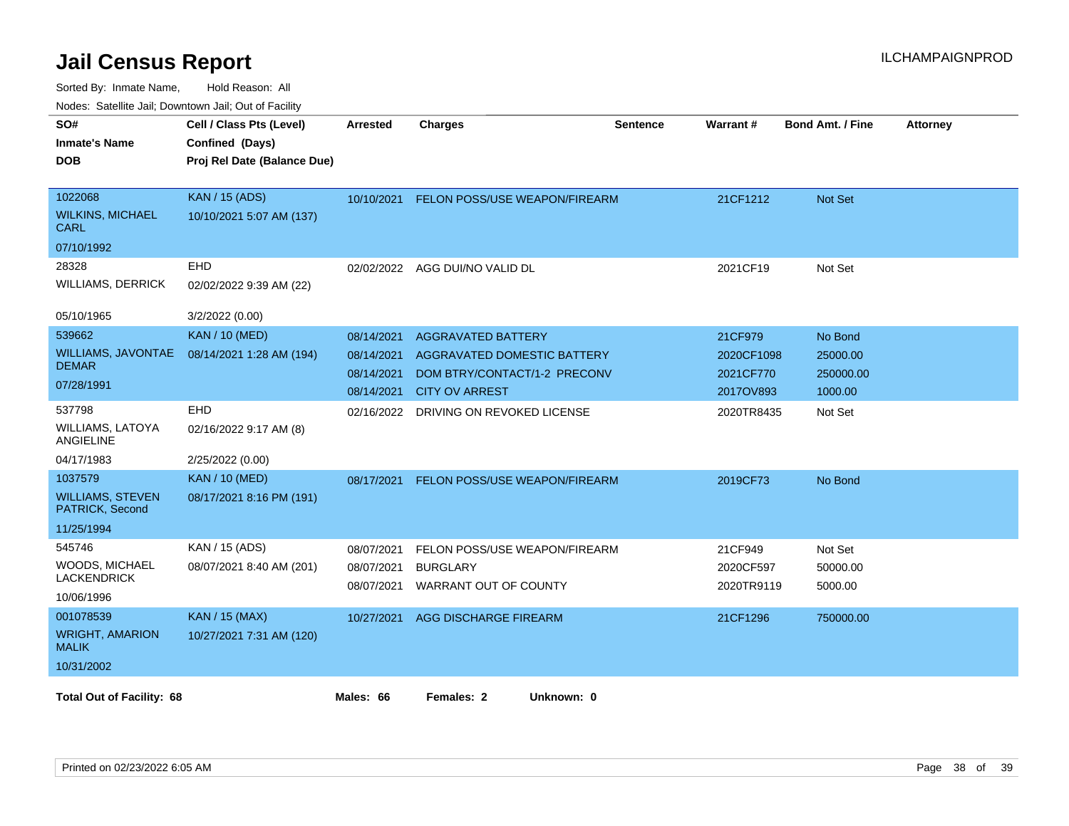# Jail Census Report

ILCHAMPAIGNPROD

Sorted By: Inmate Name, Hold Reason: All

Nodes: Satellite Jail; Downtown Jail; Out of Facility

| SO# / Inmate's Name / DOB | Cell / Class Pts (Level) / Confined (Days) / Proj Rel Date (Balance Due) | Arrested | Charges | Sentence | Warrant # | Bond Amt. / Fine | Attorney |
|---|---|---|---|---|---|---|---|
| 1022068<br>WILKINS, MICHAEL CARL<br>07/10/1992 | KAN / 15 (ADS)<br>10/10/2021 5:07 AM (137) | 10/10/2021 | FELON POSS/USE WEAPON/FIREARM | | 21CF1212 | Not Set | |
| 28328<br>WILLIAMS, DERRICK<br>05/10/1965 | EHD<br>02/02/2022 9:39 AM (22)<br>3/2/2022 (0.00) | 02/02/2022 | AGG DUI/NO VALID DL | | 2021CF19 | Not Set | |
| 539662<br>WILLIAMS, JAVONTAE DEMAR<br>07/28/1991 | KAN / 10 (MED)<br>08/14/2021 1:28 AM (194) | 08/14/2021 | AGGRAVATED BATTERY | | 21CF979 | No Bond | |
| | | 08/14/2021 | AGGRAVATED DOMESTIC BATTERY | | 2020CF1098 | 25000.00 | |
| | | 08/14/2021 | DOM BTRY/CONTACT/1-2 PRECONV | | 2021CF770 | 250000.00 | |
| | | 08/14/2021 | CITY OV ARREST | | 2017OV893 | 1000.00 | |
| 537798<br>WILLIAMS, LATOYA ANGIELINE<br>04/17/1983 | EHD<br>02/16/2022 9:17 AM (8)<br>2/25/2022 (0.00) | 02/16/2022 | DRIVING ON REVOKED LICENSE | | 2020TR8435 | Not Set | |
| 1037579<br>WILLIAMS, STEVEN PATRICK, Second<br>11/25/1994 | KAN / 10 (MED)<br>08/17/2021 8:16 PM (191) | 08/17/2021 | FELON POSS/USE WEAPON/FIREARM | | 2019CF73 | No Bond | |
| 545746<br>WOODS, MICHAEL LACKENDRICK<br>10/06/1996 | KAN / 15 (ADS)<br>08/07/2021 8:40 AM (201) | 08/07/2021 | FELON POSS/USE WEAPON/FIREARM | | 21CF949 | Not Set | |
| | | 08/07/2021 | BURGLARY | | 2020CF597 | 50000.00 | |
| | | 08/07/2021 | WARRANT OUT OF COUNTY | | 2020TR9119 | 5000.00 | |
| 001078539<br>WRIGHT, AMARION MALIK<br>10/31/2002 | KAN / 15 (MAX)<br>10/27/2021 7:31 AM (120) | 10/27/2021 | AGG DISCHARGE FIREARM | | 21CF1296 | 750000.00 | |

**Total Out of Facility: 68** **Males: 66** **Females: 2** **Unknown: 0**

Printed on 02/23/2022 6:05 AM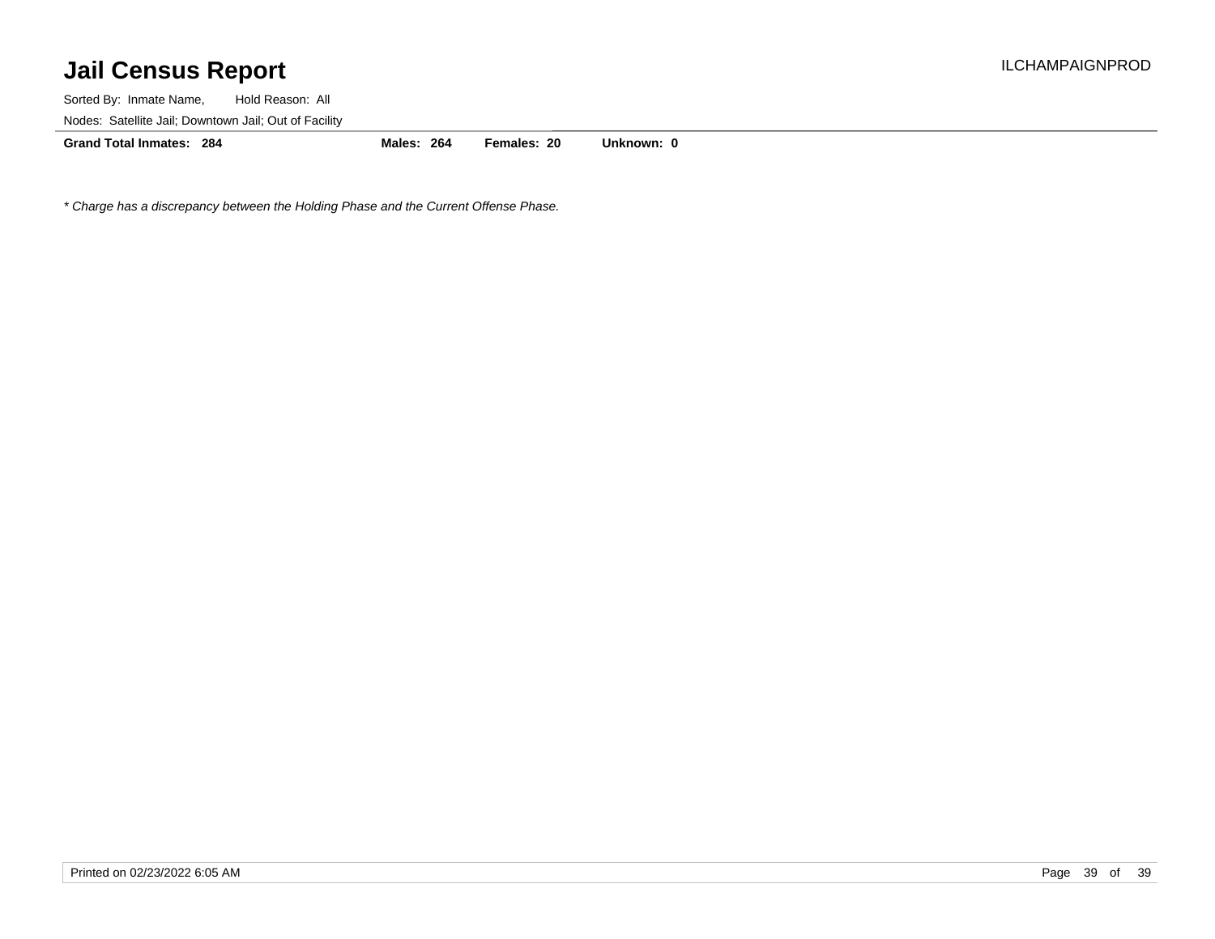# Jail Census Report

ILCHAMPAIGNPROD

Sorted By: Inmate Name, Hold Reason: All

Nodes: Satellite Jail; Downtown Jail; Out of Facility

**Grand Total Inmates: 284** **Males: 264** **Females: 20** **Unknown: 0**

*\* Charge has a discrepancy between the Holding Phase and the Current Offense Phase.*

Printed on 02/23/2022 6:05 AM